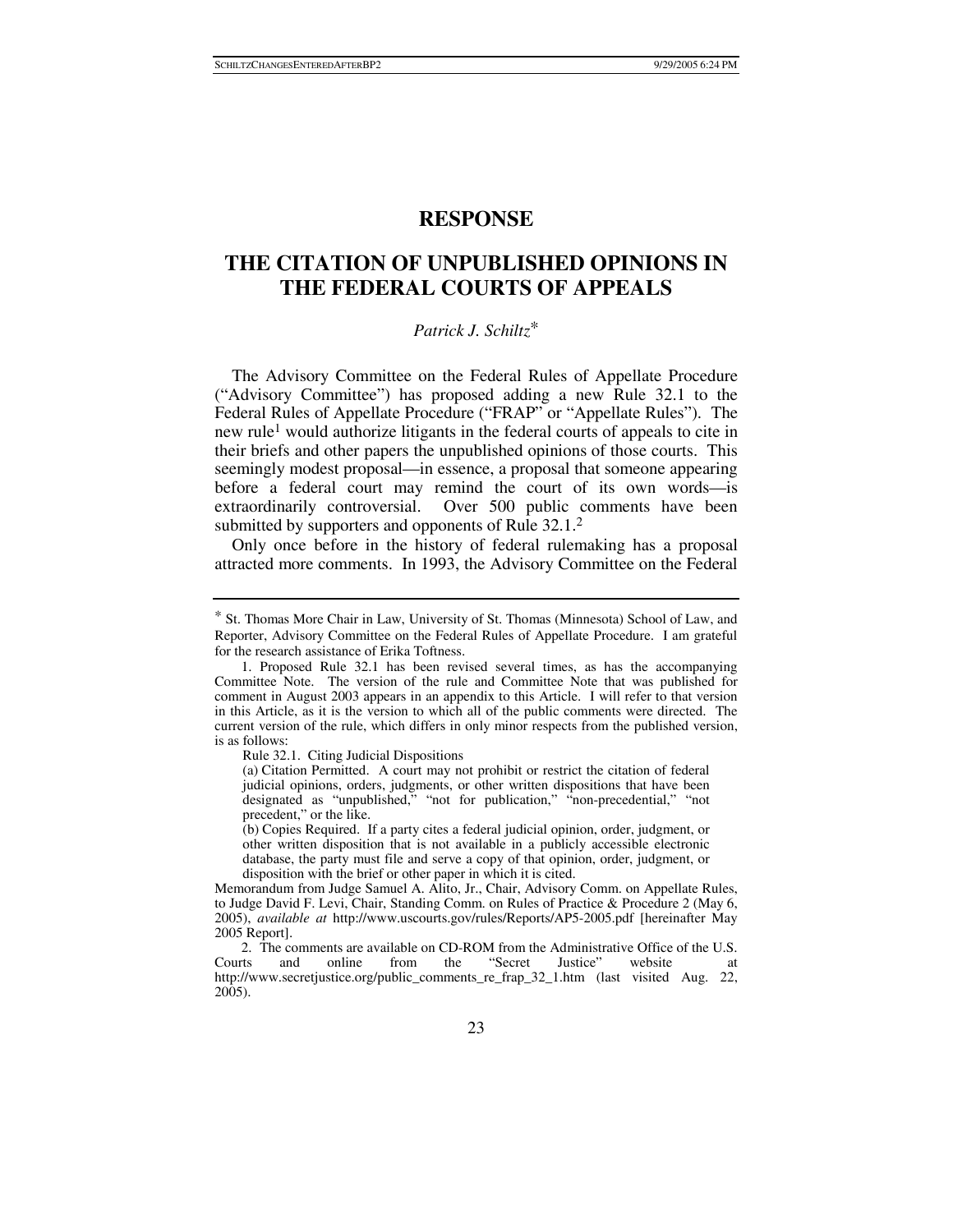# RESPONSE

# THE CITATION OF UNPUBLISHED OPINIONS IN THE FEDERAL COURTS OF APPEALS

*Patrick J. Schiltz*[*]

The Advisory Committee on the Federal Rules of Appellate Procedure ("Advisory Committee") has proposed adding a new Rule 32.1 to the Federal Rules of Appellate Procedure ("FRAP" or "Appellate Rules"). The new rule[1] would authorize litigants in the federal courts of appeals to cite in their briefs and other papers the unpublished opinions of those courts. This seemingly modest proposal—in essence, a proposal that someone appearing before a federal court may remind the court of its own words—is extraordinarily controversial. Over 500 public comments have been submitted by supporters and opponents of Rule 32.1.[2]

Only once before in the history of federal rulemaking has a proposal attracted more comments. In 1993, the Advisory Committee on the Federal

---

[*] St. Thomas More Chair in Law, University of St. Thomas (Minnesota) School of Law, and Reporter, Advisory Committee on the Federal Rules of Appellate Procedure. I am grateful for the research assistance of Erika Toftness.

1. Proposed Rule 32.1 has been revised several times, as has the accompanying Committee Note. The version of the rule and Committee Note that was published for comment in August 2003 appears in an appendix to this Article. I will refer to that version in this Article, as it is the version to which all of the public comments were directed. The current version of the rule, which differs in only minor respects from the published version, is as follows:

> Rule 32.1. Citing Judicial Dispositions
>
> (a) Citation Permitted. A court may not prohibit or restrict the citation of federal judicial opinions, orders, judgments, or other written dispositions that have been designated as "unpublished," "not for publication," "non-precedential," "not precedent," or the like.
>
> (b) Copies Required. If a party cites a federal judicial opinion, order, judgment, or other written disposition that is not available in a publicly accessible electronic database, the party must file and serve a copy of that opinion, order, judgment, or disposition with the brief or other paper in which it is cited.

Memorandum from Judge Samuel A. Alito, Jr., Chair, Advisory Comm. on Appellate Rules, to Judge David F. Levi, Chair, Standing Comm. on Rules of Practice & Procedure 2 (May 6, 2005), *available at* http://www.uscourts.gov/rules/Reports/AP5-2005.pdf [hereinafter May 2005 Report].

2. The comments are available on CD-ROM from the Administrative Office of the U.S. Courts and online from the "Secret Justice" website at http://www.secretjustice.org/public_comments_re_frap_32_1.htm (last visited Aug. 22, 2005).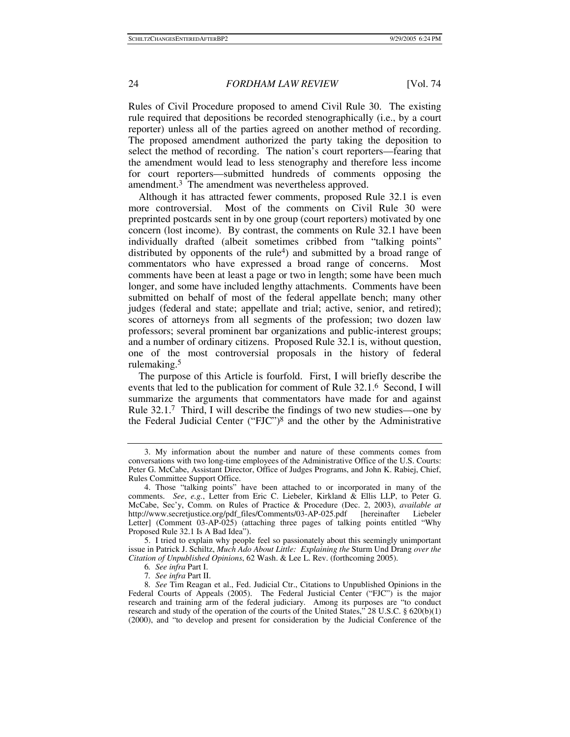Rules of Civil Procedure proposed to amend Civil Rule 30. The existing rule required that depositions be recorded stenographically (i.e., by a court reporter) unless all of the parties agreed on another method of recording. The proposed amendment authorized the party taking the deposition to select the method of recording. The nation's court reporters—fearing that the amendment would lead to less stenography and therefore less income for court reporters—submitted hundreds of comments opposing the amendment.[3] The amendment was nevertheless approved.

Although it has attracted fewer comments, proposed Rule 32.1 is even more controversial. Most of the comments on Civil Rule 30 were preprinted postcards sent in by one group (court reporters) motivated by one concern (lost income). By contrast, the comments on Rule 32.1 have been individually drafted (albeit sometimes cribbed from "talking points" distributed by opponents of the rule[4]) and submitted by a broad range of commentators who have expressed a broad range of concerns. Most comments have been at least a page or two in length; some have been much longer, and some have included lengthy attachments. Comments have been submitted on behalf of most of the federal appellate bench; many other judges (federal and state; appellate and trial; active, senior, and retired); scores of attorneys from all segments of the profession; two dozen law professors; several prominent bar organizations and public-interest groups; and a number of ordinary citizens. Proposed Rule 32.1 is, without question, one of the most controversial proposals in the history of federal rulemaking.[5]

The purpose of this Article is fourfold. First, I will briefly describe the events that led to the publication for comment of Rule 32.1.[6] Second, I will summarize the arguments that commentators have made for and against Rule 32.1.[7] Third, I will describe the findings of two new studies—one by the Federal Judicial Center ("FJC")[8] and the other by the Administrative

---

3. My information about the number and nature of these comments comes from conversations with two long-time employees of the Administrative Office of the U.S. Courts: Peter G. McCabe, Assistant Director, Office of Judges Programs, and John K. Rabiej, Chief, Rules Committee Support Office.

4. Those "talking points" have been attached to or incorporated in many of the comments. *See*, *e.g.*, Letter from Eric C. Liebeler, Kirkland & Ellis LLP, to Peter G. McCabe, Sec'y, Comm. on Rules of Practice & Procedure (Dec. 2, 2003), *available at* http://www.secretjustice.org/pdf_files/Comments/03-AP-025.pdf [hereinafter Liebeler Letter] (Comment 03-AP-025) (attaching three pages of talking points entitled "Why Proposed Rule 32.1 Is A Bad Idea").

5. I tried to explain why people feel so passionately about this seemingly unimportant issue in Patrick J. Schiltz, *Much Ado About Little: Explaining the* Sturm Und Drang *over the Citation of Unpublished Opinions*, 62 Wash. & Lee L. Rev. (forthcoming 2005).

6. *See infra* Part I.

7. *See infra* Part II.

8. *See* Tim Reagan et al., Fed. Judicial Ctr., Citations to Unpublished Opinions in the Federal Courts of Appeals (2005). The Federal Justicial Center ("FJC") is the major research and training arm of the federal judiciary. Among its purposes are "to conduct research and study of the operation of the courts of the United States," 28 U.S.C. § 620(b)(1) (2000), and "to develop and present for consideration by the Judicial Conference of the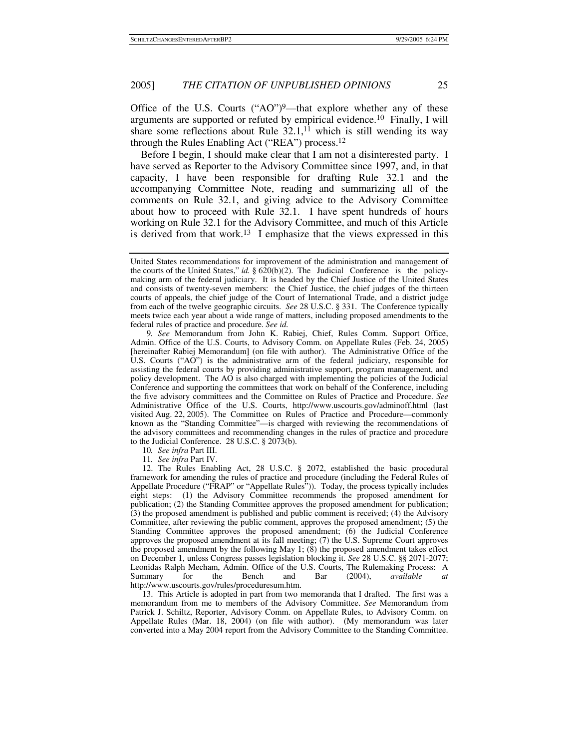Office of the U.S. Courts ("AO")[9]—that explore whether any of these arguments are supported or refuted by empirical evidence.[10] Finally, I will share some reflections about Rule 32.1,[11] which is still wending its way through the Rules Enabling Act ("REA") process.[12]

Before I begin, I should make clear that I am not a disinterested party. I have served as Reporter to the Advisory Committee since 1997, and, in that capacity, I have been responsible for drafting Rule 32.1 and the accompanying Committee Note, reading and summarizing all of the comments on Rule 32.1, and giving advice to the Advisory Committee about how to proceed with Rule 32.1. I have spent hundreds of hours working on Rule 32.1 for the Advisory Committee, and much of this Article is derived from that work.[13] I emphasize that the views expressed in this

---

United States recommendations for improvement of the administration and management of the courts of the United States," *id.* § 620(b)(2). The Judicial Conference is the policy-making arm of the federal judiciary. It is headed by the Chief Justice of the United States and consists of twenty-seven members: the Chief Justice, the chief judges of the thirteen courts of appeals, the chief judge of the Court of International Trade, and a district judge from each of the twelve geographic circuits. *See* 28 U.S.C. § 331. The Conference typically meets twice each year about a wide range of matters, including proposed amendments to the federal rules of practice and procedure. *See id.*

9. *See* Memorandum from John K. Rabiej, Chief, Rules Comm. Support Office, Admin. Office of the U.S. Courts, to Advisory Comm. on Appellate Rules (Feb. 24, 2005) [hereinafter Rabiej Memorandum] (on file with author). The Administrative Office of the U.S. Courts ("AO") is the administrative arm of the federal judiciary, responsible for assisting the federal courts by providing administrative support, program management, and policy development. The AO is also charged with implementing the policies of the Judicial Conference and supporting the committees that work on behalf of the Conference, including the five advisory committees and the Committee on Rules of Practice and Procedure. *See* Administrative Office of the U.S. Courts, http://www.uscourts.gov/adminoff.html (last visited Aug. 22, 2005). The Committee on Rules of Practice and Procedure—commonly known as the "Standing Committee"—is charged with reviewing the recommendations of the advisory committees and recommending changes in the rules of practice and procedure to the Judicial Conference. 28 U.S.C. § 2073(b).

10. *See infra* Part III.

11. *See infra* Part IV.

12. The Rules Enabling Act, 28 U.S.C. § 2072, established the basic procedural framework for amending the rules of practice and procedure (including the Federal Rules of Appellate Procedure ("FRAP" or "Appellate Rules")). Today, the process typically includes eight steps: (1) the Advisory Committee recommends the proposed amendment for publication; (2) the Standing Committee approves the proposed amendment for publication; (3) the proposed amendment is published and public comment is received; (4) the Advisory Committee, after reviewing the public comment, approves the proposed amendment; (5) the Standing Committee approves the proposed amendment; (6) the Judicial Conference approves the proposed amendment at its fall meeting; (7) the U.S. Supreme Court approves the proposed amendment by the following May 1; (8) the proposed amendment takes effect on December 1, unless Congress passes legislation blocking it. *See* 28 U.S.C. §§ 2071-2077; Leonidas Ralph Mecham, Admin. Office of the U.S. Courts, The Rulemaking Process: A Summary for the Bench and Bar (2004), *available at* http://www.uscourts.gov/rules/proceduresum.htm.

13. This Article is adopted in part from two memoranda that I drafted. The first was a memorandum from me to members of the Advisory Committee. *See* Memorandum from Patrick J. Schiltz, Reporter, Advisory Comm. on Appellate Rules, to Advisory Comm. on Appellate Rules (Mar. 18, 2004) (on file with author). (My memorandum was later converted into a May 2004 report from the Advisory Committee to the Standing Committee.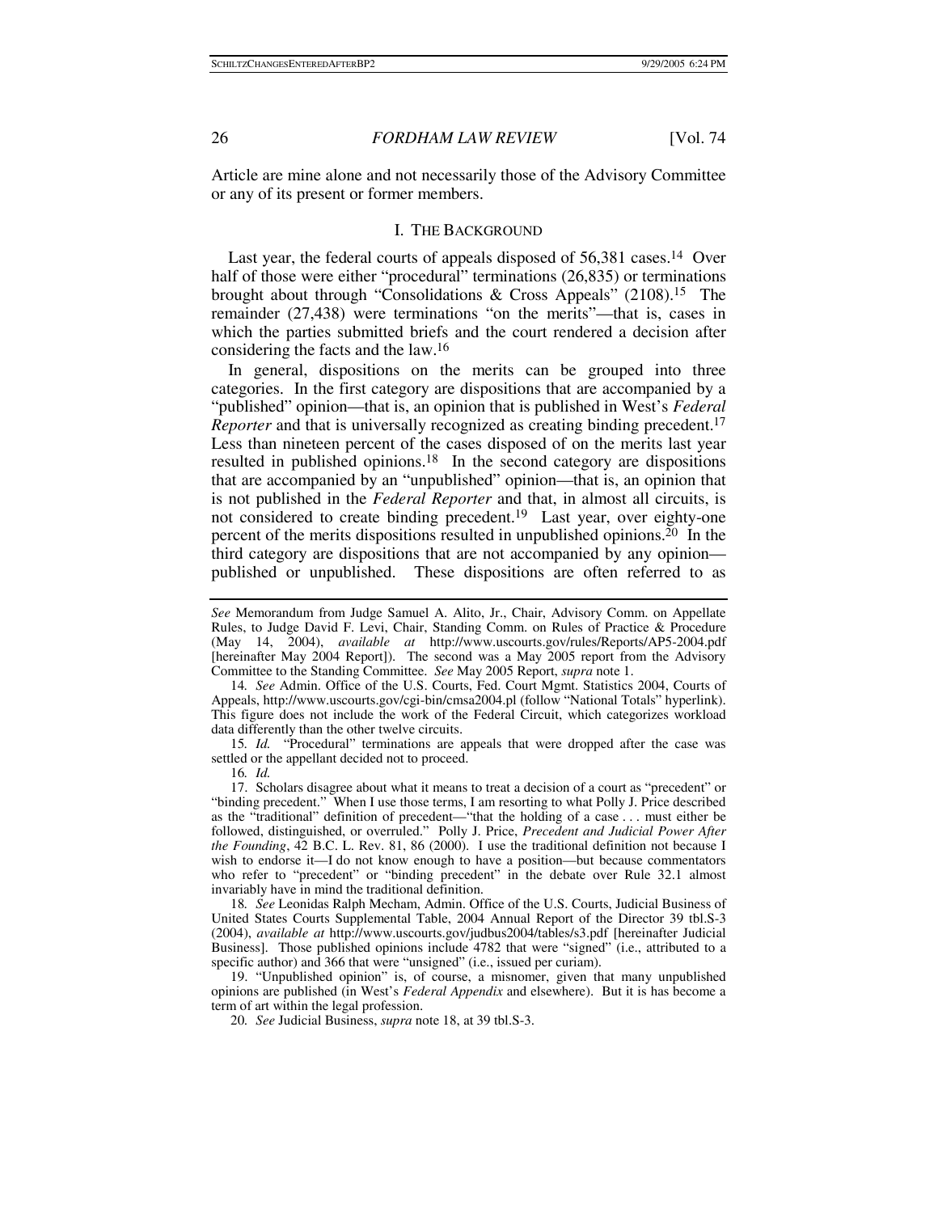Article are mine alone and not necessarily those of the Advisory Committee or any of its present or former members.

## I. THE BACKGROUND

Last year, the federal courts of appeals disposed of 56,381 cases.[14] Over half of those were either "procedural" terminations (26,835) or terminations brought about through "Consolidations & Cross Appeals" (2108).[15] The remainder (27,438) were terminations "on the merits"—that is, cases in which the parties submitted briefs and the court rendered a decision after considering the facts and the law.[16]

In general, dispositions on the merits can be grouped into three categories. In the first category are dispositions that are accompanied by a "published" opinion—that is, an opinion that is published in West's *Federal Reporter* and that is universally recognized as creating binding precedent.[17] Less than nineteen percent of the cases disposed of on the merits last year resulted in published opinions.[18] In the second category are dispositions that are accompanied by an "unpublished" opinion—that is, an opinion that is not published in the *Federal Reporter* and that, in almost all circuits, is not considered to create binding precedent.[19] Last year, over eighty-one percent of the merits dispositions resulted in unpublished opinions.[20] In the third category are dispositions that are not accompanied by any opinion—published or unpublished. These dispositions are often referred to as

---

*See* Memorandum from Judge Samuel A. Alito, Jr., Chair, Advisory Comm. on Appellate Rules, to Judge David F. Levi, Chair, Standing Comm. on Rules of Practice & Procedure (May 14, 2004), *available at* http://www.uscourts.gov/rules/Reports/AP5-2004.pdf [hereinafter May 2004 Report]). The second was a May 2005 report from the Advisory Committee to the Standing Committee. *See* May 2005 Report, *supra* note 1.

14. *See* Admin. Office of the U.S. Courts, Fed. Court Mgmt. Statistics 2004, Courts of Appeals, http://www.uscourts.gov/cgi-bin/cmsa2004.pl (follow "National Totals" hyperlink). This figure does not include the work of the Federal Circuit, which categorizes workload data differently than the other twelve circuits.

15. *Id.* "Procedural" terminations are appeals that were dropped after the case was settled or the appellant decided not to proceed.

16. *Id.*

17. Scholars disagree about what it means to treat a decision of a court as "precedent" or "binding precedent." When I use those terms, I am resorting to what Polly J. Price described as the "traditional" definition of precedent—"that the holding of a case . . . must either be followed, distinguished, or overruled." Polly J. Price, *Precedent and Judicial Power After the Founding*, 42 B.C. L. Rev. 81, 86 (2000). I use the traditional definition not because I wish to endorse it—I do not know enough to have a position—but because commentators who refer to "precedent" or "binding precedent" in the debate over Rule 32.1 almost invariably have in mind the traditional definition.

18. *See* Leonidas Ralph Mecham, Admin. Office of the U.S. Courts, Judicial Business of United States Courts Supplemental Table, 2004 Annual Report of the Director 39 tbl.S-3 (2004), *available at* http://www.uscourts.gov/judbus2004/tables/s3.pdf [hereinafter Judicial Business]. Those published opinions include 4782 that were "signed" (i.e., attributed to a specific author) and 366 that were "unsigned" (i.e., issued per curiam).

19. "Unpublished opinion" is, of course, a misnomer, given that many unpublished opinions are published (in West's *Federal Appendix* and elsewhere). But it is has become a term of art within the legal profession.

20. *See* Judicial Business, *supra* note 18, at 39 tbl.S-3.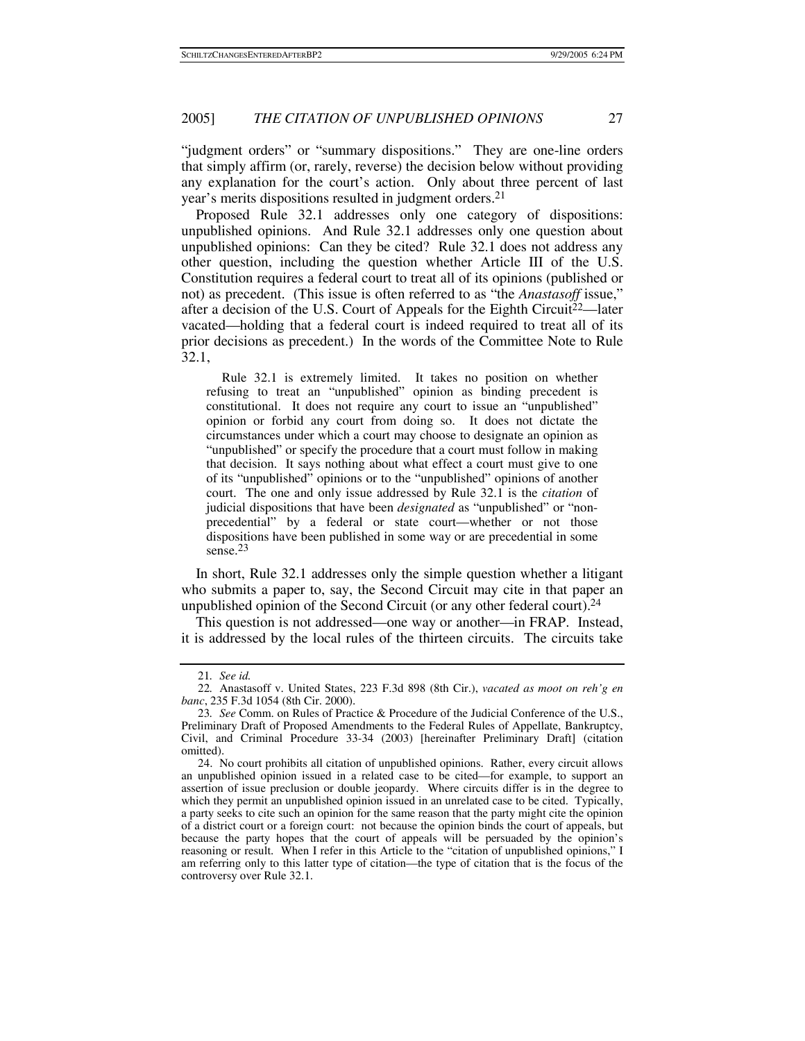"judgment orders" or "summary dispositions." They are one-line orders that simply affirm (or, rarely, reverse) the decision below without providing any explanation for the court's action. Only about three percent of last year's merits dispositions resulted in judgment orders.[21]

Proposed Rule 32.1 addresses only one category of dispositions: unpublished opinions. And Rule 32.1 addresses only one question about unpublished opinions: Can they be cited? Rule 32.1 does not address any other question, including the question whether Article III of the U.S. Constitution requires a federal court to treat all of its opinions (published or not) as precedent. (This issue is often referred to as "the *Anastasoff* issue," after a decision of the U.S. Court of Appeals for the Eighth Circuit[22]—later vacated—holding that a federal court is indeed required to treat all of its prior decisions as precedent.) In the words of the Committee Note to Rule 32.1,

> Rule 32.1 is extremely limited. It takes no position on whether refusing to treat an "unpublished" opinion as binding precedent is constitutional. It does not require any court to issue an "unpublished" opinion or forbid any court from doing so. It does not dictate the circumstances under which a court may choose to designate an opinion as "unpublished" or specify the procedure that a court must follow in making that decision. It says nothing about what effect a court must give to one of its "unpublished" opinions or to the "unpublished" opinions of another court. The one and only issue addressed by Rule 32.1 is the *citation* of judicial dispositions that have been *designated* as "unpublished" or "non-precedential" by a federal or state court—whether or not those dispositions have been published in some way or are precedential in some sense.[23]

In short, Rule 32.1 addresses only the simple question whether a litigant who submits a paper to, say, the Second Circuit may cite in that paper an unpublished opinion of the Second Circuit (or any other federal court).[24]

This question is not addressed—one way or another—in FRAP. Instead, it is addressed by the local rules of the thirteen circuits. The circuits take

---

21. *See id.*

22. Anastasoff v. United States, 223 F.3d 898 (8th Cir.), *vacated as moot on reh'g en banc*, 235 F.3d 1054 (8th Cir. 2000).

23. *See* Comm. on Rules of Practice & Procedure of the Judicial Conference of the U.S., Preliminary Draft of Proposed Amendments to the Federal Rules of Appellate, Bankruptcy, Civil, and Criminal Procedure 33-34 (2003) [hereinafter Preliminary Draft] (citation omitted).

24. No court prohibits all citation of unpublished opinions. Rather, every circuit allows an unpublished opinion issued in a related case to be cited—for example, to support an assertion of issue preclusion or double jeopardy. Where circuits differ is in the degree to which they permit an unpublished opinion issued in an unrelated case to be cited. Typically, a party seeks to cite such an opinion for the same reason that the party might cite the opinion of a district court or a foreign court: not because the opinion binds the court of appeals, but because the party hopes that the court of appeals will be persuaded by the opinion's reasoning or result. When I refer in this Article to the "citation of unpublished opinions," I am referring only to this latter type of citation—the type of citation that is the focus of the controversy over Rule 32.1.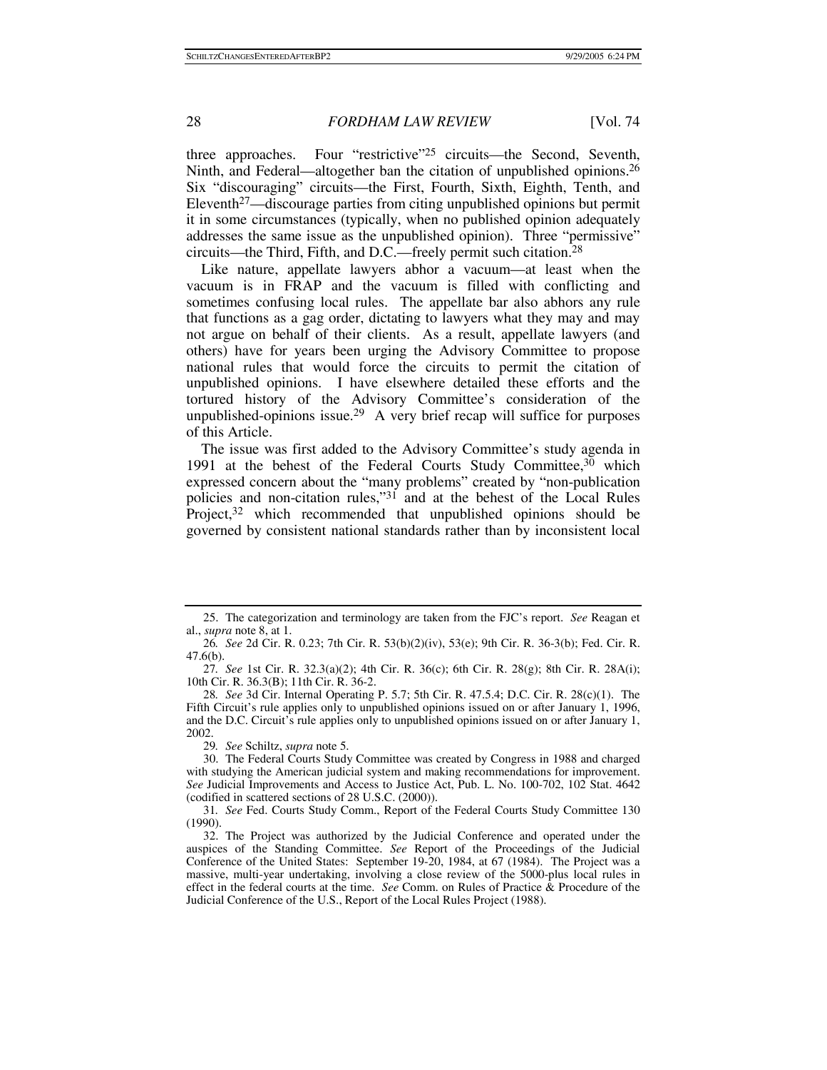three approaches. Four "restrictive"[25] circuits—the Second, Seventh, Ninth, and Federal—altogether ban the citation of unpublished opinions.[26] Six "discouraging" circuits—the First, Fourth, Sixth, Eighth, Tenth, and Eleventh[27]—discourage parties from citing unpublished opinions but permit it in some circumstances (typically, when no published opinion adequately addresses the same issue as the unpublished opinion). Three "permissive" circuits—the Third, Fifth, and D.C.—freely permit such citation.[28]

Like nature, appellate lawyers abhor a vacuum—at least when the vacuum is in FRAP and the vacuum is filled with conflicting and sometimes confusing local rules. The appellate bar also abhors any rule that functions as a gag order, dictating to lawyers what they may and may not argue on behalf of their clients. As a result, appellate lawyers (and others) have for years been urging the Advisory Committee to propose national rules that would force the circuits to permit the citation of unpublished opinions. I have elsewhere detailed these efforts and the tortured history of the Advisory Committee's consideration of the unpublished-opinions issue.[29] A very brief recap will suffice for purposes of this Article.

The issue was first added to the Advisory Committee's study agenda in 1991 at the behest of the Federal Courts Study Committee,[30] which expressed concern about the "many problems" created by "non-publication policies and non-citation rules,"[31] and at the behest of the Local Rules Project,[32] which recommended that unpublished opinions should be governed by consistent national standards rather than by inconsistent local

---

25. The categorization and terminology are taken from the FJC's report. *See* Reagan et al., *supra* note 8, at 1.

26. *See* 2d Cir. R. 0.23; 7th Cir. R. 53(b)(2)(iv), 53(e); 9th Cir. R. 36-3(b); Fed. Cir. R. 47.6(b).

27. *See* 1st Cir. R. 32.3(a)(2); 4th Cir. R. 36(c); 6th Cir. R. 28(g); 8th Cir. R. 28A(i); 10th Cir. R. 36.3(B); 11th Cir. R. 36-2.

28. *See* 3d Cir. Internal Operating P. 5.7; 5th Cir. R. 47.5.4; D.C. Cir. R. 28(c)(1). The Fifth Circuit's rule applies only to unpublished opinions issued on or after January 1, 1996, and the D.C. Circuit's rule applies only to unpublished opinions issued on or after January 1, 2002.

29. *See* Schiltz, *supra* note 5.

30. The Federal Courts Study Committee was created by Congress in 1988 and charged with studying the American judicial system and making recommendations for improvement. *See* Judicial Improvements and Access to Justice Act, Pub. L. No. 100-702, 102 Stat. 4642 (codified in scattered sections of 28 U.S.C. (2000)).

31. *See* Fed. Courts Study Comm., Report of the Federal Courts Study Committee 130 (1990).

32. The Project was authorized by the Judicial Conference and operated under the auspices of the Standing Committee. *See* Report of the Proceedings of the Judicial Conference of the United States: September 19-20, 1984, at 67 (1984). The Project was a massive, multi-year undertaking, involving a close review of the 5000-plus local rules in effect in the federal courts at the time. *See* Comm. on Rules of Practice & Procedure of the Judicial Conference of the U.S., Report of the Local Rules Project (1988).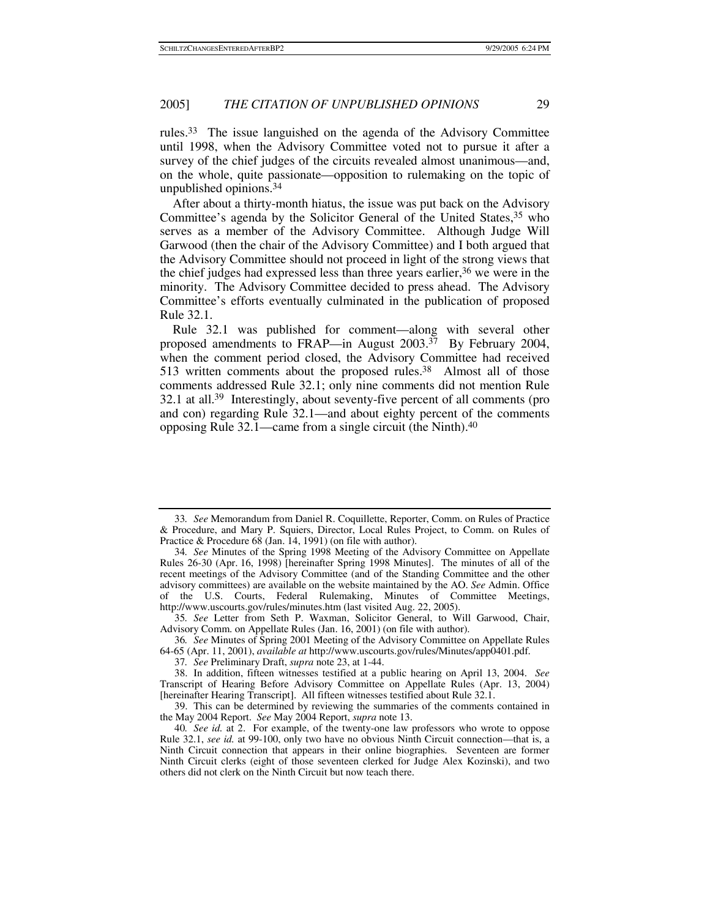rules.[33] The issue languished on the agenda of the Advisory Committee until 1998, when the Advisory Committee voted not to pursue it after a survey of the chief judges of the circuits revealed almost unanimous—and, on the whole, quite passionate—opposition to rulemaking on the topic of unpublished opinions.[34]

After about a thirty-month hiatus, the issue was put back on the Advisory Committee's agenda by the Solicitor General of the United States,[35] who serves as a member of the Advisory Committee. Although Judge Will Garwood (then the chair of the Advisory Committee) and I both argued that the Advisory Committee should not proceed in light of the strong views that the chief judges had expressed less than three years earlier,[36] we were in the minority. The Advisory Committee decided to press ahead. The Advisory Committee's efforts eventually culminated in the publication of proposed Rule 32.1.

Rule 32.1 was published for comment—along with several other proposed amendments to FRAP—in August 2003.[37] By February 2004, when the comment period closed, the Advisory Committee had received 513 written comments about the proposed rules.[38] Almost all of those comments addressed Rule 32.1; only nine comments did not mention Rule 32.1 at all.[39] Interestingly, about seventy-five percent of all comments (pro and con) regarding Rule 32.1—and about eighty percent of the comments opposing Rule 32.1—came from a single circuit (the Ninth).[40]

---

33. *See* Memorandum from Daniel R. Coquillette, Reporter, Comm. on Rules of Practice & Procedure, and Mary P. Squiers, Director, Local Rules Project, to Comm. on Rules of Practice & Procedure 68 (Jan. 14, 1991) (on file with author).

34. *See* Minutes of the Spring 1998 Meeting of the Advisory Committee on Appellate Rules 26-30 (Apr. 16, 1998) [hereinafter Spring 1998 Minutes]. The minutes of all of the recent meetings of the Advisory Committee (and of the Standing Committee and the other advisory committees) are available on the website maintained by the AO. *See* Admin. Office of the U.S. Courts, Federal Rulemaking, Minutes of Committee Meetings, http://www.uscourts.gov/rules/minutes.htm (last visited Aug. 22, 2005).

35. *See* Letter from Seth P. Waxman, Solicitor General, to Will Garwood, Chair, Advisory Comm. on Appellate Rules (Jan. 16, 2001) (on file with author).

36. *See* Minutes of Spring 2001 Meeting of the Advisory Committee on Appellate Rules 64-65 (Apr. 11, 2001), *available at* http://www.uscourts.gov/rules/Minutes/app0401.pdf.

37. *See* Preliminary Draft, *supra* note 23, at 1-44.

38. In addition, fifteen witnesses testified at a public hearing on April 13, 2004. *See* Transcript of Hearing Before Advisory Committee on Appellate Rules (Apr. 13, 2004) [hereinafter Hearing Transcript]. All fifteen witnesses testified about Rule 32.1.

39. This can be determined by reviewing the summaries of the comments contained in the May 2004 Report. *See* May 2004 Report, *supra* note 13.

40. *See id.* at 2. For example, of the twenty-one law professors who wrote to oppose Rule 32.1, *see id.* at 99-100, only two have no obvious Ninth Circuit connection—that is, a Ninth Circuit connection that appears in their online biographies. Seventeen are former Ninth Circuit clerks (eight of those seventeen clerked for Judge Alex Kozinski), and two others did not clerk on the Ninth Circuit but now teach there.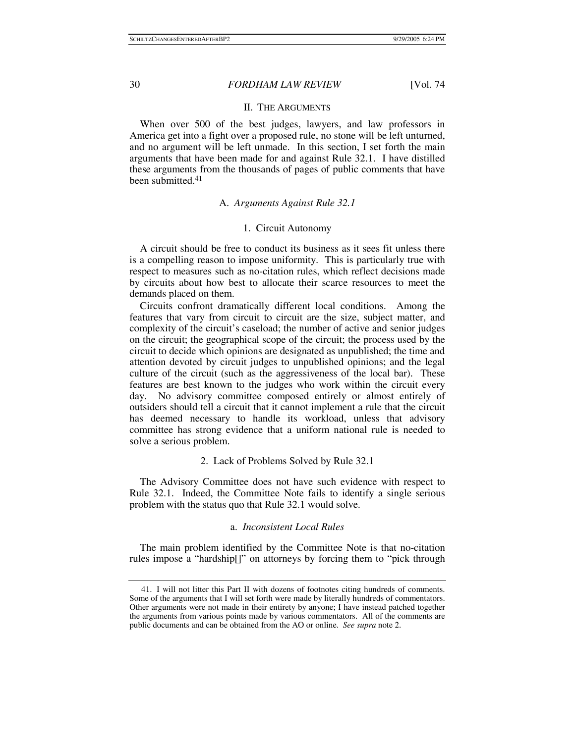## II. THE ARGUMENTS

When over 500 of the best judges, lawyers, and law professors in America get into a fight over a proposed rule, no stone will be left unturned, and no argument will be left unmade. In this section, I set forth the main arguments that have been made for and against Rule 32.1. I have distilled these arguments from the thousands of pages of public comments that have been submitted.[41]

### A. *Arguments Against Rule 32.1*

#### 1. Circuit Autonomy

A circuit should be free to conduct its business as it sees fit unless there is a compelling reason to impose uniformity. This is particularly true with respect to measures such as no-citation rules, which reflect decisions made by circuits about how best to allocate their scarce resources to meet the demands placed on them.

Circuits confront dramatically different local conditions. Among the features that vary from circuit to circuit are the size, subject matter, and complexity of the circuit's caseload; the number of active and senior judges on the circuit; the geographical scope of the circuit; the process used by the circuit to decide which opinions are designated as unpublished; the time and attention devoted by circuit judges to unpublished opinions; and the legal culture of the circuit (such as the aggressiveness of the local bar). These features are best known to the judges who work within the circuit every day. No advisory committee composed entirely or almost entirely of outsiders should tell a circuit that it cannot implement a rule that the circuit has deemed necessary to handle its workload, unless that advisory committee has strong evidence that a uniform national rule is needed to solve a serious problem.

#### 2. Lack of Problems Solved by Rule 32.1

The Advisory Committee does not have such evidence with respect to Rule 32.1. Indeed, the Committee Note fails to identify a single serious problem with the status quo that Rule 32.1 would solve.

##### a. *Inconsistent Local Rules*

The main problem identified by the Committee Note is that no-citation rules impose a "hardship[]" on attorneys by forcing them to "pick through

---

41. I will not litter this Part II with dozens of footnotes citing hundreds of comments. Some of the arguments that I will set forth were made by literally hundreds of commentators. Other arguments were not made in their entirety by anyone; I have instead patched together the arguments from various points made by various commentators. All of the comments are public documents and can be obtained from the AO or online. *See supra* note 2.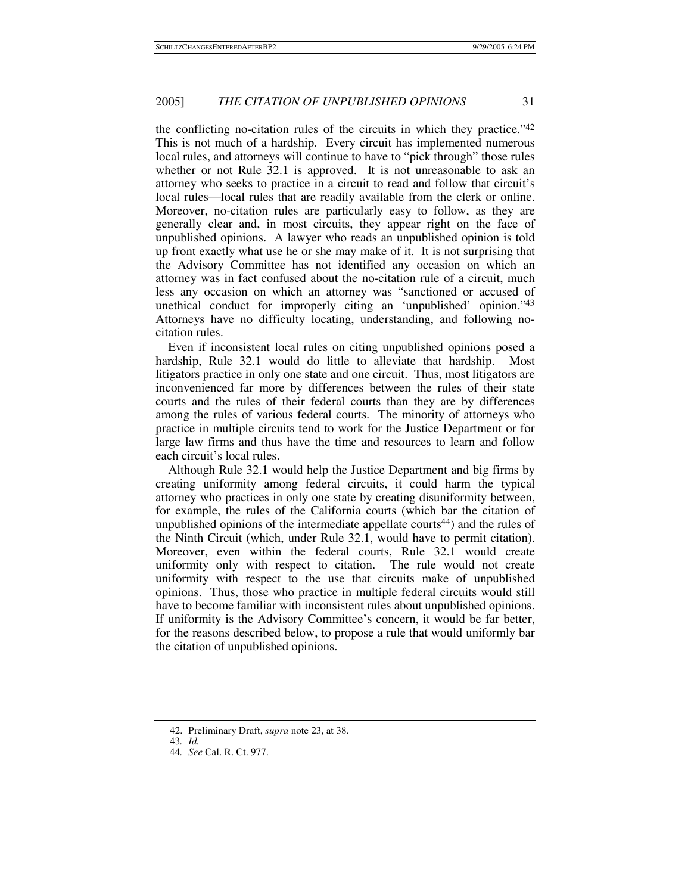the conflicting no-citation rules of the circuits in which they practice."[42] This is not much of a hardship. Every circuit has implemented numerous local rules, and attorneys will continue to have to "pick through" those rules whether or not Rule 32.1 is approved. It is not unreasonable to ask an attorney who seeks to practice in a circuit to read and follow that circuit's local rules—local rules that are readily available from the clerk or online. Moreover, no-citation rules are particularly easy to follow, as they are generally clear and, in most circuits, they appear right on the face of unpublished opinions. A lawyer who reads an unpublished opinion is told up front exactly what use he or she may make of it. It is not surprising that the Advisory Committee has not identified any occasion on which an attorney was in fact confused about the no-citation rule of a circuit, much less any occasion on which an attorney was "sanctioned or accused of unethical conduct for improperly citing an 'unpublished' opinion."[43] Attorneys have no difficulty locating, understanding, and following no-citation rules.

Even if inconsistent local rules on citing unpublished opinions posed a hardship, Rule 32.1 would do little to alleviate that hardship. Most litigators practice in only one state and one circuit. Thus, most litigators are inconvenienced far more by differences between the rules of their state courts and the rules of their federal courts than they are by differences among the rules of various federal courts. The minority of attorneys who practice in multiple circuits tend to work for the Justice Department or for large law firms and thus have the time and resources to learn and follow each circuit's local rules.

Although Rule 32.1 would help the Justice Department and big firms by creating uniformity among federal circuits, it could harm the typical attorney who practices in only one state by creating disuniformity between, for example, the rules of the California courts (which bar the citation of unpublished opinions of the intermediate appellate courts[44]) and the rules of the Ninth Circuit (which, under Rule 32.1, would have to permit citation). Moreover, even within the federal courts, Rule 32.1 would create uniformity only with respect to citation. The rule would not create uniformity with respect to the use that circuits make of unpublished opinions. Thus, those who practice in multiple federal circuits would still have to become familiar with inconsistent rules about unpublished opinions. If uniformity is the Advisory Committee's concern, it would be far better, for the reasons described below, to propose a rule that would uniformly bar the citation of unpublished opinions.

---

42. Preliminary Draft, *supra* note 23, at 38.

43. *Id.*

44. *See* Cal. R. Ct. 977.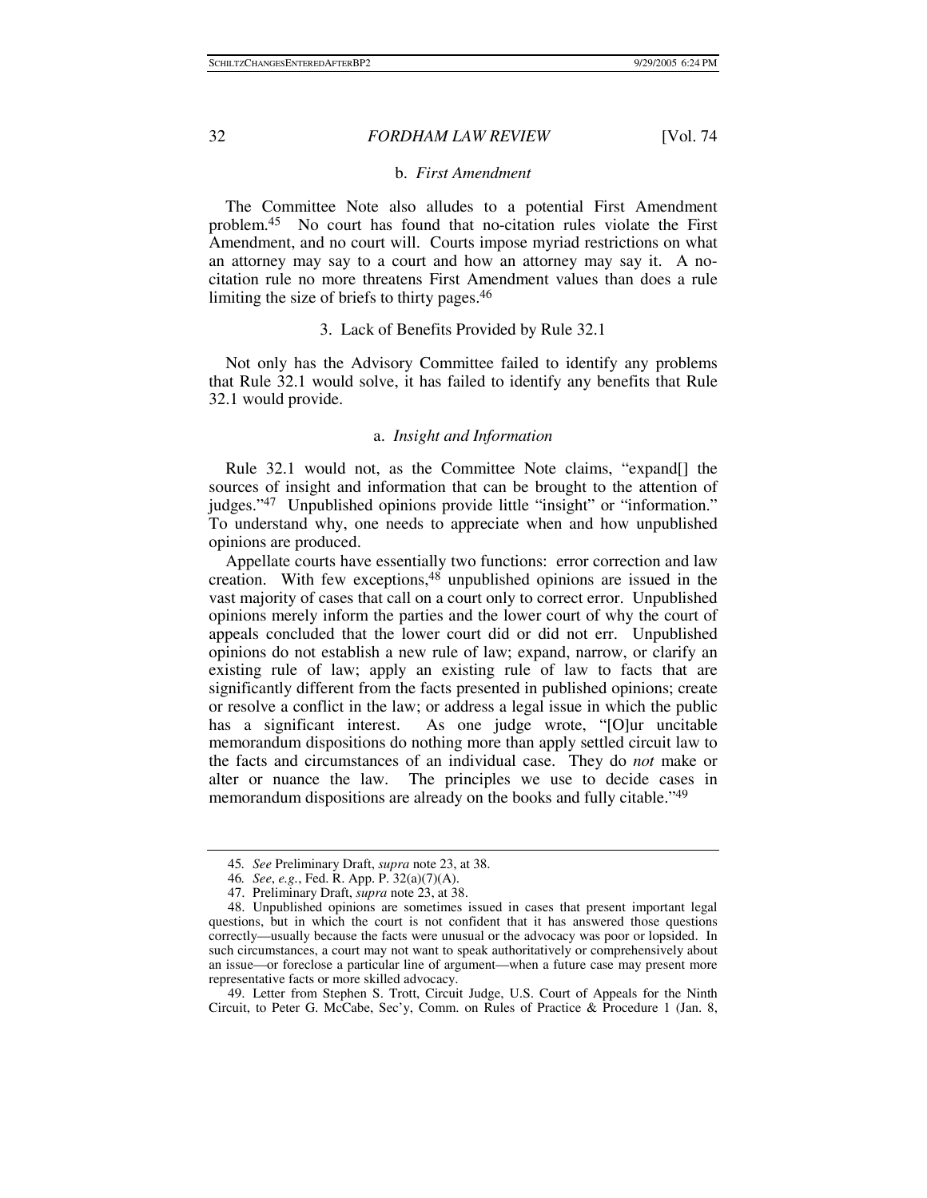### b. *First Amendment*

The Committee Note also alludes to a potential First Amendment problem.[45] No court has found that no-citation rules violate the First Amendment, and no court will. Courts impose myriad restrictions on what an attorney may say to a court and how an attorney may say it. A no-citation rule no more threatens First Amendment values than does a rule limiting the size of briefs to thirty pages.[46]

## 3. Lack of Benefits Provided by Rule 32.1

Not only has the Advisory Committee failed to identify any problems that Rule 32.1 would solve, it has failed to identify any benefits that Rule 32.1 would provide.

### a. *Insight and Information*

Rule 32.1 would not, as the Committee Note claims, "expand[] the sources of insight and information that can be brought to the attention of judges."[47] Unpublished opinions provide little "insight" or "information." To understand why, one needs to appreciate when and how unpublished opinions are produced.

Appellate courts have essentially two functions: error correction and law creation. With few exceptions,[48] unpublished opinions are issued in the vast majority of cases that call on a court only to correct error. Unpublished opinions merely inform the parties and the lower court of why the court of appeals concluded that the lower court did or did not err. Unpublished opinions do not establish a new rule of law; expand, narrow, or clarify an existing rule of law; apply an existing rule of law to facts that are significantly different from the facts presented in published opinions; create or resolve a conflict in the law; or address a legal issue in which the public has a significant interest. As one judge wrote, "[O]ur uncitable memorandum dispositions do nothing more than apply settled circuit law to the facts and circumstances of an individual case. They do *not* make or alter or nuance the law. The principles we use to decide cases in memorandum dispositions are already on the books and fully citable."[49]

---

45. *See* Preliminary Draft, *supra* note 23, at 38.

46. *See*, *e.g.*, Fed. R. App. P. 32(a)(7)(A).

47. Preliminary Draft, *supra* note 23, at 38.

48. Unpublished opinions are sometimes issued in cases that present important legal questions, but in which the court is not confident that it has answered those questions correctly—usually because the facts were unusual or the advocacy was poor or lopsided. In such circumstances, a court may not want to speak authoritatively or comprehensively about an issue—or foreclose a particular line of argument—when a future case may present more representative facts or more skilled advocacy.

49. Letter from Stephen S. Trott, Circuit Judge, U.S. Court of Appeals for the Ninth Circuit, to Peter G. McCabe, Sec'y, Comm. on Rules of Practice & Procedure 1 (Jan. 8,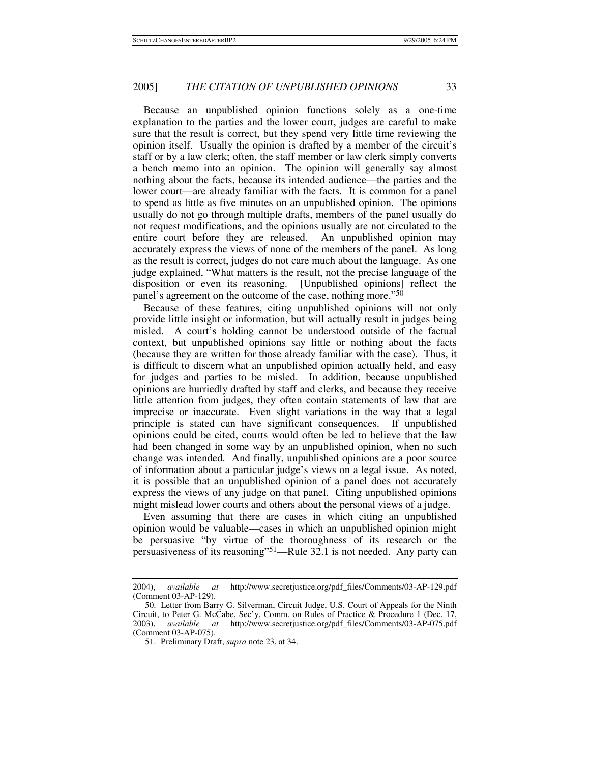Because an unpublished opinion functions solely as a one-time explanation to the parties and the lower court, judges are careful to make sure that the result is correct, but they spend very little time reviewing the opinion itself. Usually the opinion is drafted by a member of the circuit's staff or by a law clerk; often, the staff member or law clerk simply converts a bench memo into an opinion. The opinion will generally say almost nothing about the facts, because its intended audience—the parties and the lower court—are already familiar with the facts. It is common for a panel to spend as little as five minutes on an unpublished opinion. The opinions usually do not go through multiple drafts, members of the panel usually do not request modifications, and the opinions usually are not circulated to the entire court before they are released. An unpublished opinion may accurately express the views of none of the members of the panel. As long as the result is correct, judges do not care much about the language. As one judge explained, "What matters is the result, not the precise language of the disposition or even its reasoning. [Unpublished opinions] reflect the panel's agreement on the outcome of the case, nothing more."[50]

Because of these features, citing unpublished opinions will not only provide little insight or information, but will actually result in judges being misled. A court's holding cannot be understood outside of the factual context, but unpublished opinions say little or nothing about the facts (because they are written for those already familiar with the case). Thus, it is difficult to discern what an unpublished opinion actually held, and easy for judges and parties to be misled. In addition, because unpublished opinions are hurriedly drafted by staff and clerks, and because they receive little attention from judges, they often contain statements of law that are imprecise or inaccurate. Even slight variations in the way that a legal principle is stated can have significant consequences. If unpublished opinions could be cited, courts would often be led to believe that the law had been changed in some way by an unpublished opinion, when no such change was intended. And finally, unpublished opinions are a poor source of information about a particular judge's views on a legal issue. As noted, it is possible that an unpublished opinion of a panel does not accurately express the views of any judge on that panel. Citing unpublished opinions might mislead lower courts and others about the personal views of a judge.

Even assuming that there are cases in which citing an unpublished opinion would be valuable—cases in which an unpublished opinion might be persuasive "by virtue of the thoroughness of its research or the persuasiveness of its reasoning"[51]—Rule 32.1 is not needed. Any party can

---

2004), *available at* http://www.secretjustice.org/pdf_files/Comments/03-AP-129.pdf (Comment 03-AP-129).

50. Letter from Barry G. Silverman, Circuit Judge, U.S. Court of Appeals for the Ninth Circuit, to Peter G. McCabe, Sec'y, Comm. on Rules of Practice & Procedure 1 (Dec. 17, 2003), *available at* http://www.secretjustice.org/pdf_files/Comments/03-AP-075.pdf (Comment 03-AP-075).

51. Preliminary Draft, *supra* note 23, at 34.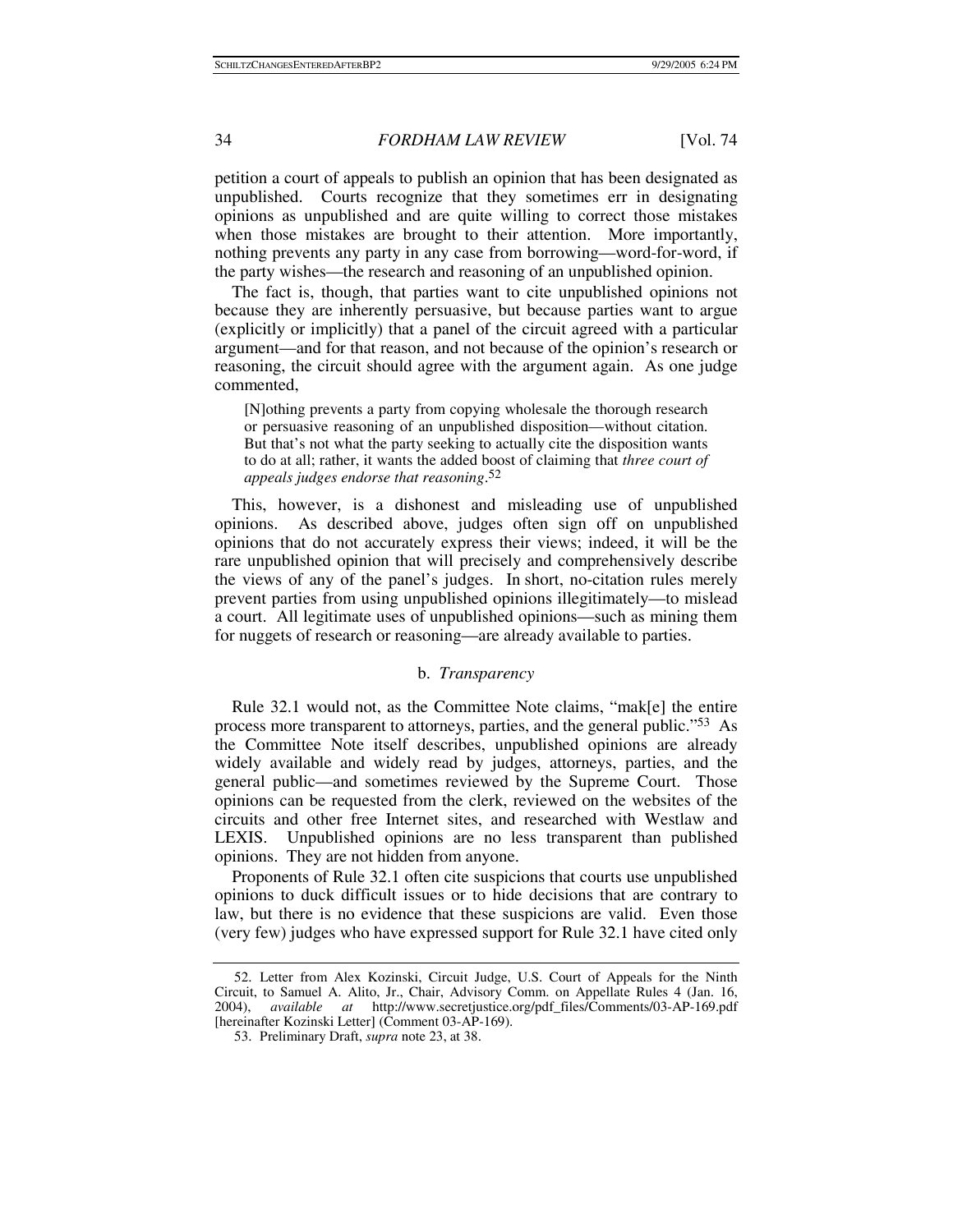petition a court of appeals to publish an opinion that has been designated as unpublished. Courts recognize that they sometimes err in designating opinions as unpublished and are quite willing to correct those mistakes when those mistakes are brought to their attention. More importantly, nothing prevents any party in any case from borrowing—word-for-word, if the party wishes—the research and reasoning of an unpublished opinion.

The fact is, though, that parties want to cite unpublished opinions not because they are inherently persuasive, but because parties want to argue (explicitly or implicitly) that a panel of the circuit agreed with a particular argument—and for that reason, and not because of the opinion's research or reasoning, the circuit should agree with the argument again. As one judge commented,

> [N]othing prevents a party from copying wholesale the thorough research or persuasive reasoning of an unpublished disposition—without citation. But that's not what the party seeking to actually cite the disposition wants to do at all; rather, it wants the added boost of claiming that *three court of appeals judges endorse that reasoning*.[52]

This, however, is a dishonest and misleading use of unpublished opinions. As described above, judges often sign off on unpublished opinions that do not accurately express their views; indeed, it will be the rare unpublished opinion that will precisely and comprehensively describe the views of any of the panel's judges. In short, no-citation rules merely prevent parties from using unpublished opinions illegitimately—to mislead a court. All legitimate uses of unpublished opinions—such as mining them for nuggets of research or reasoning—are already available to parties.

#### b. *Transparency*

Rule 32.1 would not, as the Committee Note claims, "mak[e] the entire process more transparent to attorneys, parties, and the general public."[53] As the Committee Note itself describes, unpublished opinions are already widely available and widely read by judges, attorneys, parties, and the general public—and sometimes reviewed by the Supreme Court. Those opinions can be requested from the clerk, reviewed on the websites of the circuits and other free Internet sites, and researched with Westlaw and LEXIS. Unpublished opinions are no less transparent than published opinions. They are not hidden from anyone.

Proponents of Rule 32.1 often cite suspicions that courts use unpublished opinions to duck difficult issues or to hide decisions that are contrary to law, but there is no evidence that these suspicions are valid. Even those (very few) judges who have expressed support for Rule 32.1 have cited only

---

52. Letter from Alex Kozinski, Circuit Judge, U.S. Court of Appeals for the Ninth Circuit, to Samuel A. Alito, Jr., Chair, Advisory Comm. on Appellate Rules 4 (Jan. 16, 2004), *available at* http://www.secretjustice.org/pdf_files/Comments/03-AP-169.pdf [hereinafter Kozinski Letter] (Comment 03-AP-169).

53. Preliminary Draft, *supra* note 23, at 38.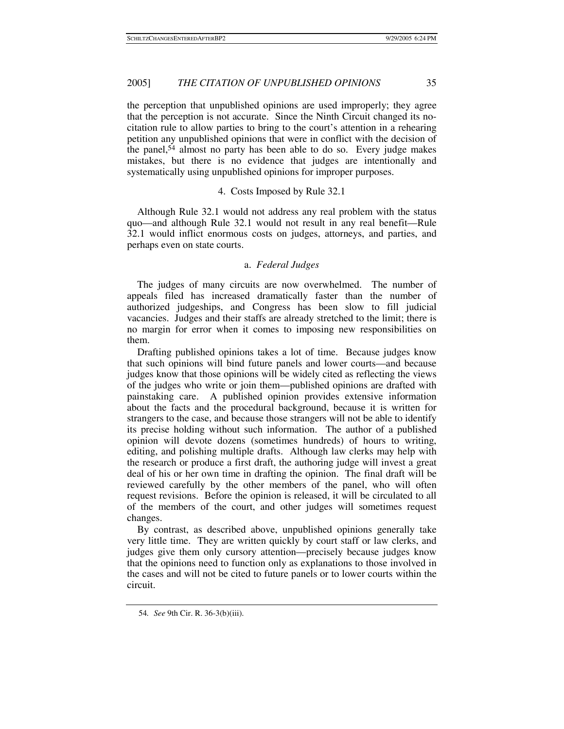the perception that unpublished opinions are used improperly; they agree that the perception is not accurate. Since the Ninth Circuit changed its no-citation rule to allow parties to bring to the court's attention in a rehearing petition any unpublished opinions that were in conflict with the decision of the panel,[54] almost no party has been able to do so. Every judge makes mistakes, but there is no evidence that judges are intentionally and systematically using unpublished opinions for improper purposes.

### 4. Costs Imposed by Rule 32.1

Although Rule 32.1 would not address any real problem with the status quo—and although Rule 32.1 would not result in any real benefit—Rule 32.1 would inflict enormous costs on judges, attorneys, and parties, and perhaps even on state courts.

#### a. *Federal Judges*

The judges of many circuits are now overwhelmed. The number of appeals filed has increased dramatically faster than the number of authorized judgeships, and Congress has been slow to fill judicial vacancies. Judges and their staffs are already stretched to the limit; there is no margin for error when it comes to imposing new responsibilities on them.

Drafting published opinions takes a lot of time. Because judges know that such opinions will bind future panels and lower courts—and because judges know that those opinions will be widely cited as reflecting the views of the judges who write or join them—published opinions are drafted with painstaking care. A published opinion provides extensive information about the facts and the procedural background, because it is written for strangers to the case, and because those strangers will not be able to identify its precise holding without such information. The author of a published opinion will devote dozens (sometimes hundreds) of hours to writing, editing, and polishing multiple drafts. Although law clerks may help with the research or produce a first draft, the authoring judge will invest a great deal of his or her own time in drafting the opinion. The final draft will be reviewed carefully by the other members of the panel, who will often request revisions. Before the opinion is released, it will be circulated to all of the members of the court, and other judges will sometimes request changes.

By contrast, as described above, unpublished opinions generally take very little time. They are written quickly by court staff or law clerks, and judges give them only cursory attention—precisely because judges know that the opinions need to function only as explanations to those involved in the cases and will not be cited to future panels or to lower courts within the circuit.

---

54. *See* 9th Cir. R. 36-3(b)(iii).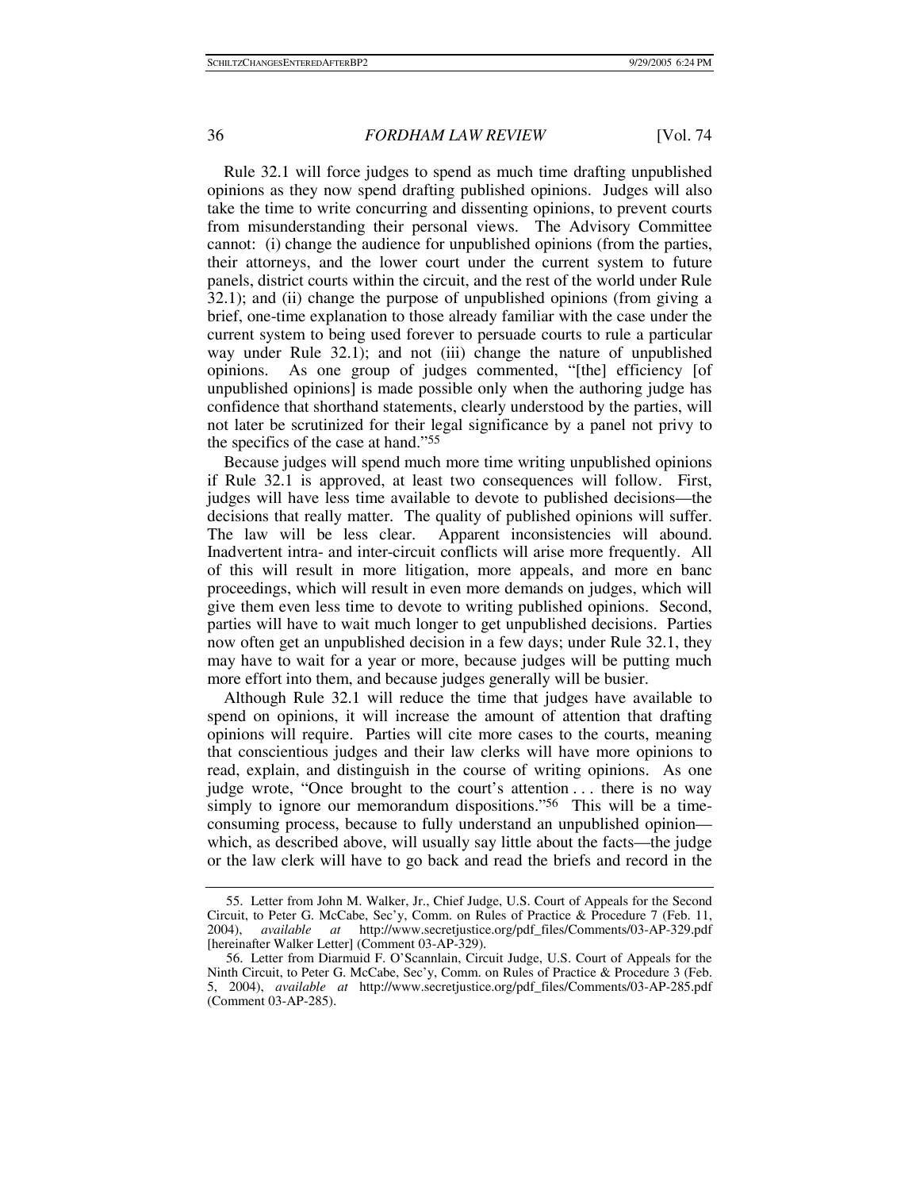Rule 32.1 will force judges to spend as much time drafting unpublished opinions as they now spend drafting published opinions. Judges will also take the time to write concurring and dissenting opinions, to prevent courts from misunderstanding their personal views. The Advisory Committee cannot: (i) change the audience for unpublished opinions (from the parties, their attorneys, and the lower court under the current system to future panels, district courts within the circuit, and the rest of the world under Rule 32.1); and (ii) change the purpose of unpublished opinions (from giving a brief, one-time explanation to those already familiar with the case under the current system to being used forever to persuade courts to rule a particular way under Rule 32.1); and not (iii) change the nature of unpublished opinions. As one group of judges commented, "[the] efficiency [of unpublished opinions] is made possible only when the authoring judge has confidence that shorthand statements, clearly understood by the parties, will not later be scrutinized for their legal significance by a panel not privy to the specifics of the case at hand."[55]

Because judges will spend much more time writing unpublished opinions if Rule 32.1 is approved, at least two consequences will follow. First, judges will have less time available to devote to published decisions—the decisions that really matter. The quality of published opinions will suffer. The law will be less clear. Apparent inconsistencies will abound. Inadvertent intra- and inter-circuit conflicts will arise more frequently. All of this will result in more litigation, more appeals, and more en banc proceedings, which will result in even more demands on judges, which will give them even less time to devote to writing published opinions. Second, parties will have to wait much longer to get unpublished decisions. Parties now often get an unpublished decision in a few days; under Rule 32.1, they may have to wait for a year or more, because judges will be putting much more effort into them, and because judges generally will be busier.

Although Rule 32.1 will reduce the time that judges have available to spend on opinions, it will increase the amount of attention that drafting opinions will require. Parties will cite more cases to the courts, meaning that conscientious judges and their law clerks will have more opinions to read, explain, and distinguish in the course of writing opinions. As one judge wrote, "Once brought to the court's attention . . . there is no way simply to ignore our memorandum dispositions."[56] This will be a time-consuming process, because to fully understand an unpublished opinion—which, as described above, will usually say little about the facts—the judge or the law clerk will have to go back and read the briefs and record in the

---

55. Letter from John M. Walker, Jr., Chief Judge, U.S. Court of Appeals for the Second Circuit, to Peter G. McCabe, Sec'y, Comm. on Rules of Practice & Procedure 7 (Feb. 11, 2004), *available at* http://www.secretjustice.org/pdf_files/Comments/03-AP-329.pdf [hereinafter Walker Letter] (Comment 03-AP-329).

56. Letter from Diarmuid F. O'Scannlain, Circuit Judge, U.S. Court of Appeals for the Ninth Circuit, to Peter G. McCabe, Sec'y, Comm. on Rules of Practice & Procedure 3 (Feb. 5, 2004), *available at* http://www.secretjustice.org/pdf_files/Comments/03-AP-285.pdf (Comment 03-AP-285).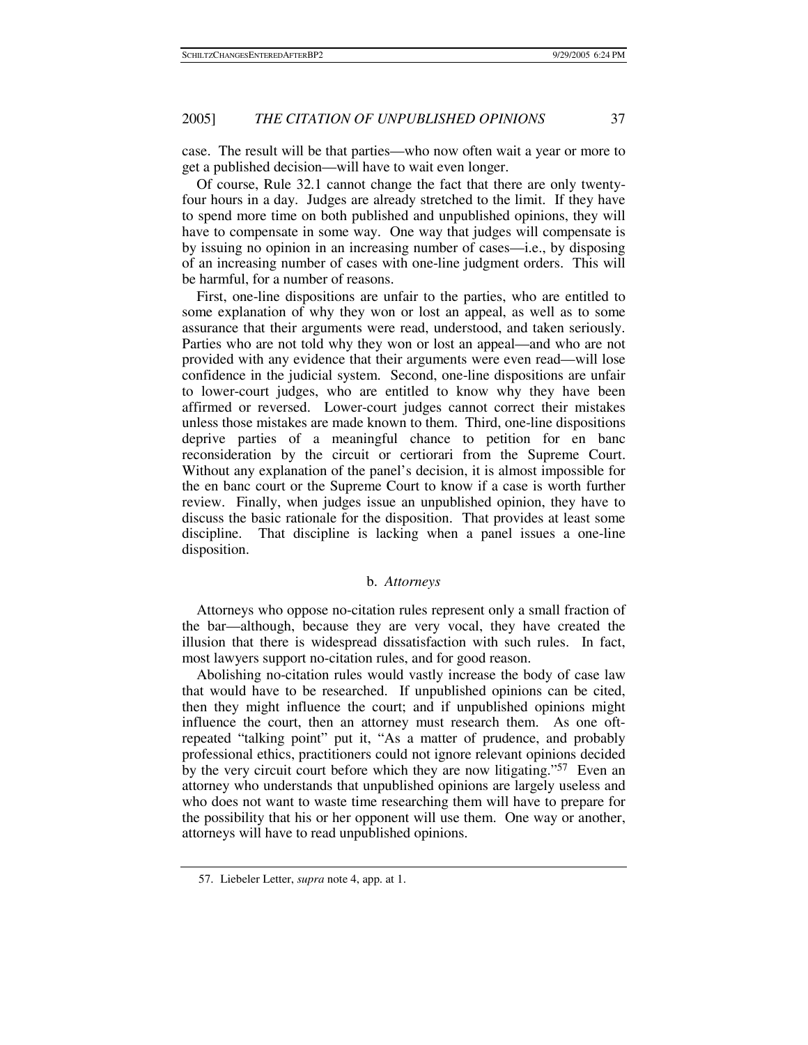case. The result will be that parties—who now often wait a year or more to get a published decision—will have to wait even longer.

Of course, Rule 32.1 cannot change the fact that there are only twenty-four hours in a day. Judges are already stretched to the limit. If they have to spend more time on both published and unpublished opinions, they will have to compensate in some way. One way that judges will compensate is by issuing no opinion in an increasing number of cases—i.e., by disposing of an increasing number of cases with one-line judgment orders. This will be harmful, for a number of reasons.

First, one-line dispositions are unfair to the parties, who are entitled to some explanation of why they won or lost an appeal, as well as to some assurance that their arguments were read, understood, and taken seriously. Parties who are not told why they won or lost an appeal—and who are not provided with any evidence that their arguments were even read—will lose confidence in the judicial system. Second, one-line dispositions are unfair to lower-court judges, who are entitled to know why they have been affirmed or reversed. Lower-court judges cannot correct their mistakes unless those mistakes are made known to them. Third, one-line dispositions deprive parties of a meaningful chance to petition for en banc reconsideration by the circuit or certiorari from the Supreme Court. Without any explanation of the panel's decision, it is almost impossible for the en banc court or the Supreme Court to know if a case is worth further review. Finally, when judges issue an unpublished opinion, they have to discuss the basic rationale for the disposition. That provides at least some discipline. That discipline is lacking when a panel issues a one-line disposition.

#### b. *Attorneys*

Attorneys who oppose no-citation rules represent only a small fraction of the bar—although, because they are very vocal, they have created the illusion that there is widespread dissatisfaction with such rules. In fact, most lawyers support no-citation rules, and for good reason.

Abolishing no-citation rules would vastly increase the body of case law that would have to be researched. If unpublished opinions can be cited, then they might influence the court; and if unpublished opinions might influence the court, then an attorney must research them. As one oft-repeated "talking point" put it, "As a matter of prudence, and probably professional ethics, practitioners could not ignore relevant opinions decided by the very circuit court before which they are now litigating."[57] Even an attorney who understands that unpublished opinions are largely useless and who does not want to waste time researching them will have to prepare for the possibility that his or her opponent will use them. One way or another, attorneys will have to read unpublished opinions.

57. Liebeler Letter, *supra* note 4, app. at 1.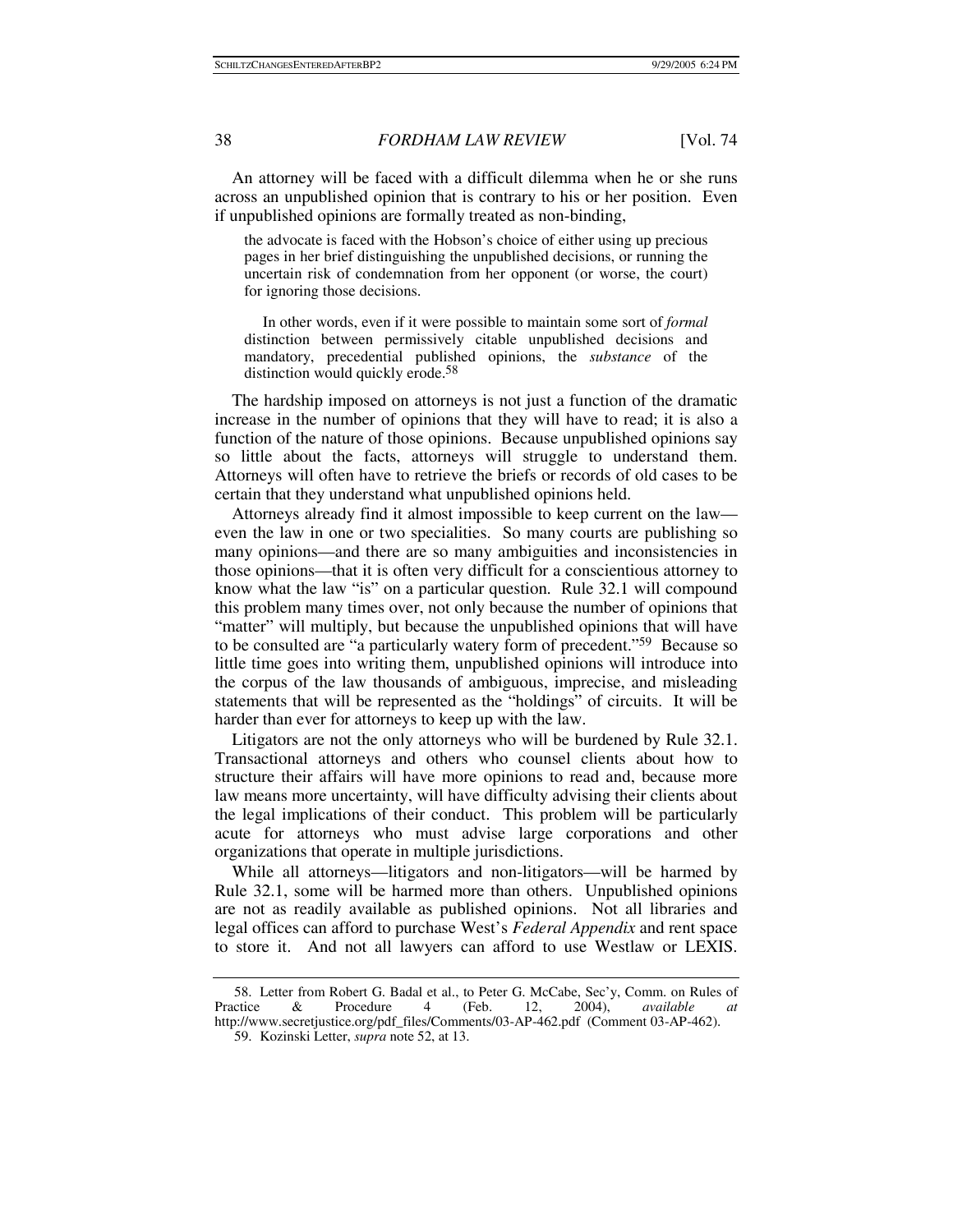An attorney will be faced with a difficult dilemma when he or she runs across an unpublished opinion that is contrary to his or her position. Even if unpublished opinions are formally treated as non-binding,

> the advocate is faced with the Hobson's choice of either using up precious pages in her brief distinguishing the unpublished decisions, or running the uncertain risk of condemnation from her opponent (or worse, the court) for ignoring those decisions.
>
> In other words, even if it were possible to maintain some sort of *formal* distinction between permissively citable unpublished decisions and mandatory, precedential published opinions, the *substance* of the distinction would quickly erode.[58]

The hardship imposed on attorneys is not just a function of the dramatic increase in the number of opinions that they will have to read; it is also a function of the nature of those opinions. Because unpublished opinions say so little about the facts, attorneys will struggle to understand them. Attorneys will often have to retrieve the briefs or records of old cases to be certain that they understand what unpublished opinions held.

Attorneys already find it almost impossible to keep current on the law—even the law in one or two specialities. So many courts are publishing so many opinions—and there are so many ambiguities and inconsistencies in those opinions—that it is often very difficult for a conscientious attorney to know what the law "is" on a particular question. Rule 32.1 will compound this problem many times over, not only because the number of opinions that "matter" will multiply, but because the unpublished opinions that will have to be consulted are "a particularly watery form of precedent."[59] Because so little time goes into writing them, unpublished opinions will introduce into the corpus of the law thousands of ambiguous, imprecise, and misleading statements that will be represented as the "holdings" of circuits. It will be harder than ever for attorneys to keep up with the law.

Litigators are not the only attorneys who will be burdened by Rule 32.1. Transactional attorneys and others who counsel clients about how to structure their affairs will have more opinions to read and, because more law means more uncertainty, will have difficulty advising their clients about the legal implications of their conduct. This problem will be particularly acute for attorneys who must advise large corporations and other organizations that operate in multiple jurisdictions.

While all attorneys—litigators and non-litigators—will be harmed by Rule 32.1, some will be harmed more than others. Unpublished opinions are not as readily available as published opinions. Not all libraries and legal offices can afford to purchase West's *Federal Appendix* and rent space to store it. And not all lawyers can afford to use Westlaw or LEXIS.

---

58. Letter from Robert G. Badal et al., to Peter G. McCabe, Sec'y, Comm. on Rules of Practice & Procedure 4 (Feb. 12, 2004), *available at* http://www.secretjustice.org/pdf_files/Comments/03-AP-462.pdf (Comment 03-AP-462).

59. Kozinski Letter, *supra* note 52, at 13.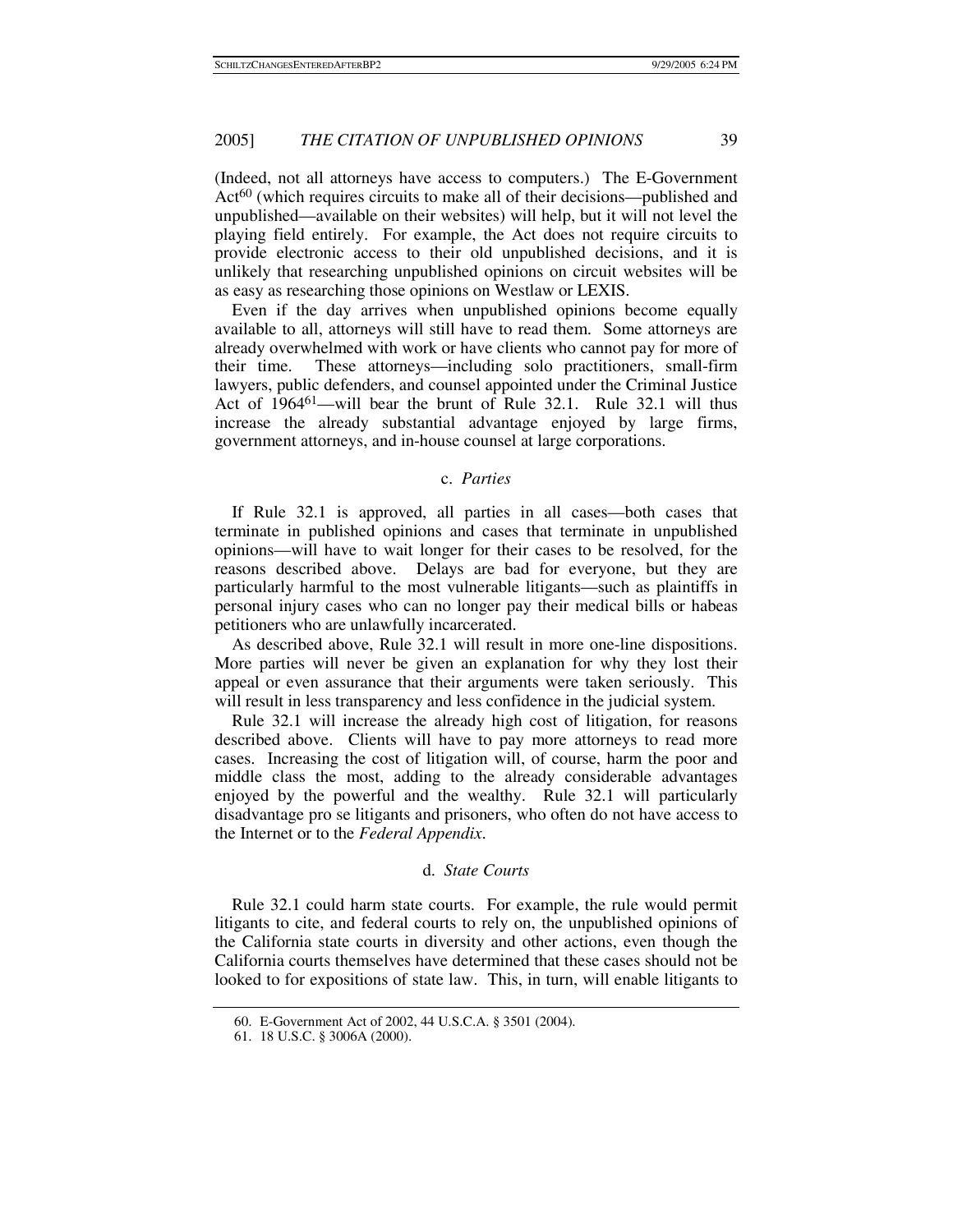(Indeed, not all attorneys have access to computers.) The E-Government Act[60] (which requires circuits to make all of their decisions—published and unpublished—available on their websites) will help, but it will not level the playing field entirely. For example, the Act does not require circuits to provide electronic access to their old unpublished decisions, and it is unlikely that researching unpublished opinions on circuit websites will be as easy as researching those opinions on Westlaw or LEXIS.

Even if the day arrives when unpublished opinions become equally available to all, attorneys will still have to read them. Some attorneys are already overwhelmed with work or have clients who cannot pay for more of their time. These attorneys—including solo practitioners, small-firm lawyers, public defenders, and counsel appointed under the Criminal Justice Act of 1964[61]—will bear the brunt of Rule 32.1. Rule 32.1 will thus increase the already substantial advantage enjoyed by large firms, government attorneys, and in-house counsel at large corporations.

#### c. *Parties*

If Rule 32.1 is approved, all parties in all cases—both cases that terminate in published opinions and cases that terminate in unpublished opinions—will have to wait longer for their cases to be resolved, for the reasons described above. Delays are bad for everyone, but they are particularly harmful to the most vulnerable litigants—such as plaintiffs in personal injury cases who can no longer pay their medical bills or habeas petitioners who are unlawfully incarcerated.

As described above, Rule 32.1 will result in more one-line dispositions. More parties will never be given an explanation for why they lost their appeal or even assurance that their arguments were taken seriously. This will result in less transparency and less confidence in the judicial system.

Rule 32.1 will increase the already high cost of litigation, for reasons described above. Clients will have to pay more attorneys to read more cases. Increasing the cost of litigation will, of course, harm the poor and middle class the most, adding to the already considerable advantages enjoyed by the powerful and the wealthy. Rule 32.1 will particularly disadvantage pro se litigants and prisoners, who often do not have access to the Internet or to the *Federal Appendix*.

#### d. *State Courts*

Rule 32.1 could harm state courts. For example, the rule would permit litigants to cite, and federal courts to rely on, the unpublished opinions of the California state courts in diversity and other actions, even though the California courts themselves have determined that these cases should not be looked to for expositions of state law. This, in turn, will enable litigants to

60. E-Government Act of 2002, 44 U.S.C.A. § 3501 (2004).

61. 18 U.S.C. § 3006A (2000).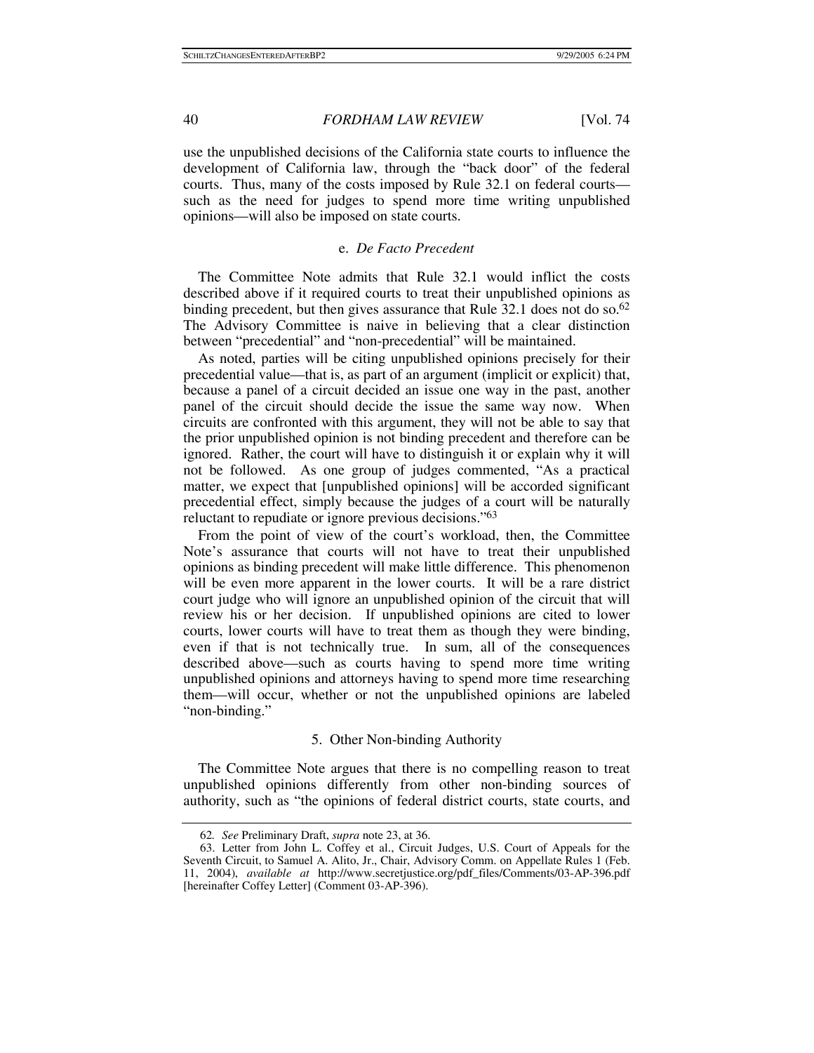use the unpublished decisions of the California state courts to influence the development of California law, through the "back door" of the federal courts. Thus, many of the costs imposed by Rule 32.1 on federal courts—such as the need for judges to spend more time writing unpublished opinions—will also be imposed on state courts.

#### e. *De Facto Precedent*

The Committee Note admits that Rule 32.1 would inflict the costs described above if it required courts to treat their unpublished opinions as binding precedent, but then gives assurance that Rule 32.1 does not do so.[62] The Advisory Committee is naive in believing that a clear distinction between "precedential" and "non-precedential" will be maintained.

As noted, parties will be citing unpublished opinions precisely for their precedential value—that is, as part of an argument (implicit or explicit) that, because a panel of a circuit decided an issue one way in the past, another panel of the circuit should decide the issue the same way now. When circuits are confronted with this argument, they will not be able to say that the prior unpublished opinion is not binding precedent and therefore can be ignored. Rather, the court will have to distinguish it or explain why it will not be followed. As one group of judges commented, "As a practical matter, we expect that [unpublished opinions] will be accorded significant precedential effect, simply because the judges of a court will be naturally reluctant to repudiate or ignore previous decisions."[63]

From the point of view of the court's workload, then, the Committee Note's assurance that courts will not have to treat their unpublished opinions as binding precedent will make little difference. This phenomenon will be even more apparent in the lower courts. It will be a rare district court judge who will ignore an unpublished opinion of the circuit that will review his or her decision. If unpublished opinions are cited to lower courts, lower courts will have to treat them as though they were binding, even if that is not technically true. In sum, all of the consequences described above—such as courts having to spend more time writing unpublished opinions and attorneys having to spend more time researching them—will occur, whether or not the unpublished opinions are labeled "non-binding."

### 5. Other Non-binding Authority

The Committee Note argues that there is no compelling reason to treat unpublished opinions differently from other non-binding sources of authority, such as "the opinions of federal district courts, state courts, and

---

62. *See* Preliminary Draft, *supra* note 23, at 36.

63. Letter from John L. Coffey et al., Circuit Judges, U.S. Court of Appeals for the Seventh Circuit, to Samuel A. Alito, Jr., Chair, Advisory Comm. on Appellate Rules 1 (Feb. 11, 2004), *available at* http://www.secretjustice.org/pdf_files/Comments/03-AP-396.pdf [hereinafter Coffey Letter] (Comment 03-AP-396).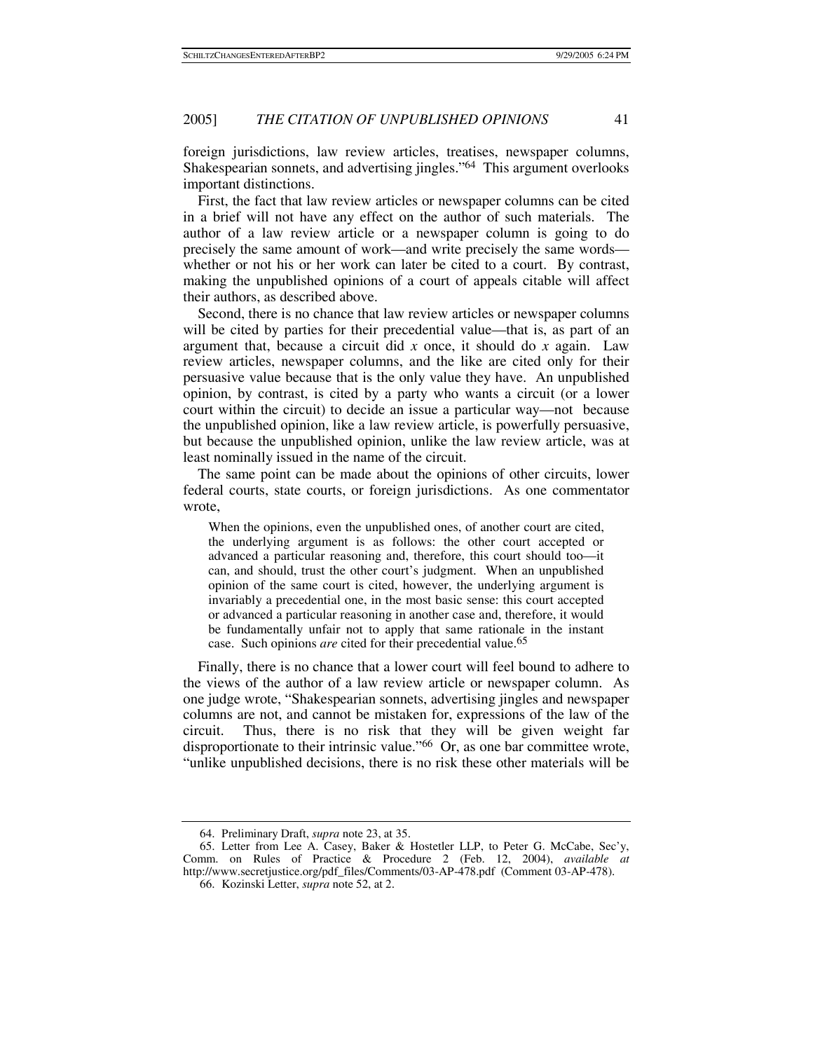foreign jurisdictions, law review articles, treatises, newspaper columns, Shakespearian sonnets, and advertising jingles."[64] This argument overlooks important distinctions.

First, the fact that law review articles or newspaper columns can be cited in a brief will not have any effect on the author of such materials. The author of a law review article or a newspaper column is going to do precisely the same amount of work—and write precisely the same words—whether or not his or her work can later be cited to a court. By contrast, making the unpublished opinions of a court of appeals citable will affect their authors, as described above.

Second, there is no chance that law review articles or newspaper columns will be cited by parties for their precedential value—that is, as part of an argument that, because a circuit did *x* once, it should do *x* again. Law review articles, newspaper columns, and the like are cited only for their persuasive value because that is the only value they have. An unpublished opinion, by contrast, is cited by a party who wants a circuit (or a lower court within the circuit) to decide an issue a particular way—not because the unpublished opinion, like a law review article, is powerfully persuasive, but because the unpublished opinion, unlike the law review article, was at least nominally issued in the name of the circuit.

The same point can be made about the opinions of other circuits, lower federal courts, state courts, or foreign jurisdictions. As one commentator wrote,

> When the opinions, even the unpublished ones, of another court are cited, the underlying argument is as follows: the other court accepted or advanced a particular reasoning and, therefore, this court should too—it can, and should, trust the other court's judgment. When an unpublished opinion of the same court is cited, however, the underlying argument is invariably a precedential one, in the most basic sense: this court accepted or advanced a particular reasoning in another case and, therefore, it would be fundamentally unfair not to apply that same rationale in the instant case. Such opinions *are* cited for their precedential value.[65]

Finally, there is no chance that a lower court will feel bound to adhere to the views of the author of a law review article or newspaper column. As one judge wrote, "Shakespearian sonnets, advertising jingles and newspaper columns are not, and cannot be mistaken for, expressions of the law of the circuit. Thus, there is no risk that they will be given weight far disproportionate to their intrinsic value."[66] Or, as one bar committee wrote, "unlike unpublished decisions, there is no risk these other materials will be

---

64. Preliminary Draft, *supra* note 23, at 35.

65. Letter from Lee A. Casey, Baker & Hostetler LLP, to Peter G. McCabe, Sec'y, Comm. on Rules of Practice & Procedure 2 (Feb. 12, 2004), *available at* http://www.secretjustice.org/pdf_files/Comments/03-AP-478.pdf (Comment 03-AP-478).

66. Kozinski Letter, *supra* note 52, at 2.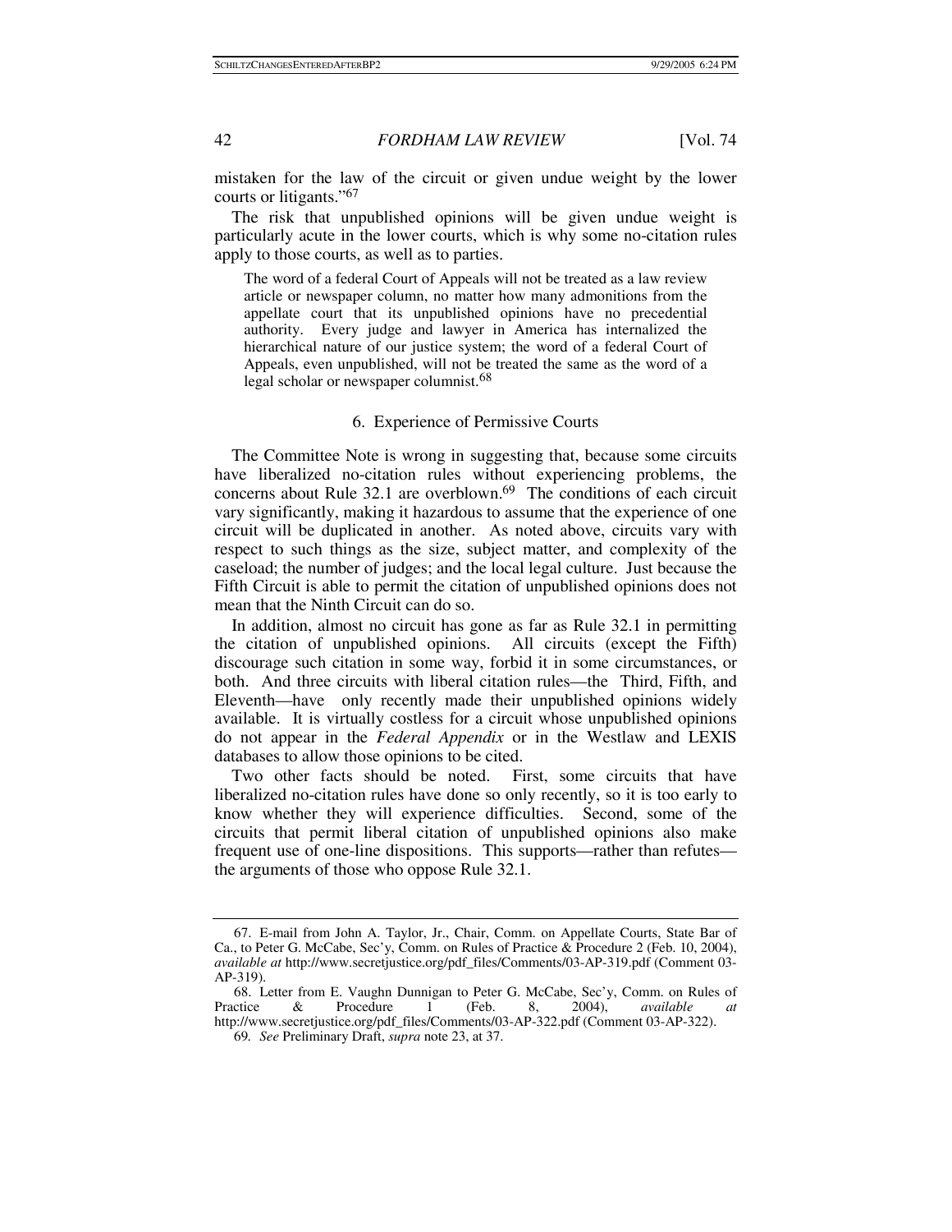mistaken for the law of the circuit or given undue weight by the lower courts or litigants."[67]

The risk that unpublished opinions will be given undue weight is particularly acute in the lower courts, which is why some no-citation rules apply to those courts, as well as to parties.

> The word of a federal Court of Appeals will not be treated as a law review article or newspaper column, no matter how many admonitions from the appellate court that its unpublished opinions have no precedential authority. Every judge and lawyer in America has internalized the hierarchical nature of our justice system; the word of a federal Court of Appeals, even unpublished, will not be treated the same as the word of a legal scholar or newspaper columnist.[68]

### 6. Experience of Permissive Courts

The Committee Note is wrong in suggesting that, because some circuits have liberalized no-citation rules without experiencing problems, the concerns about Rule 32.1 are overblown.[69] The conditions of each circuit vary significantly, making it hazardous to assume that the experience of one circuit will be duplicated in another. As noted above, circuits vary with respect to such things as the size, subject matter, and complexity of the caseload; the number of judges; and the local legal culture. Just because the Fifth Circuit is able to permit the citation of unpublished opinions does not mean that the Ninth Circuit can do so.

In addition, almost no circuit has gone as far as Rule 32.1 in permitting the citation of unpublished opinions. All circuits (except the Fifth) discourage such citation in some way, forbid it in some circumstances, or both. And three circuits with liberal citation rules—the Third, Fifth, and Eleventh—have only recently made their unpublished opinions widely available. It is virtually costless for a circuit whose unpublished opinions do not appear in the *Federal Appendix* or in the Westlaw and LEXIS databases to allow those opinions to be cited.

Two other facts should be noted. First, some circuits that have liberalized no-citation rules have done so only recently, so it is too early to know whether they will experience difficulties. Second, some of the circuits that permit liberal citation of unpublished opinions also make frequent use of one-line dispositions. This supports—rather than refutes—the arguments of those who oppose Rule 32.1.

---

67. E-mail from John A. Taylor, Jr., Chair, Comm. on Appellate Courts, State Bar of Ca., to Peter G. McCabe, Sec'y, Comm. on Rules of Practice & Procedure 2 (Feb. 10, 2004), *available at* http://www.secretjustice.org/pdf_files/Comments/03-AP-319.pdf (Comment 03-AP-319).

68. Letter from E. Vaughn Dunnigan to Peter G. McCabe, Sec'y, Comm. on Rules of Practice & Procedure 1 (Feb. 8, 2004), *available at* http://www.secretjustice.org/pdf_files/Comments/03-AP-322.pdf (Comment 03-AP-322).

69. *See* Preliminary Draft, *supra* note 23, at 37.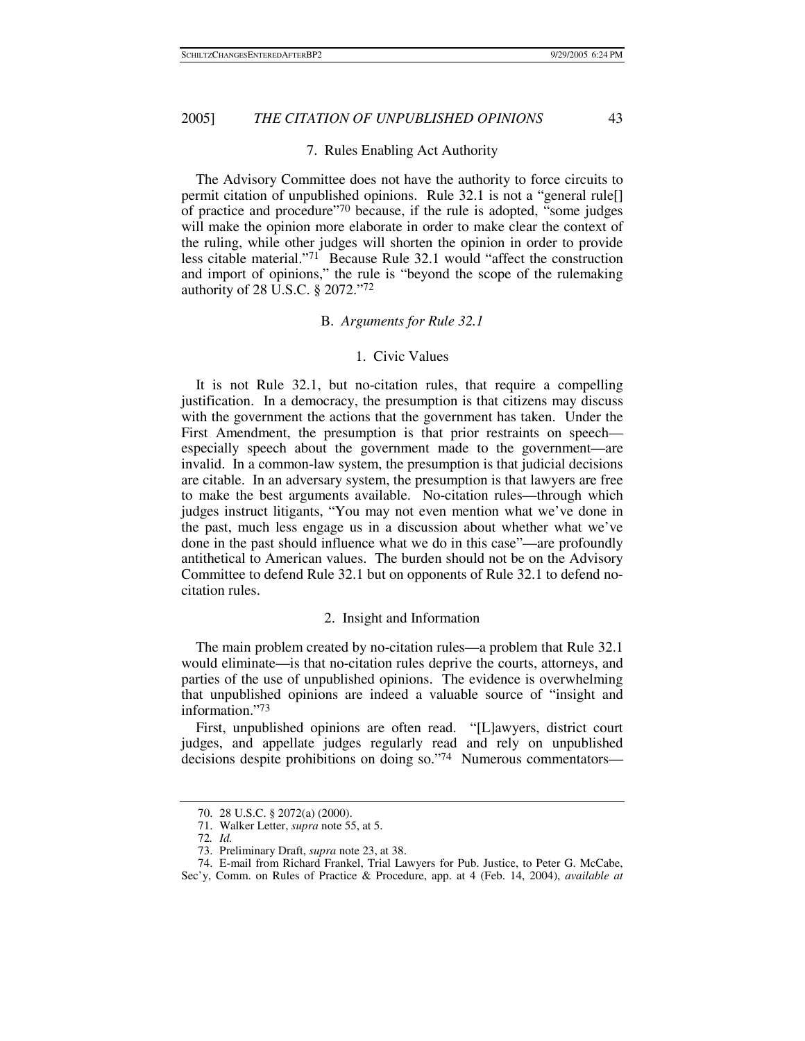### 7. Rules Enabling Act Authority

The Advisory Committee does not have the authority to force circuits to permit citation of unpublished opinions. Rule 32.1 is not a "general rule[] of practice and procedure"[70] because, if the rule is adopted, "some judges will make the opinion more elaborate in order to make clear the context of the ruling, while other judges will shorten the opinion in order to provide less citable material."[71] Because Rule 32.1 would "affect the construction and import of opinions," the rule is "beyond the scope of the rulemaking authority of 28 U.S.C. § 2072."[72]

## B. *Arguments for Rule 32.1*

### 1. Civic Values

It is not Rule 32.1, but no-citation rules, that require a compelling justification. In a democracy, the presumption is that citizens may discuss with the government the actions that the government has taken. Under the First Amendment, the presumption is that prior restraints on speech—especially speech about the government made to the government—are invalid. In a common-law system, the presumption is that judicial decisions are citable. In an adversary system, the presumption is that lawyers are free to make the best arguments available. No-citation rules—through which judges instruct litigants, "You may not even mention what we've done in the past, much less engage us in a discussion about whether what we've done in the past should influence what we do in this case"—are profoundly antithetical to American values. The burden should not be on the Advisory Committee to defend Rule 32.1 but on opponents of Rule 32.1 to defend no-citation rules.

### 2. Insight and Information

The main problem created by no-citation rules—a problem that Rule 32.1 would eliminate—is that no-citation rules deprive the courts, attorneys, and parties of the use of unpublished opinions. The evidence is overwhelming that unpublished opinions are indeed a valuable source of "insight and information."[73]

First, unpublished opinions are often read. "[L]awyers, district court judges, and appellate judges regularly read and rely on unpublished decisions despite prohibitions on doing so."[74] Numerous commentators—

---

70. 28 U.S.C. § 2072(a) (2000).

71. Walker Letter, *supra* note 55, at 5.

72. *Id.*

73. Preliminary Draft, *supra* note 23, at 38.

74. E-mail from Richard Frankel, Trial Lawyers for Pub. Justice, to Peter G. McCabe, Sec'y, Comm. on Rules of Practice & Procedure, app. at 4 (Feb. 14, 2004), *available at*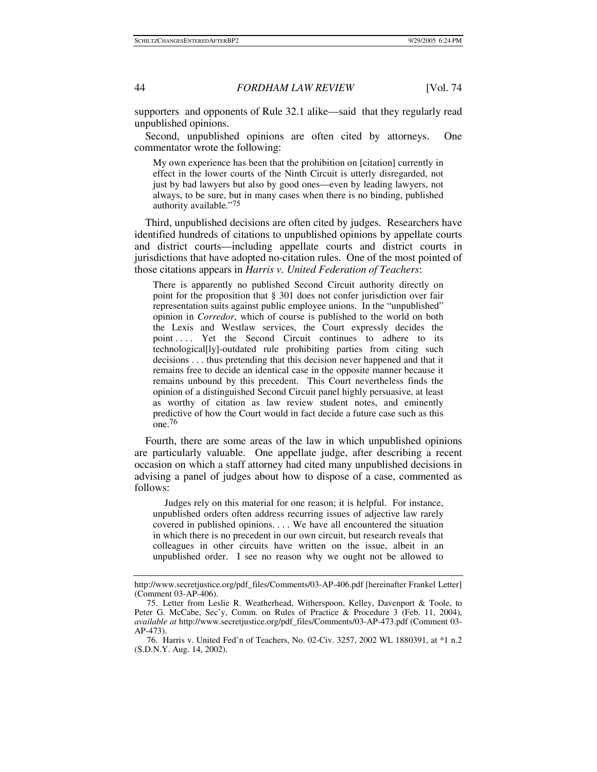supporters and opponents of Rule 32.1 alike—said that they regularly read unpublished opinions.

Second, unpublished opinions are often cited by attorneys. One commentator wrote the following:

> My own experience has been that the prohibition on [citation] currently in effect in the lower courts of the Ninth Circuit is utterly disregarded, not just by bad lawyers but also by good ones—even by leading lawyers, not always, to be sure, but in many cases when there is no binding, published authority available."[75]

Third, unpublished decisions are often cited by judges. Researchers have identified hundreds of citations to unpublished opinions by appellate courts and district courts—including appellate courts and district courts in jurisdictions that have adopted no-citation rules. One of the most pointed of those citations appears in *Harris v. United Federation of Teachers*:

> There is apparently no published Second Circuit authority directly on point for the proposition that § 301 does not confer jurisdiction over fair representation suits against public employee unions. In the "unpublished" opinion in *Corredor*, which of course is published to the world on both the Lexis and Westlaw services, the Court expressly decides the point . . . . Yet the Second Circuit continues to adhere to its technological[ly]-outdated rule prohibiting parties from citing such decisions . . . thus pretending that this decision never happened and that it remains free to decide an identical case in the opposite manner because it remains unbound by this precedent. This Court nevertheless finds the opinion of a distinguished Second Circuit panel highly persuasive, at least as worthy of citation as law review student notes, and eminently predictive of how the Court would in fact decide a future case such as this one.[76]

Fourth, there are some areas of the law in which unpublished opinions are particularly valuable. One appellate judge, after describing a recent occasion on which a staff attorney had cited many unpublished decisions in advising a panel of judges about how to dispose of a case, commented as follows:

> Judges rely on this material for one reason; it is helpful. For instance, unpublished orders often address recurring issues of adjective law rarely covered in published opinions. . . . We have all encountered the situation in which there is no precedent in our own circuit, but research reveals that colleagues in other circuits have written on the issue, albeit in an unpublished order. I see no reason why we ought not be allowed to

---

http://www.secretjustice.org/pdf_files/Comments/03-AP-406.pdf [hereinafter Frankel Letter] (Comment 03-AP-406).

75. Letter from Leslie R. Weatherhead, Witherspoon, Kelley, Davenport & Toole, to Peter G. McCabe, Sec'y, Comm. on Rules of Practice & Procedure 3 (Feb. 11, 2004), *available at* http://www.secretjustice.org/pdf_files/Comments/03-AP-473.pdf (Comment 03-AP-473).

76. Harris v. United Fed'n of Teachers, No. 02-Civ. 3257, 2002 WL 1880391, at *1 n.2 (S.D.N.Y. Aug. 14, 2002).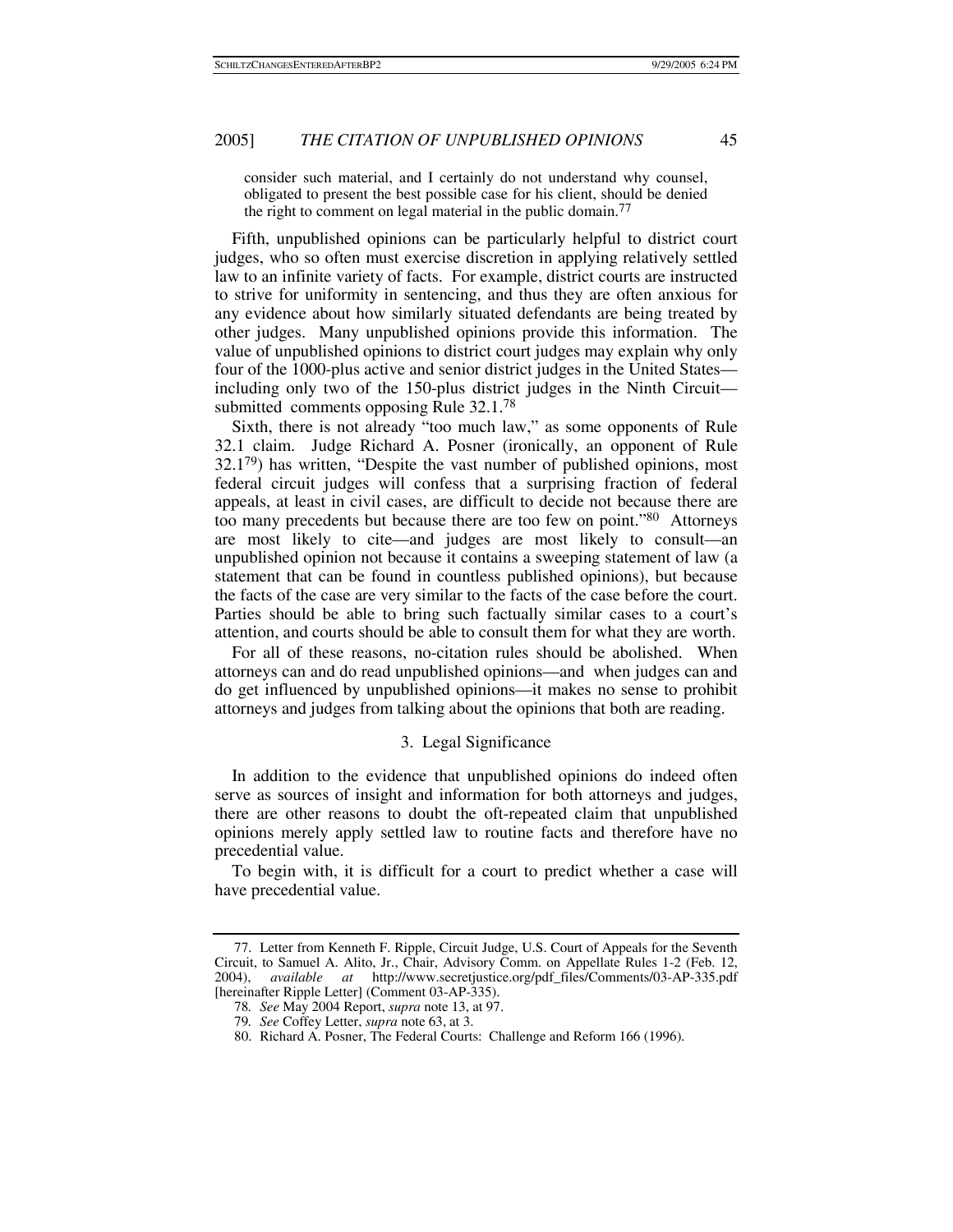> consider such material, and I certainly do not understand why counsel, obligated to present the best possible case for his client, should be denied the right to comment on legal material in the public domain.[77]

Fifth, unpublished opinions can be particularly helpful to district court judges, who so often must exercise discretion in applying relatively settled law to an infinite variety of facts. For example, district courts are instructed to strive for uniformity in sentencing, and thus they are often anxious for any evidence about how similarly situated defendants are being treated by other judges. Many unpublished opinions provide this information. The value of unpublished opinions to district court judges may explain why only four of the 1000-plus active and senior district judges in the United States—including only two of the 150-plus district judges in the Ninth Circuit—submitted comments opposing Rule 32.1.[78]

Sixth, there is not already "too much law," as some opponents of Rule 32.1 claim. Judge Richard A. Posner (ironically, an opponent of Rule 32.1[79]) has written, "Despite the vast number of published opinions, most federal circuit judges will confess that a surprising fraction of federal appeals, at least in civil cases, are difficult to decide not because there are too many precedents but because there are too few on point."[80] Attorneys are most likely to cite—and judges are most likely to consult—an unpublished opinion not because it contains a sweeping statement of law (a statement that can be found in countless published opinions), but because the facts of the case are very similar to the facts of the case before the court. Parties should be able to bring such factually similar cases to a court's attention, and courts should be able to consult them for what they are worth.

For all of these reasons, no-citation rules should be abolished. When attorneys can and do read unpublished opinions—and when judges can and do get influenced by unpublished opinions—it makes no sense to prohibit attorneys and judges from talking about the opinions that both are reading.

### 3. Legal Significance

In addition to the evidence that unpublished opinions do indeed often serve as sources of insight and information for both attorneys and judges, there are other reasons to doubt the oft-repeated claim that unpublished opinions merely apply settled law to routine facts and therefore have no precedential value.

To begin with, it is difficult for a court to predict whether a case will have precedential value.

---

77. Letter from Kenneth F. Ripple, Circuit Judge, U.S. Court of Appeals for the Seventh Circuit, to Samuel A. Alito, Jr., Chair, Advisory Comm. on Appellate Rules 1-2 (Feb. 12, 2004), *available at* http://www.secretjustice.org/pdf_files/Comments/03-AP-335.pdf [hereinafter Ripple Letter] (Comment 03-AP-335).

78. *See* May 2004 Report, *supra* note 13, at 97.

79. *See* Coffey Letter, *supra* note 63, at 3.

80. Richard A. Posner, The Federal Courts: Challenge and Reform 166 (1996).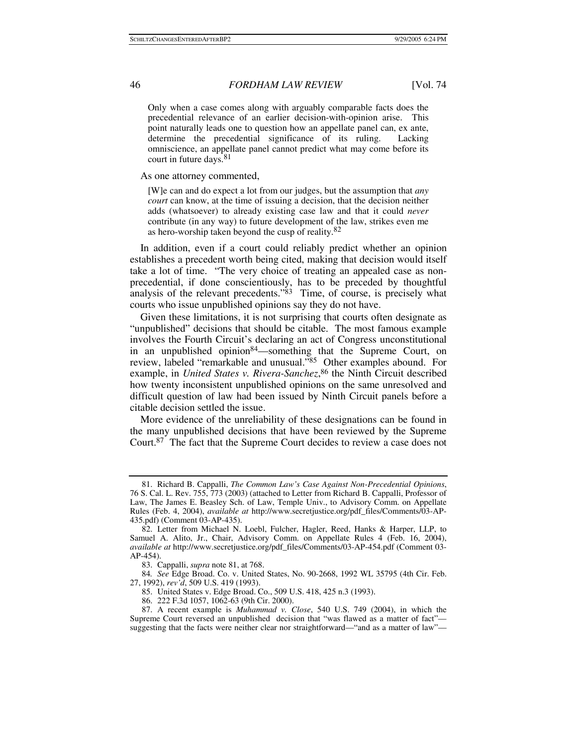> Only when a case comes along with arguably comparable facts does the precedential relevance of an earlier decision-with-opinion arise. This point naturally leads one to question how an appellate panel can, ex ante, determine the precedential significance of its ruling. Lacking omniscience, an appellate panel cannot predict what may come before its court in future days.[81]

As one attorney commented,

> [W]e can and do expect a lot from our judges, but the assumption that *any court* can know, at the time of issuing a decision, that the decision neither adds (whatsoever) to already existing case law and that it could *never* contribute (in any way) to future development of the law, strikes even me as hero-worship taken beyond the cusp of reality.[82]

In addition, even if a court could reliably predict whether an opinion establishes a precedent worth being cited, making that decision would itself take a lot of time. "The very choice of treating an appealed case as non-precedential, if done conscientiously, has to be preceded by thoughtful analysis of the relevant precedents."[83] Time, of course, is precisely what courts who issue unpublished opinions say they do not have.

Given these limitations, it is not surprising that courts often designate as "unpublished" decisions that should be citable. The most famous example involves the Fourth Circuit's declaring an act of Congress unconstitutional in an unpublished opinion[84]—something that the Supreme Court, on review, labeled "remarkable and unusual."[85] Other examples abound. For example, in *United States v. Rivera-Sanchez*,[86] the Ninth Circuit described how twenty inconsistent unpublished opinions on the same unresolved and difficult question of law had been issued by Ninth Circuit panels before a citable decision settled the issue.

More evidence of the unreliability of these designations can be found in the many unpublished decisions that have been reviewed by the Supreme Court.[87] The fact that the Supreme Court decides to review a case does not

---

81. Richard B. Cappalli, *The Common Law's Case Against Non-Precedential Opinions*, 76 S. Cal. L. Rev. 755, 773 (2003) (attached to Letter from Richard B. Cappalli, Professor of Law, The James E. Beasley Sch. of Law, Temple Univ., to Advisory Comm. on Appellate Rules (Feb. 4, 2004), *available at* http://www.secretjustice.org/pdf_files/Comments/03-AP-435.pdf) (Comment 03-AP-435).

82. Letter from Michael N. Loebl, Fulcher, Hagler, Reed, Hanks & Harper, LLP, to Samuel A. Alito, Jr., Chair, Advisory Comm. on Appellate Rules 4 (Feb. 16, 2004), *available at* http://www.secretjustice.org/pdf_files/Comments/03-AP-454.pdf (Comment 03-AP-454).

83. Cappalli, *supra* note 81, at 768.

84. *See* Edge Broad. Co. v. United States, No. 90-2668, 1992 WL 35795 (4th Cir. Feb. 27, 1992), *rev'd*, 509 U.S. 419 (1993).

85. United States v. Edge Broad. Co., 509 U.S. 418, 425 n.3 (1993).

86. 222 F.3d 1057, 1062-63 (9th Cir. 2000).

87. A recent example is *Muhammad v. Close*, 540 U.S. 749 (2004), in which the Supreme Court reversed an unpublished decision that "was flawed as a matter of fact"—suggesting that the facts were neither clear nor straightforward—"and as a matter of law"—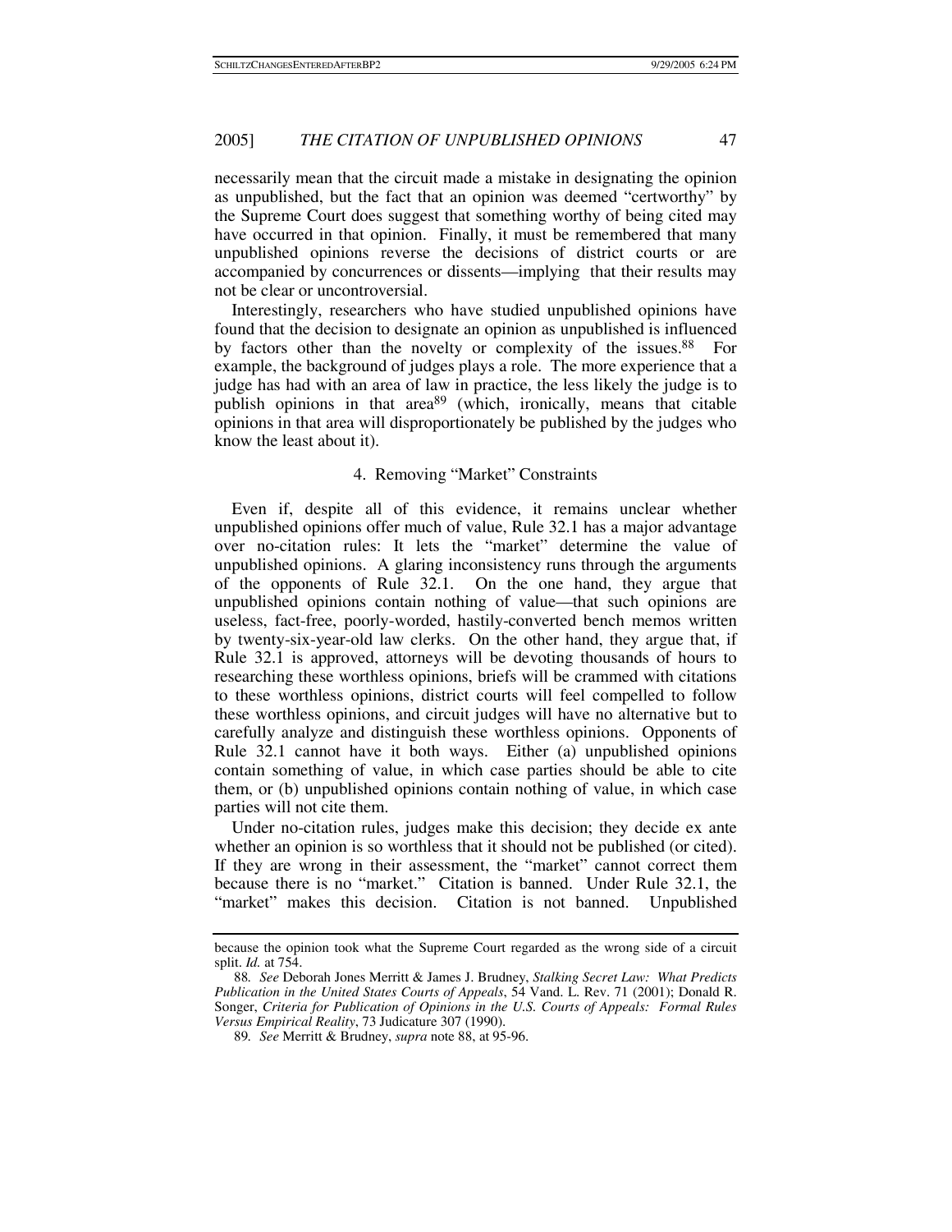necessarily mean that the circuit made a mistake in designating the opinion as unpublished, but the fact that an opinion was deemed "certworthy" by the Supreme Court does suggest that something worthy of being cited may have occurred in that opinion. Finally, it must be remembered that many unpublished opinions reverse the decisions of district courts or are accompanied by concurrences or dissents—implying that their results may not be clear or uncontroversial.

Interestingly, researchers who have studied unpublished opinions have found that the decision to designate an opinion as unpublished is influenced by factors other than the novelty or complexity of the issues.[88] For example, the background of judges plays a role. The more experience that a judge has had with an area of law in practice, the less likely the judge is to publish opinions in that area[89] (which, ironically, means that citable opinions in that area will disproportionately be published by the judges who know the least about it).

#### 4. Removing "Market" Constraints

Even if, despite all of this evidence, it remains unclear whether unpublished opinions offer much of value, Rule 32.1 has a major advantage over no-citation rules: It lets the "market" determine the value of unpublished opinions. A glaring inconsistency runs through the arguments of the opponents of Rule 32.1. On the one hand, they argue that unpublished opinions contain nothing of value—that such opinions are useless, fact-free, poorly-worded, hastily-converted bench memos written by twenty-six-year-old law clerks. On the other hand, they argue that, if Rule 32.1 is approved, attorneys will be devoting thousands of hours to researching these worthless opinions, briefs will be crammed with citations to these worthless opinions, district courts will feel compelled to follow these worthless opinions, and circuit judges will have no alternative but to carefully analyze and distinguish these worthless opinions. Opponents of Rule 32.1 cannot have it both ways. Either (a) unpublished opinions contain something of value, in which case parties should be able to cite them, or (b) unpublished opinions contain nothing of value, in which case parties will not cite them.

Under no-citation rules, judges make this decision; they decide ex ante whether an opinion is so worthless that it should not be published (or cited). If they are wrong in their assessment, the "market" cannot correct them because there is no "market." Citation is banned. Under Rule 32.1, the "market" makes this decision. Citation is not banned. Unpublished

---

because the opinion took what the Supreme Court regarded as the wrong side of a circuit split. *Id.* at 754.

88. *See* Deborah Jones Merritt & James J. Brudney, *Stalking Secret Law: What Predicts Publication in the United States Courts of Appeals*, 54 Vand. L. Rev. 71 (2001); Donald R. Songer, *Criteria for Publication of Opinions in the U.S. Courts of Appeals: Formal Rules Versus Empirical Reality*, 73 Judicature 307 (1990).

89. *See* Merritt & Brudney, *supra* note 88, at 95-96.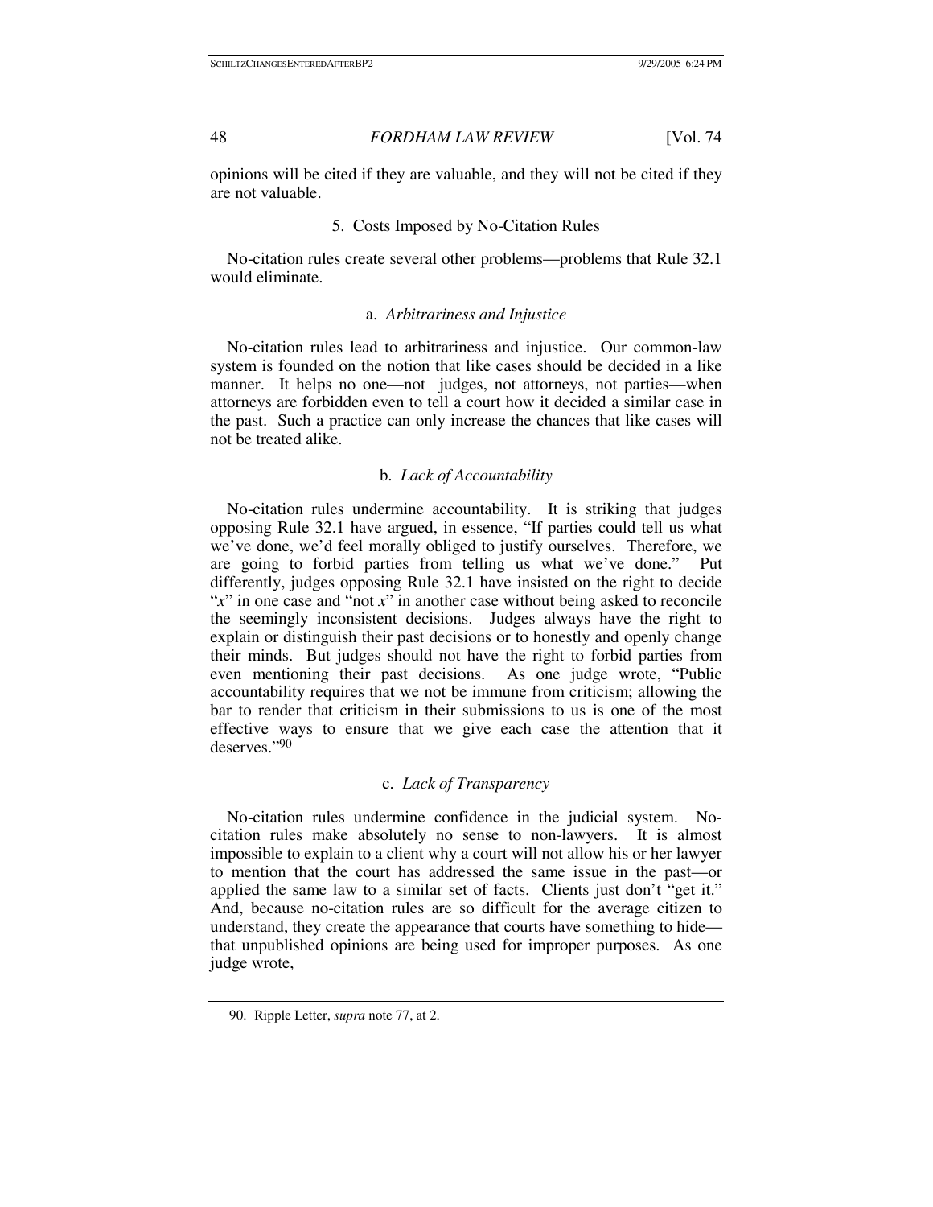opinions will be cited if they are valuable, and they will not be cited if they are not valuable.

### 5. Costs Imposed by No-Citation Rules

No-citation rules create several other problems—problems that Rule 32.1 would eliminate.

#### a. *Arbitrariness and Injustice*

No-citation rules lead to arbitrariness and injustice. Our common-law system is founded on the notion that like cases should be decided in a like manner. It helps no one—not judges, not attorneys, not parties—when attorneys are forbidden even to tell a court how it decided a similar case in the past. Such a practice can only increase the chances that like cases will not be treated alike.

#### b. *Lack of Accountability*

No-citation rules undermine accountability. It is striking that judges opposing Rule 32.1 have argued, in essence, "If parties could tell us what we've done, we'd feel morally obliged to justify ourselves. Therefore, we are going to forbid parties from telling us what we've done." Put differently, judges opposing Rule 32.1 have insisted on the right to decide "*x*" in one case and "not *x*" in another case without being asked to reconcile the seemingly inconsistent decisions. Judges always have the right to explain or distinguish their past decisions or to honestly and openly change their minds. But judges should not have the right to forbid parties from even mentioning their past decisions. As one judge wrote, "Public accountability requires that we not be immune from criticism; allowing the bar to render that criticism in their submissions to us is one of the most effective ways to ensure that we give each case the attention that it deserves."[90]

#### c. *Lack of Transparency*

No-citation rules undermine confidence in the judicial system. No-citation rules make absolutely no sense to non-lawyers. It is almost impossible to explain to a client why a court will not allow his or her lawyer to mention that the court has addressed the same issue in the past—or applied the same law to a similar set of facts. Clients just don't "get it." And, because no-citation rules are so difficult for the average citizen to understand, they create the appearance that courts have something to hide—that unpublished opinions are being used for improper purposes. As one judge wrote,

---

90. Ripple Letter, *supra* note 77, at 2.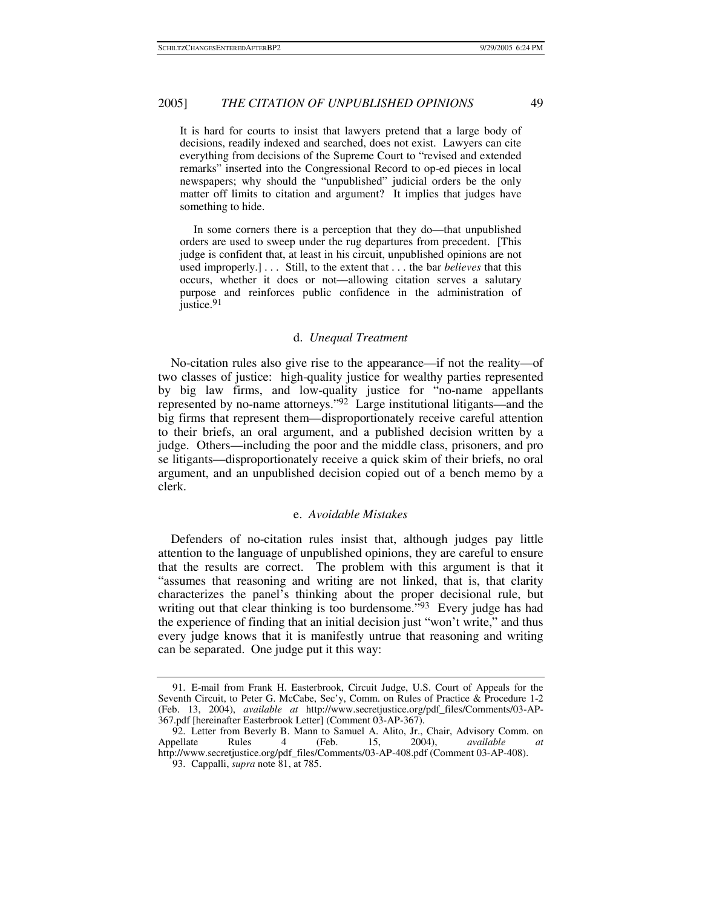> It is hard for courts to insist that lawyers pretend that a large body of decisions, readily indexed and searched, does not exist. Lawyers can cite everything from decisions of the Supreme Court to "revised and extended remarks" inserted into the Congressional Record to op-ed pieces in local newspapers; why should the "unpublished" judicial orders be the only matter off limits to citation and argument? It implies that judges have something to hide.
>
> In some corners there is a perception that they do—that unpublished orders are used to sweep under the rug departures from precedent. [This judge is confident that, at least in his circuit, unpublished opinions are not used improperly.] . . . Still, to the extent that . . . the bar *believes* that this occurs, whether it does or not—allowing citation serves a salutary purpose and reinforces public confidence in the administration of justice.[91]

#### d. *Unequal Treatment*

No-citation rules also give rise to the appearance—if not the reality—of two classes of justice: high-quality justice for wealthy parties represented by big law firms, and low-quality justice for "no-name appellants represented by no-name attorneys."[92] Large institutional litigants—and the big firms that represent them—disproportionately receive careful attention to their briefs, an oral argument, and a published decision written by a judge. Others—including the poor and the middle class, prisoners, and pro se litigants—disproportionately receive a quick skim of their briefs, no oral argument, and an unpublished decision copied out of a bench memo by a clerk.

#### e. *Avoidable Mistakes*

Defenders of no-citation rules insist that, although judges pay little attention to the language of unpublished opinions, they are careful to ensure that the results are correct. The problem with this argument is that it "assumes that reasoning and writing are not linked, that is, that clarity characterizes the panel's thinking about the proper decisional rule, but writing out that clear thinking is too burdensome."[93] Every judge has had the experience of finding that an initial decision just "won't write," and thus every judge knows that it is manifestly untrue that reasoning and writing can be separated. One judge put it this way:

---

91. E-mail from Frank H. Easterbrook, Circuit Judge, U.S. Court of Appeals for the Seventh Circuit, to Peter G. McCabe, Sec'y, Comm. on Rules of Practice & Procedure 1-2 (Feb. 13, 2004), *available at* http://www.secretjustice.org/pdf_files/Comments/03-AP-367.pdf [hereinafter Easterbrook Letter] (Comment 03-AP-367).

92. Letter from Beverly B. Mann to Samuel A. Alito, Jr., Chair, Advisory Comm. on Appellate Rules 4 (Feb. 15, 2004), *available at* http://www.secretjustice.org/pdf_files/Comments/03-AP-408.pdf (Comment 03-AP-408).

93. Cappalli, *supra* note 81, at 785.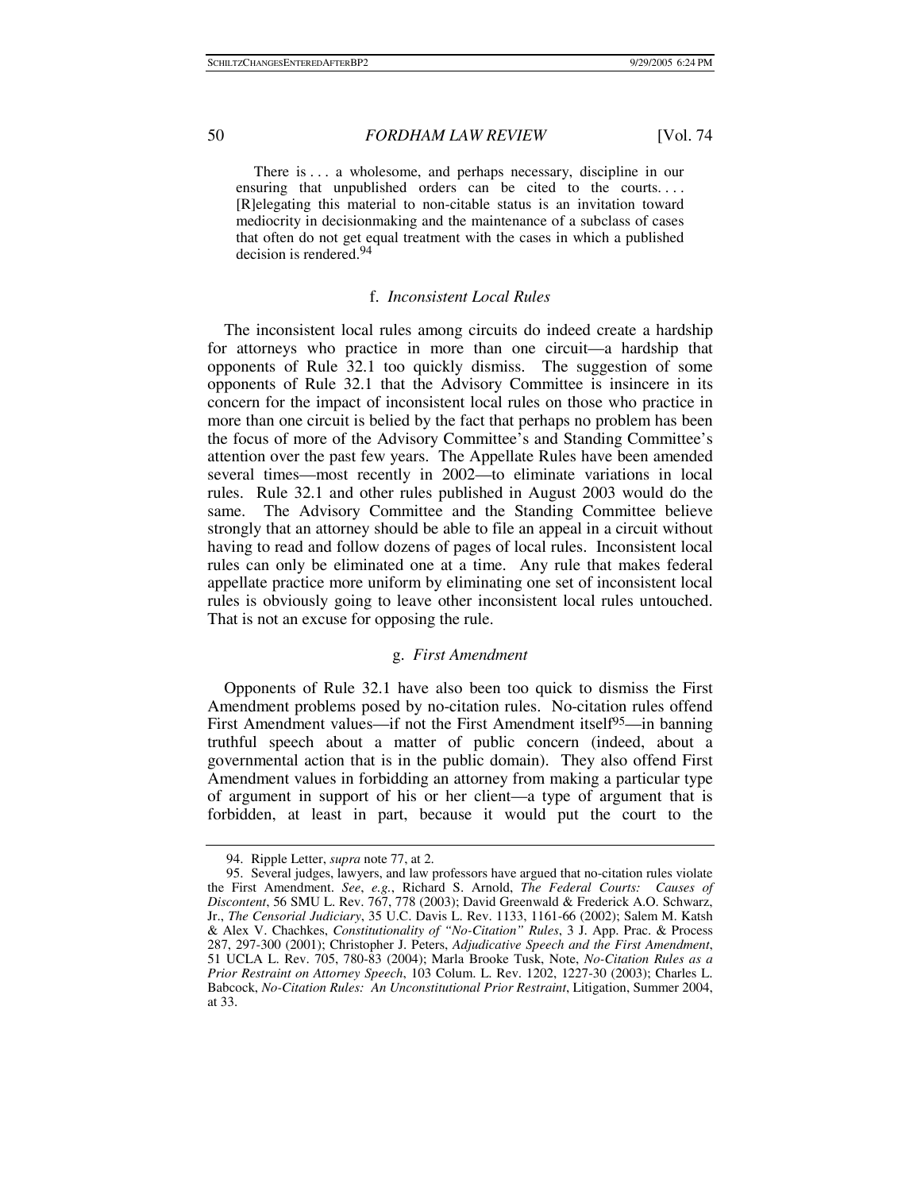> There is . . . a wholesome, and perhaps necessary, discipline in our ensuring that unpublished orders can be cited to the courts. . . . [R]elegating this material to non-citable status is an invitation toward mediocrity in decisionmaking and the maintenance of a subclass of cases that often do not get equal treatment with the cases in which a published decision is rendered.[94]

#### f. *Inconsistent Local Rules*

The inconsistent local rules among circuits do indeed create a hardship for attorneys who practice in more than one circuit—a hardship that opponents of Rule 32.1 too quickly dismiss. The suggestion of some opponents of Rule 32.1 that the Advisory Committee is insincere in its concern for the impact of inconsistent local rules on those who practice in more than one circuit is belied by the fact that perhaps no problem has been the focus of more of the Advisory Committee's and Standing Committee's attention over the past few years. The Appellate Rules have been amended several times—most recently in 2002—to eliminate variations in local rules. Rule 32.1 and other rules published in August 2003 would do the same. The Advisory Committee and the Standing Committee believe strongly that an attorney should be able to file an appeal in a circuit without having to read and follow dozens of pages of local rules. Inconsistent local rules can only be eliminated one at a time. Any rule that makes federal appellate practice more uniform by eliminating one set of inconsistent local rules is obviously going to leave other inconsistent local rules untouched. That is not an excuse for opposing the rule.

#### g. *First Amendment*

Opponents of Rule 32.1 have also been too quick to dismiss the First Amendment problems posed by no-citation rules. No-citation rules offend First Amendment values—if not the First Amendment itself[95]—in banning truthful speech about a matter of public concern (indeed, about a governmental action that is in the public domain). They also offend First Amendment values in forbidding an attorney from making a particular type of argument in support of his or her client—a type of argument that is forbidden, at least in part, because it would put the court to the

---

94. Ripple Letter, *supra* note 77, at 2.

95. Several judges, lawyers, and law professors have argued that no-citation rules violate the First Amendment. *See*, *e.g.*, Richard S. Arnold, *The Federal Courts: Causes of Discontent*, 56 SMU L. Rev. 767, 778 (2003); David Greenwald & Frederick A.O. Schwarz, Jr., *The Censorial Judiciary*, 35 U.C. Davis L. Rev. 1133, 1161-66 (2002); Salem M. Katsh & Alex V. Chachkes, *Constitutionality of "No-Citation" Rules*, 3 J. App. Prac. & Process 287, 297-300 (2001); Christopher J. Peters, *Adjudicative Speech and the First Amendment*, 51 UCLA L. Rev. 705, 780-83 (2004); Marla Brooke Tusk, Note, *No-Citation Rules as a Prior Restraint on Attorney Speech*, 103 Colum. L. Rev. 1202, 1227-30 (2003); Charles L. Babcock, *No-Citation Rules: An Unconstitutional Prior Restraint*, Litigation, Summer 2004, at 33.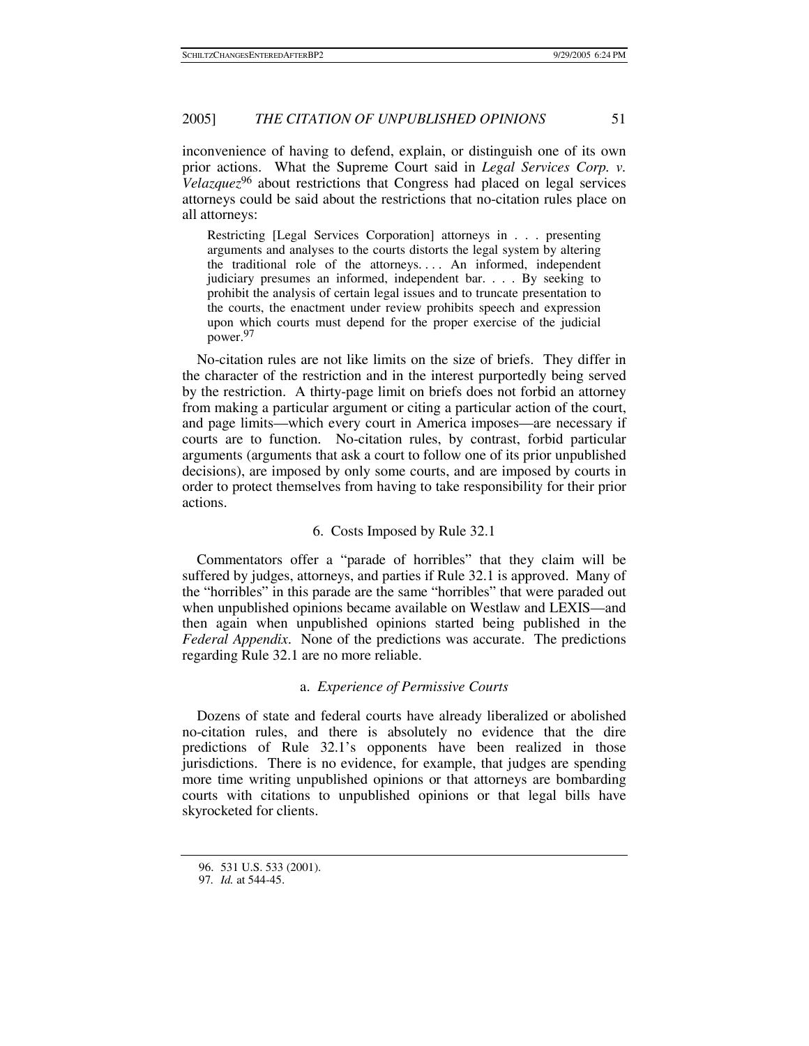inconvenience of having to defend, explain, or distinguish one of its own prior actions. What the Supreme Court said in *Legal Services Corp. v. Velazquez*[96] about restrictions that Congress had placed on legal services attorneys could be said about the restrictions that no-citation rules place on all attorneys:

> Restricting [Legal Services Corporation] attorneys in . . . presenting arguments and analyses to the courts distorts the legal system by altering the traditional role of the attorneys. . . . An informed, independent judiciary presumes an informed, independent bar. . . . By seeking to prohibit the analysis of certain legal issues and to truncate presentation to the courts, the enactment under review prohibits speech and expression upon which courts must depend for the proper exercise of the judicial power.[97]

No-citation rules are not like limits on the size of briefs. They differ in the character of the restriction and in the interest purportedly being served by the restriction. A thirty-page limit on briefs does not forbid an attorney from making a particular argument or citing a particular action of the court, and page limits—which every court in America imposes—are necessary if courts are to function. No-citation rules, by contrast, forbid particular arguments (arguments that ask a court to follow one of its prior unpublished decisions), are imposed by only some courts, and are imposed by courts in order to protect themselves from having to take responsibility for their prior actions.

### 6. Costs Imposed by Rule 32.1

Commentators offer a "parade of horribles" that they claim will be suffered by judges, attorneys, and parties if Rule 32.1 is approved. Many of the "horribles" in this parade are the same "horribles" that were paraded out when unpublished opinions became available on Westlaw and LEXIS—and then again when unpublished opinions started being published in the *Federal Appendix*. None of the predictions was accurate. The predictions regarding Rule 32.1 are no more reliable.

#### a. *Experience of Permissive Courts*

Dozens of state and federal courts have already liberalized or abolished no-citation rules, and there is absolutely no evidence that the dire predictions of Rule 32.1's opponents have been realized in those jurisdictions. There is no evidence, for example, that judges are spending more time writing unpublished opinions or that attorneys are bombarding courts with citations to unpublished opinions or that legal bills have skyrocketed for clients.

---

96. 531 U.S. 533 (2001).

97. *Id.* at 544-45.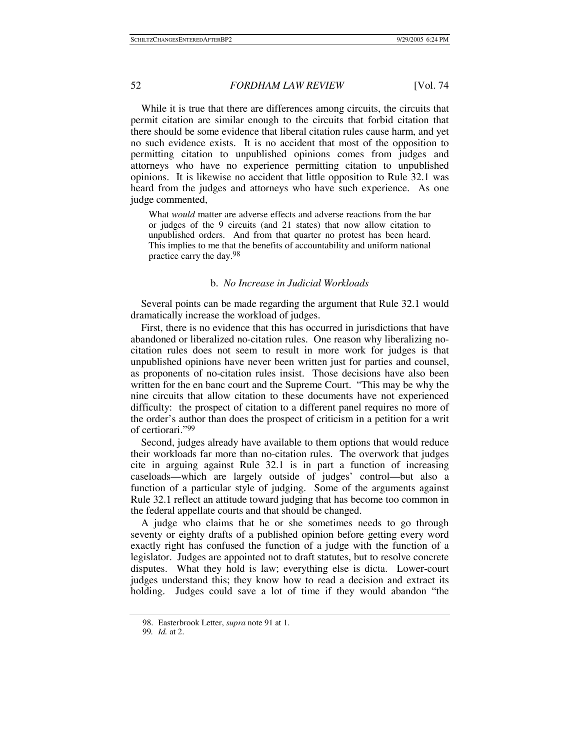While it is true that there are differences among circuits, the circuits that permit citation are similar enough to the circuits that forbid citation that there should be some evidence that liberal citation rules cause harm, and yet no such evidence exists. It is no accident that most of the opposition to permitting citation to unpublished opinions comes from judges and attorneys who have no experience permitting citation to unpublished opinions. It is likewise no accident that little opposition to Rule 32.1 was heard from the judges and attorneys who have such experience. As one judge commented,

> What *would* matter are adverse effects and adverse reactions from the bar or judges of the 9 circuits (and 21 states) that now allow citation to unpublished orders. And from that quarter no protest has been heard. This implies to me that the benefits of accountability and uniform national practice carry the day.[98]

#### b. *No Increase in Judicial Workloads*

Several points can be made regarding the argument that Rule 32.1 would dramatically increase the workload of judges.

First, there is no evidence that this has occurred in jurisdictions that have abandoned or liberalized no-citation rules. One reason why liberalizing no-citation rules does not seem to result in more work for judges is that unpublished opinions have never been written just for parties and counsel, as proponents of no-citation rules insist. Those decisions have also been written for the en banc court and the Supreme Court. "This may be why the nine circuits that allow citation to these documents have not experienced difficulty: the prospect of citation to a different panel requires no more of the order's author than does the prospect of criticism in a petition for a writ of certiorari."[99]

Second, judges already have available to them options that would reduce their workloads far more than no-citation rules. The overwork that judges cite in arguing against Rule 32.1 is in part a function of increasing caseloads—which are largely outside of judges' control—but also a function of a particular style of judging. Some of the arguments against Rule 32.1 reflect an attitude toward judging that has become too common in the federal appellate courts and that should be changed.

A judge who claims that he or she sometimes needs to go through seventy or eighty drafts of a published opinion before getting every word exactly right has confused the function of a judge with the function of a legislator. Judges are appointed not to draft statutes, but to resolve concrete disputes. What they hold is law; everything else is dicta. Lower-court judges understand this; they know how to read a decision and extract its holding. Judges could save a lot of time if they would abandon "the

---

98. Easterbrook Letter, *supra* note 91 at 1.

99. *Id.* at 2.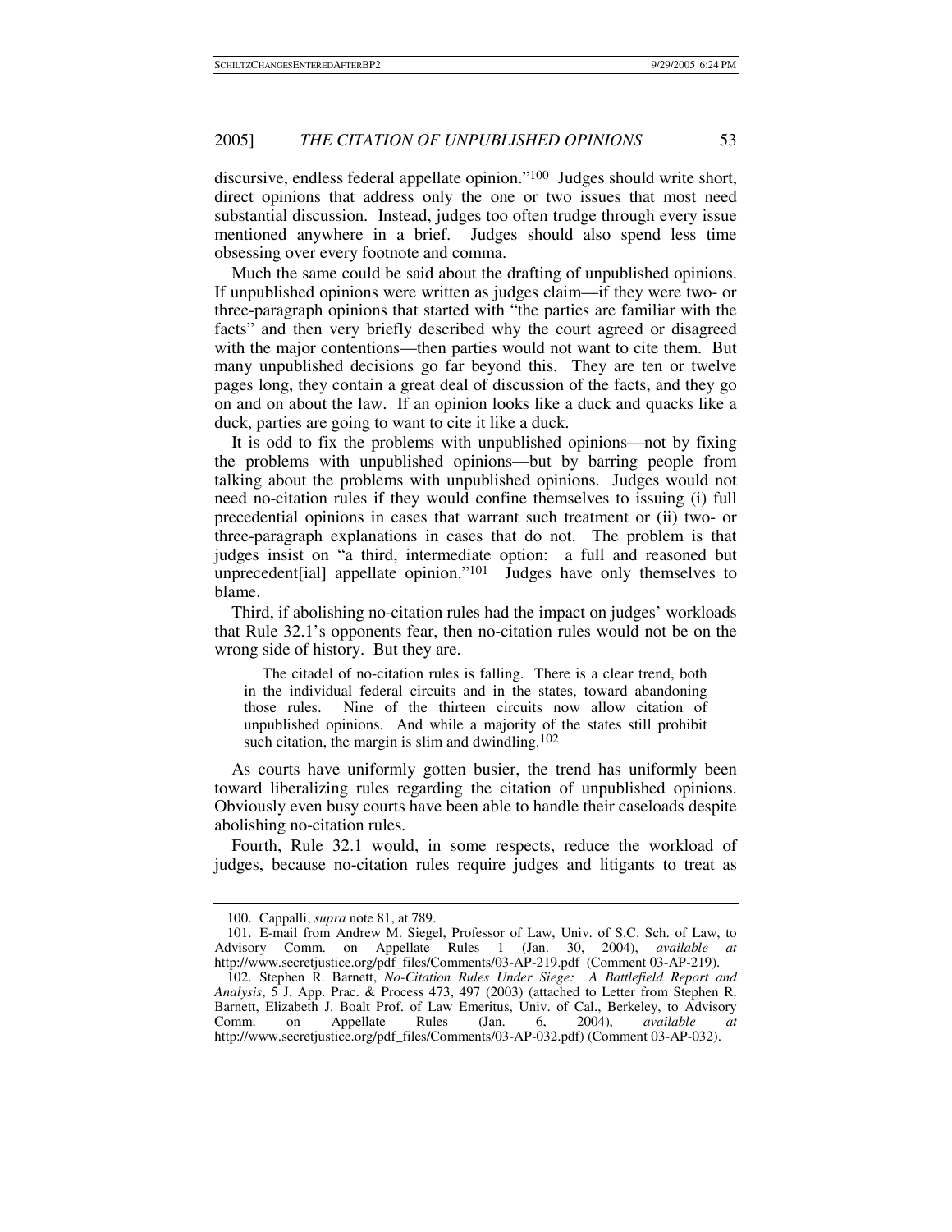discursive, endless federal appellate opinion."[100] Judges should write short, direct opinions that address only the one or two issues that most need substantial discussion. Instead, judges too often trudge through every issue mentioned anywhere in a brief. Judges should also spend less time obsessing over every footnote and comma.

Much the same could be said about the drafting of unpublished opinions. If unpublished opinions were written as judges claim—if they were two- or three-paragraph opinions that started with "the parties are familiar with the facts" and then very briefly described why the court agreed or disagreed with the major contentions—then parties would not want to cite them. But many unpublished decisions go far beyond this. They are ten or twelve pages long, they contain a great deal of discussion of the facts, and they go on and on about the law. If an opinion looks like a duck and quacks like a duck, parties are going to want to cite it like a duck.

It is odd to fix the problems with unpublished opinions—not by fixing the problems with unpublished opinions—but by barring people from talking about the problems with unpublished opinions. Judges would not need no-citation rules if they would confine themselves to issuing (i) full precedential opinions in cases that warrant such treatment or (ii) two- or three-paragraph explanations in cases that do not. The problem is that judges insist on "a third, intermediate option: a full and reasoned but unprecedent[ial] appellate opinion."[101] Judges have only themselves to blame.

Third, if abolishing no-citation rules had the impact on judges' workloads that Rule 32.1's opponents fear, then no-citation rules would not be on the wrong side of history. But they are.

> The citadel of no-citation rules is falling. There is a clear trend, both in the individual federal circuits and in the states, toward abandoning those rules. Nine of the thirteen circuits now allow citation of unpublished opinions. And while a majority of the states still prohibit such citation, the margin is slim and dwindling.[102]

As courts have uniformly gotten busier, the trend has uniformly been toward liberalizing rules regarding the citation of unpublished opinions. Obviously even busy courts have been able to handle their caseloads despite abolishing no-citation rules.

Fourth, Rule 32.1 would, in some respects, reduce the workload of judges, because no-citation rules require judges and litigants to treat as

---

100. Cappalli, *supra* note 81, at 789.

101. E-mail from Andrew M. Siegel, Professor of Law, Univ. of S.C. Sch. of Law, to Advisory Comm. on Appellate Rules 1 (Jan. 30, 2004), *available at* http://www.secretjustice.org/pdf_files/Comments/03-AP-219.pdf (Comment 03-AP-219).

102. Stephen R. Barnett, *No-Citation Rules Under Siege: A Battlefield Report and Analysis*, 5 J. App. Prac. & Process 473, 497 (2003) (attached to Letter from Stephen R. Barnett, Elizabeth J. Boalt Prof. of Law Emeritus, Univ. of Cal., Berkeley, to Advisory Comm. on Appellate Rules (Jan. 6, 2004), *available at* http://www.secretjustice.org/pdf_files/Comments/03-AP-032.pdf) (Comment 03-AP-032).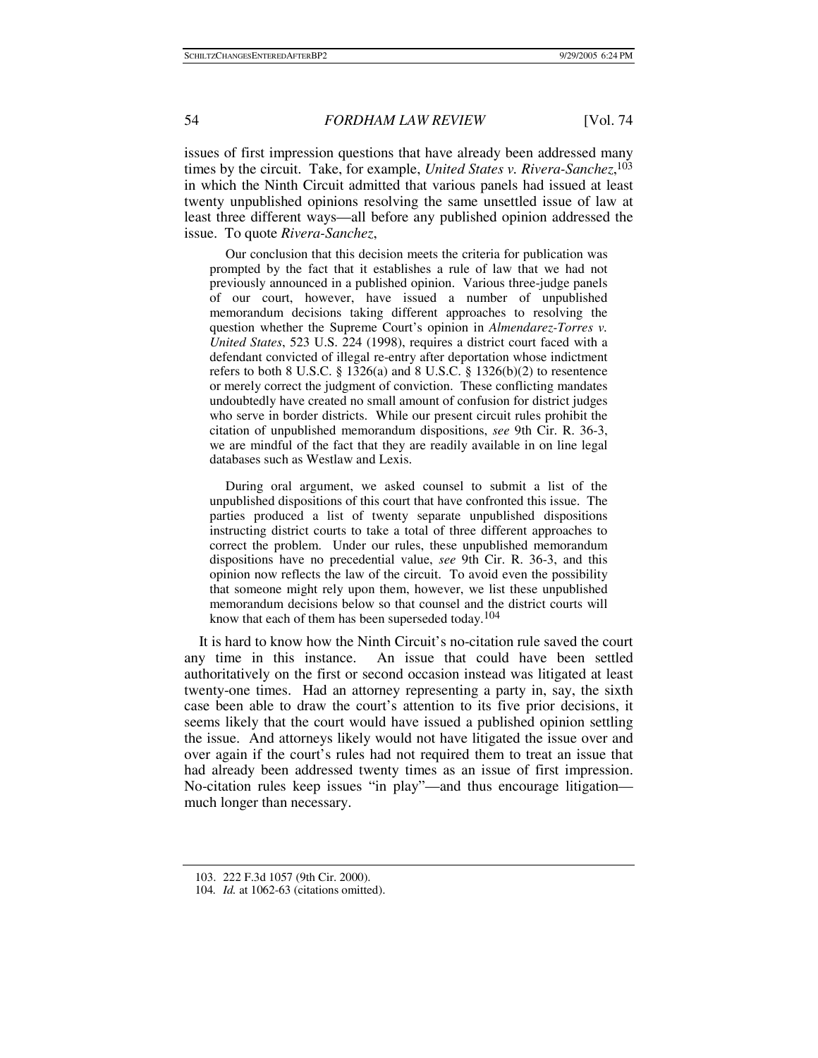issues of first impression questions that have already been addressed many times by the circuit. Take, for example, *United States v. Rivera-Sanchez*,[103] in which the Ninth Circuit admitted that various panels had issued at least twenty unpublished opinions resolving the same unsettled issue of law at least three different ways—all before any published opinion addressed the issue. To quote *Rivera-Sanchez*,

> Our conclusion that this decision meets the criteria for publication was prompted by the fact that it establishes a rule of law that we had not previously announced in a published opinion. Various three-judge panels of our court, however, have issued a number of unpublished memorandum decisions taking different approaches to resolving the question whether the Supreme Court's opinion in *Almendarez-Torres v. United States*, 523 U.S. 224 (1998), requires a district court faced with a defendant convicted of illegal re-entry after deportation whose indictment refers to both 8 U.S.C. § 1326(a) and 8 U.S.C. § 1326(b)(2) to resentence or merely correct the judgment of conviction. These conflicting mandates undoubtedly have created no small amount of confusion for district judges who serve in border districts. While our present circuit rules prohibit the citation of unpublished memorandum dispositions, *see* 9th Cir. R. 36-3, we are mindful of the fact that they are readily available in on line legal databases such as Westlaw and Lexis.
>
> During oral argument, we asked counsel to submit a list of the unpublished dispositions of this court that have confronted this issue. The parties produced a list of twenty separate unpublished dispositions instructing district courts to take a total of three different approaches to correct the problem. Under our rules, these unpublished memorandum dispositions have no precedential value, *see* 9th Cir. R. 36-3, and this opinion now reflects the law of the circuit. To avoid even the possibility that someone might rely upon them, however, we list these unpublished memorandum decisions below so that counsel and the district courts will know that each of them has been superseded today.[104]

It is hard to know how the Ninth Circuit's no-citation rule saved the court any time in this instance. An issue that could have been settled authoritatively on the first or second occasion instead was litigated at least twenty-one times. Had an attorney representing a party in, say, the sixth case been able to draw the court's attention to its five prior decisions, it seems likely that the court would have issued a published opinion settling the issue. And attorneys likely would not have litigated the issue over and over again if the court's rules had not required them to treat an issue that had already been addressed twenty times as an issue of first impression. No-citation rules keep issues "in play"—and thus encourage litigation—much longer than necessary.

---

103. 222 F.3d 1057 (9th Cir. 2000).

104. *Id.* at 1062-63 (citations omitted).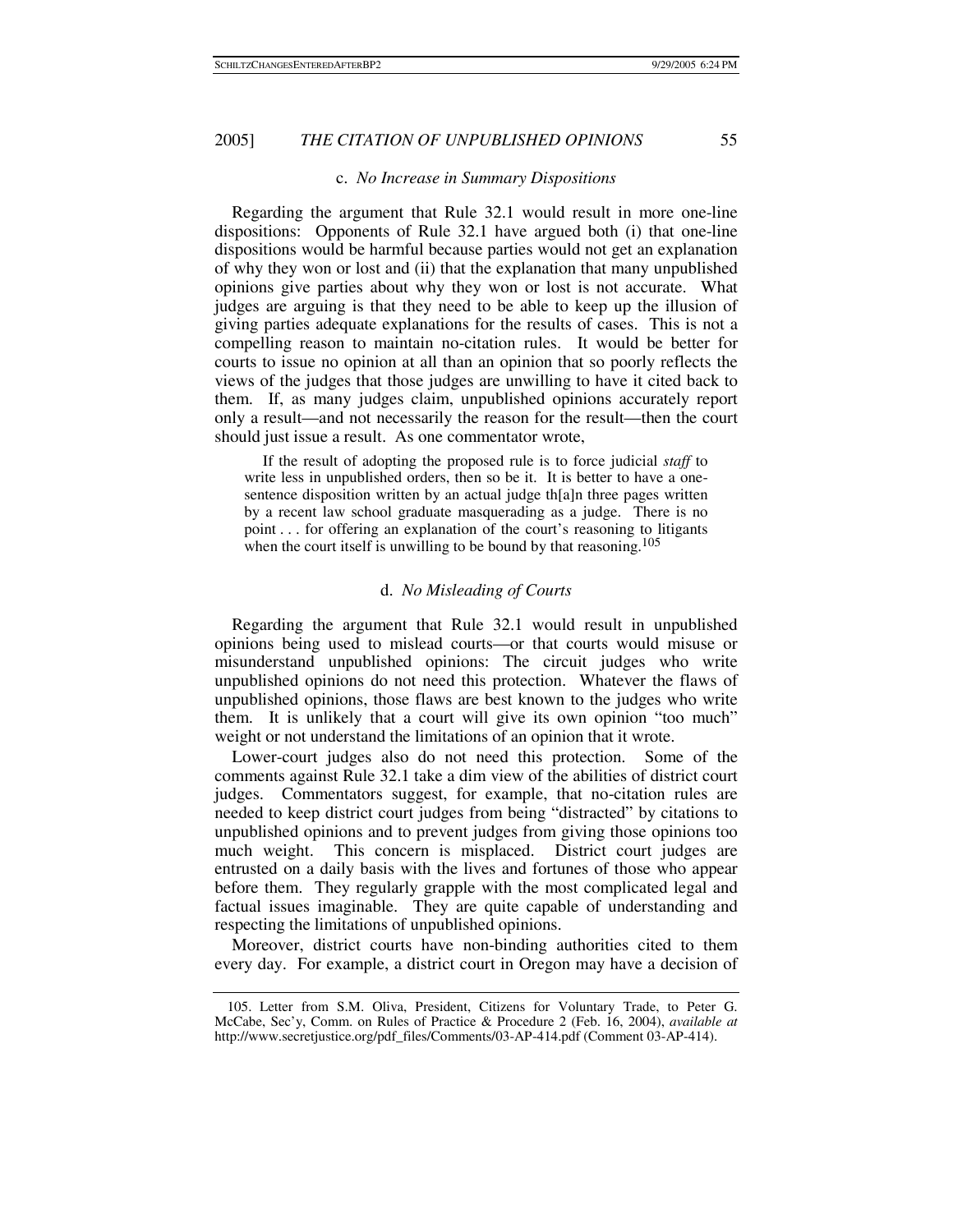### c. *No Increase in Summary Dispositions*

Regarding the argument that Rule 32.1 would result in more one-line dispositions: Opponents of Rule 32.1 have argued both (i) that one-line dispositions would be harmful because parties would not get an explanation of why they won or lost and (ii) that the explanation that many unpublished opinions give parties about why they won or lost is not accurate. What judges are arguing is that they need to be able to keep up the illusion of giving parties adequate explanations for the results of cases. This is not a compelling reason to maintain no-citation rules. It would be better for courts to issue no opinion at all than an opinion that so poorly reflects the views of the judges that those judges are unwilling to have it cited back to them. If, as many judges claim, unpublished opinions accurately report only a result—and not necessarily the reason for the result—then the court should just issue a result. As one commentator wrote,

> If the result of adopting the proposed rule is to force judicial *staff* to write less in unpublished orders, then so be it. It is better to have a one-sentence disposition written by an actual judge th[a]n three pages written by a recent law school graduate masquerading as a judge. There is no point . . . for offering an explanation of the court's reasoning to litigants when the court itself is unwilling to be bound by that reasoning.[105]

### d. *No Misleading of Courts*

Regarding the argument that Rule 32.1 would result in unpublished opinions being used to mislead courts—or that courts would misuse or misunderstand unpublished opinions: The circuit judges who write unpublished opinions do not need this protection. Whatever the flaws of unpublished opinions, those flaws are best known to the judges who write them. It is unlikely that a court will give its own opinion "too much" weight or not understand the limitations of an opinion that it wrote.

Lower-court judges also do not need this protection. Some of the comments against Rule 32.1 take a dim view of the abilities of district court judges. Commentators suggest, for example, that no-citation rules are needed to keep district court judges from being "distracted" by citations to unpublished opinions and to prevent judges from giving those opinions too much weight. This concern is misplaced. District court judges are entrusted on a daily basis with the lives and fortunes of those who appear before them. They regularly grapple with the most complicated legal and factual issues imaginable. They are quite capable of understanding and respecting the limitations of unpublished opinions.

Moreover, district courts have non-binding authorities cited to them every day. For example, a district court in Oregon may have a decision of

105. Letter from S.M. Oliva, President, Citizens for Voluntary Trade, to Peter G. McCabe, Sec'y, Comm. on Rules of Practice & Procedure 2 (Feb. 16, 2004), *available at* http://www.secretjustice.org/pdf_files/Comments/03-AP-414.pdf (Comment 03-AP-414).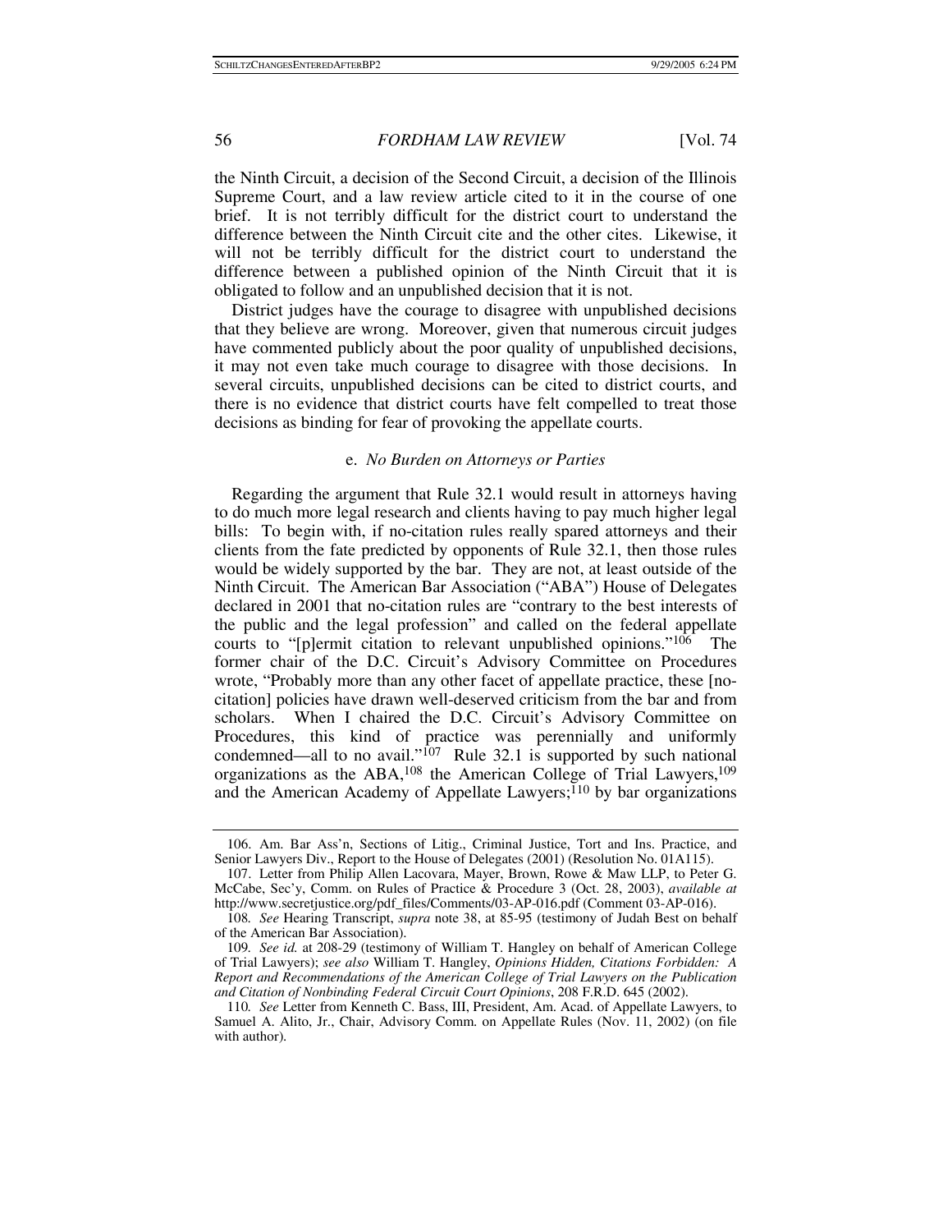the Ninth Circuit, a decision of the Second Circuit, a decision of the Illinois Supreme Court, and a law review article cited to it in the course of one brief. It is not terribly difficult for the district court to understand the difference between the Ninth Circuit cite and the other cites. Likewise, it will not be terribly difficult for the district court to understand the difference between a published opinion of the Ninth Circuit that it is obligated to follow and an unpublished decision that it is not.

District judges have the courage to disagree with unpublished decisions that they believe are wrong. Moreover, given that numerous circuit judges have commented publicly about the poor quality of unpublished decisions, it may not even take much courage to disagree with those decisions. In several circuits, unpublished decisions can be cited to district courts, and there is no evidence that district courts have felt compelled to treat those decisions as binding for fear of provoking the appellate courts.

#### e. *No Burden on Attorneys or Parties*

Regarding the argument that Rule 32.1 would result in attorneys having to do much more legal research and clients having to pay much higher legal bills: To begin with, if no-citation rules really spared attorneys and their clients from the fate predicted by opponents of Rule 32.1, then those rules would be widely supported by the bar. They are not, at least outside of the Ninth Circuit. The American Bar Association ("ABA") House of Delegates declared in 2001 that no-citation rules are "contrary to the best interests of the public and the legal profession" and called on the federal appellate courts to "[p]ermit citation to relevant unpublished opinions."[106] The former chair of the D.C. Circuit's Advisory Committee on Procedures wrote, "Probably more than any other facet of appellate practice, these [no-citation] policies have drawn well-deserved criticism from the bar and from scholars. When I chaired the D.C. Circuit's Advisory Committee on Procedures, this kind of practice was perennially and uniformly condemned—all to no avail."[107] Rule 32.1 is supported by such national organizations as the ABA,[108] the American College of Trial Lawyers,[109] and the American Academy of Appellate Lawyers;[110] by bar organizations

---

106. Am. Bar Ass'n, Sections of Litig., Criminal Justice, Tort and Ins. Practice, and Senior Lawyers Div., Report to the House of Delegates (2001) (Resolution No. 01A115).

107. Letter from Philip Allen Lacovara, Mayer, Brown, Rowe & Maw LLP, to Peter G. McCabe, Sec'y, Comm. on Rules of Practice & Procedure 3 (Oct. 28, 2003), *available at* http://www.secretjustice.org/pdf_files/Comments/03-AP-016.pdf (Comment 03-AP-016).

108. *See* Hearing Transcript, *supra* note 38, at 85-95 (testimony of Judah Best on behalf of the American Bar Association).

109. *See id.* at 208-29 (testimony of William T. Hangley on behalf of American College of Trial Lawyers); *see also* William T. Hangley, *Opinions Hidden, Citations Forbidden: A Report and Recommendations of the American College of Trial Lawyers on the Publication and Citation of Nonbinding Federal Circuit Court Opinions*, 208 F.R.D. 645 (2002).

110. *See* Letter from Kenneth C. Bass, III, President, Am. Acad. of Appellate Lawyers, to Samuel A. Alito, Jr., Chair, Advisory Comm. on Appellate Rules (Nov. 11, 2002) (on file with author).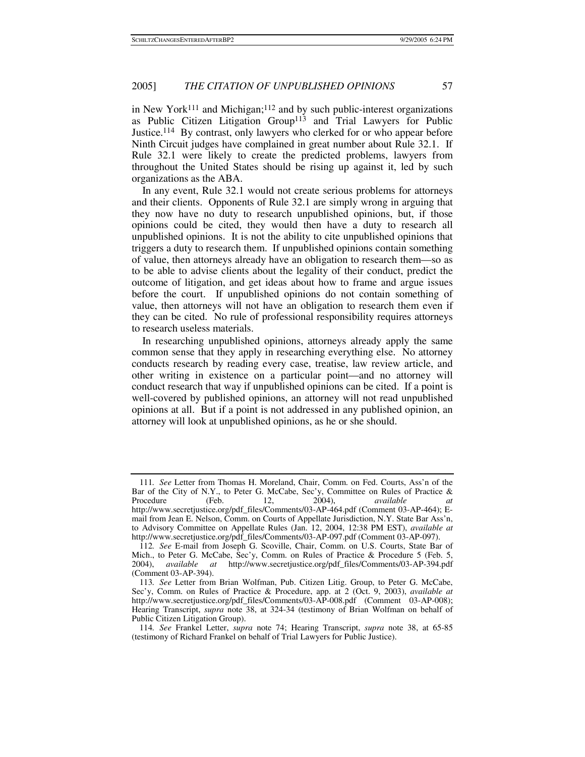in New York[111] and Michigan;[112] and by such public-interest organizations as Public Citizen Litigation Group[113] and Trial Lawyers for Public Justice.[114] By contrast, only lawyers who clerked for or who appear before Ninth Circuit judges have complained in great number about Rule 32.1. If Rule 32.1 were likely to create the predicted problems, lawyers from throughout the United States should be rising up against it, led by such organizations as the ABA.

In any event, Rule 32.1 would not create serious problems for attorneys and their clients. Opponents of Rule 32.1 are simply wrong in arguing that they now have no duty to research unpublished opinions, but, if those opinions could be cited, they would then have a duty to research all unpublished opinions. It is not the ability to cite unpublished opinions that triggers a duty to research them. If unpublished opinions contain something of value, then attorneys already have an obligation to research them—so as to be able to advise clients about the legality of their conduct, predict the outcome of litigation, and get ideas about how to frame and argue issues before the court. If unpublished opinions do not contain something of value, then attorneys will not have an obligation to research them even if they can be cited. No rule of professional responsibility requires attorneys to research useless materials.

In researching unpublished opinions, attorneys already apply the same common sense that they apply in researching everything else. No attorney conducts research by reading every case, treatise, law review article, and other writing in existence on a particular point—and no attorney will conduct research that way if unpublished opinions can be cited. If a point is well-covered by published opinions, an attorney will not read unpublished opinions at all. But if a point is not addressed in any published opinion, an attorney will look at unpublished opinions, as he or she should.

---

111. *See* Letter from Thomas H. Moreland, Chair, Comm. on Fed. Courts, Ass'n of the Bar of the City of N.Y., to Peter G. McCabe, Sec'y, Committee on Rules of Practice & Procedure (Feb. 12, 2004), *available at* http://www.secretjustice.org/pdf_files/Comments/03-AP-464.pdf (Comment 03-AP-464); E-mail from Jean E. Nelson, Comm. on Courts of Appellate Jurisdiction, N.Y. State Bar Ass'n, to Advisory Committee on Appellate Rules (Jan. 12, 2004, 12:38 PM EST), *available at* http://www.secretjustice.org/pdf_files/Comments/03-AP-097.pdf (Comment 03-AP-097).

112. *See* E-mail from Joseph G. Scoville, Chair, Comm. on U.S. Courts, State Bar of Mich., to Peter G. McCabe, Sec'y, Comm. on Rules of Practice & Procedure 5 (Feb. 5, 2004), *available at* http://www.secretjustice.org/pdf_files/Comments/03-AP-394.pdf (Comment 03-AP-394).

113. *See* Letter from Brian Wolfman, Pub. Citizen Litig. Group, to Peter G. McCabe, Sec'y, Comm. on Rules of Practice & Procedure, app. at 2 (Oct. 9, 2003), *available at* http://www.secretjustice.org/pdf_files/Comments/03-AP-008.pdf (Comment 03-AP-008); Hearing Transcript, *supra* note 38, at 324-34 (testimony of Brian Wolfman on behalf of Public Citizen Litigation Group).

114. *See* Frankel Letter, *supra* note 74; Hearing Transcript, *supra* note 38, at 65-85 (testimony of Richard Frankel on behalf of Trial Lawyers for Public Justice).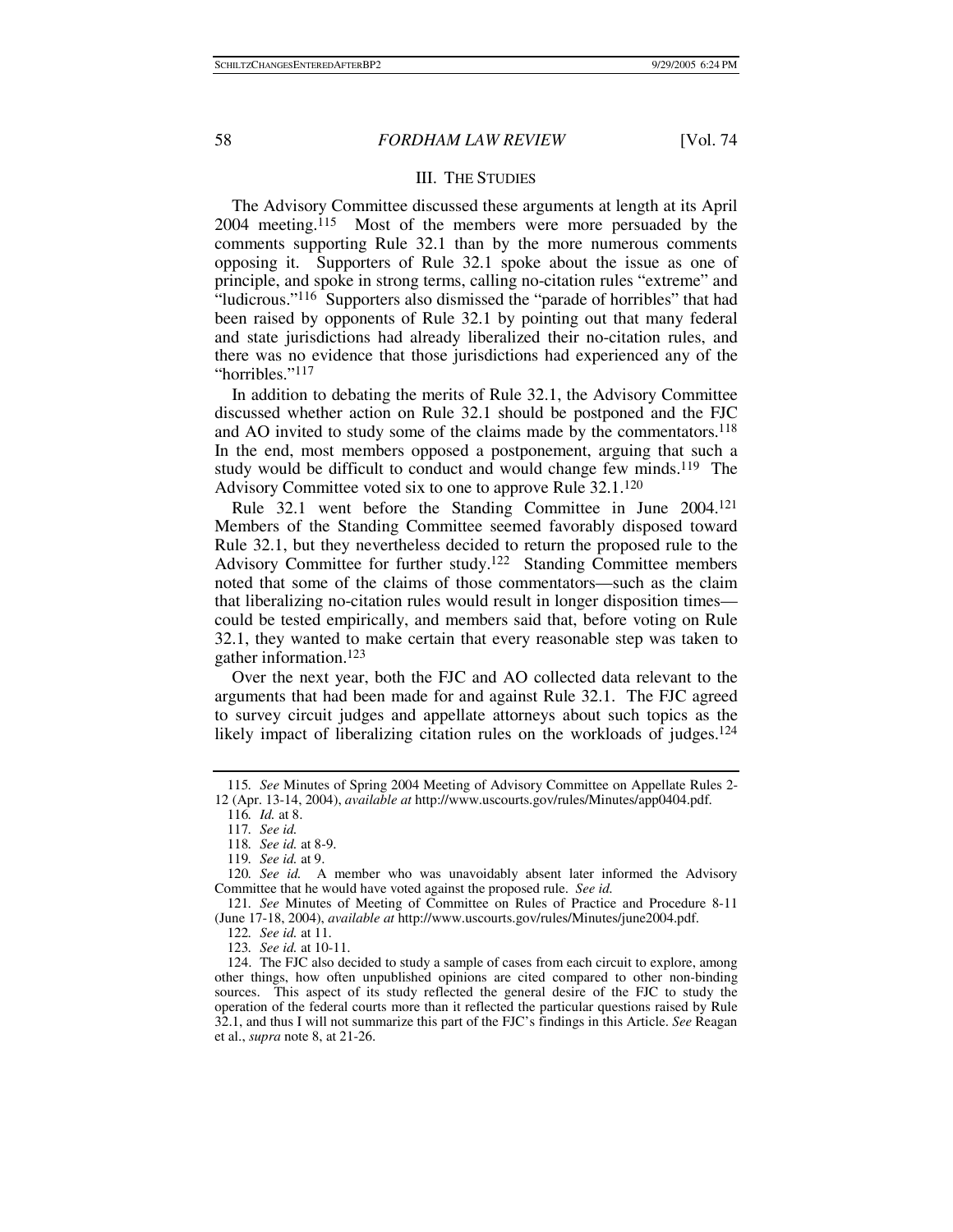## III. THE STUDIES

The Advisory Committee discussed these arguments at length at its April 2004 meeting.[115] Most of the members were more persuaded by the comments supporting Rule 32.1 than by the more numerous comments opposing it. Supporters of Rule 32.1 spoke about the issue as one of principle, and spoke in strong terms, calling no-citation rules "extreme" and "ludicrous."[116] Supporters also dismissed the "parade of horribles" that had been raised by opponents of Rule 32.1 by pointing out that many federal and state jurisdictions had already liberalized their no-citation rules, and there was no evidence that those jurisdictions had experienced any of the "horribles."[117]

In addition to debating the merits of Rule 32.1, the Advisory Committee discussed whether action on Rule 32.1 should be postponed and the FJC and AO invited to study some of the claims made by the commentators.[118] In the end, most members opposed a postponement, arguing that such a study would be difficult to conduct and would change few minds.[119] The Advisory Committee voted six to one to approve Rule 32.1.[120]

Rule 32.1 went before the Standing Committee in June 2004.[121] Members of the Standing Committee seemed favorably disposed toward Rule 32.1, but they nevertheless decided to return the proposed rule to the Advisory Committee for further study.[122] Standing Committee members noted that some of the claims of those commentators—such as the claim that liberalizing no-citation rules would result in longer disposition times—could be tested empirically, and members said that, before voting on Rule 32.1, they wanted to make certain that every reasonable step was taken to gather information.[123]

Over the next year, both the FJC and AO collected data relevant to the arguments that had been made for and against Rule 32.1. The FJC agreed to survey circuit judges and appellate attorneys about such topics as the likely impact of liberalizing citation rules on the workloads of judges.[124]

---

115. *See* Minutes of Spring 2004 Meeting of Advisory Committee on Appellate Rules 2-12 (Apr. 13-14, 2004), *available at* http://www.uscourts.gov/rules/Minutes/app0404.pdf.

116. *Id.* at 8.

117. *See id.*

118. *See id.* at 8-9.

119. *See id.* at 9.

120. *See id.* A member who was unavoidably absent later informed the Advisory Committee that he would have voted against the proposed rule. *See id.*

121. *See* Minutes of Meeting of Committee on Rules of Practice and Procedure 8-11 (June 17-18, 2004), *available at* http://www.uscourts.gov/rules/Minutes/june2004.pdf.

122. *See id.* at 11.

123. *See id.* at 10-11.

124. The FJC also decided to study a sample of cases from each circuit to explore, among other things, how often unpublished opinions are cited compared to other non-binding sources. This aspect of its study reflected the general desire of the FJC to study the operation of the federal courts more than it reflected the particular questions raised by Rule 32.1, and thus I will not summarize this part of the FJC's findings in this Article. *See* Reagan et al., *supra* note 8, at 21-26.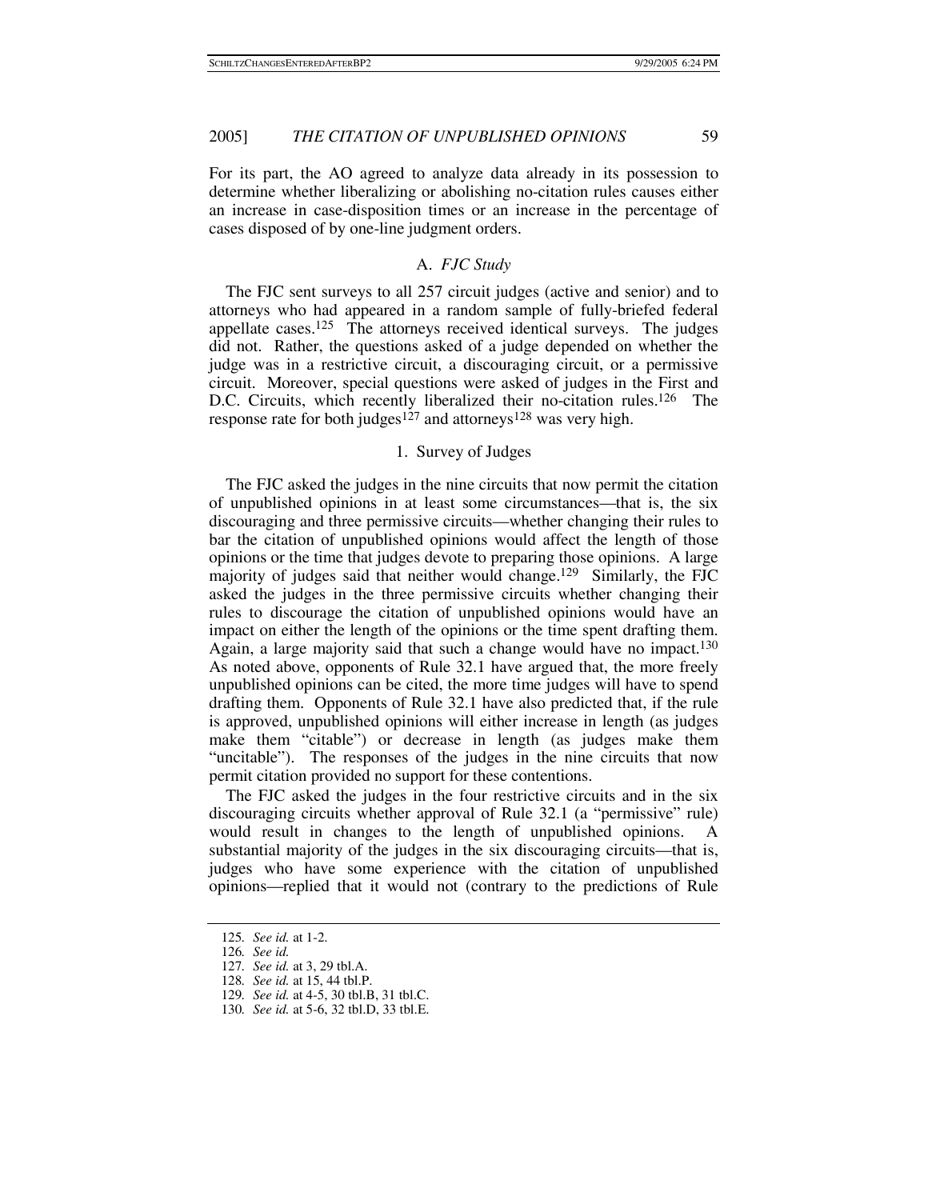For its part, the AO agreed to analyze data already in its possession to determine whether liberalizing or abolishing no-citation rules causes either an increase in case-disposition times or an increase in the percentage of cases disposed of by one-line judgment orders.

### A. *FJC Study*

The FJC sent surveys to all 257 circuit judges (active and senior) and to attorneys who had appeared in a random sample of fully-briefed federal appellate cases.[125] The attorneys received identical surveys. The judges did not. Rather, the questions asked of a judge depended on whether the judge was in a restrictive circuit, a discouraging circuit, or a permissive circuit. Moreover, special questions were asked of judges in the First and D.C. Circuits, which recently liberalized their no-citation rules.[126] The response rate for both judges[127] and attorneys[128] was very high.

#### 1. Survey of Judges

The FJC asked the judges in the nine circuits that now permit the citation of unpublished opinions in at least some circumstances—that is, the six discouraging and three permissive circuits—whether changing their rules to bar the citation of unpublished opinions would affect the length of those opinions or the time that judges devote to preparing those opinions. A large majority of judges said that neither would change.[129] Similarly, the FJC asked the judges in the three permissive circuits whether changing their rules to discourage the citation of unpublished opinions would have an impact on either the length of the opinions or the time spent drafting them. Again, a large majority said that such a change would have no impact.[130] As noted above, opponents of Rule 32.1 have argued that, the more freely unpublished opinions can be cited, the more time judges will have to spend drafting them. Opponents of Rule 32.1 have also predicted that, if the rule is approved, unpublished opinions will either increase in length (as judges make them "citable") or decrease in length (as judges make them "uncitable"). The responses of the judges in the nine circuits that now permit citation provided no support for these contentions.

The FJC asked the judges in the four restrictive circuits and in the six discouraging circuits whether approval of Rule 32.1 (a "permissive" rule) would result in changes to the length of unpublished opinions. A substantial majority of the judges in the six discouraging circuits—that is, judges who have some experience with the citation of unpublished opinions—replied that it would not (contrary to the predictions of Rule

---

125. *See id.* at 1-2.
126. *See id.*
127. *See id.* at 3, 29 tbl.A.
128. *See id.* at 15, 44 tbl.P.
129. *See id.* at 4-5, 30 tbl.B, 31 tbl.C.
130. *See id.* at 5-6, 32 tbl.D, 33 tbl.E.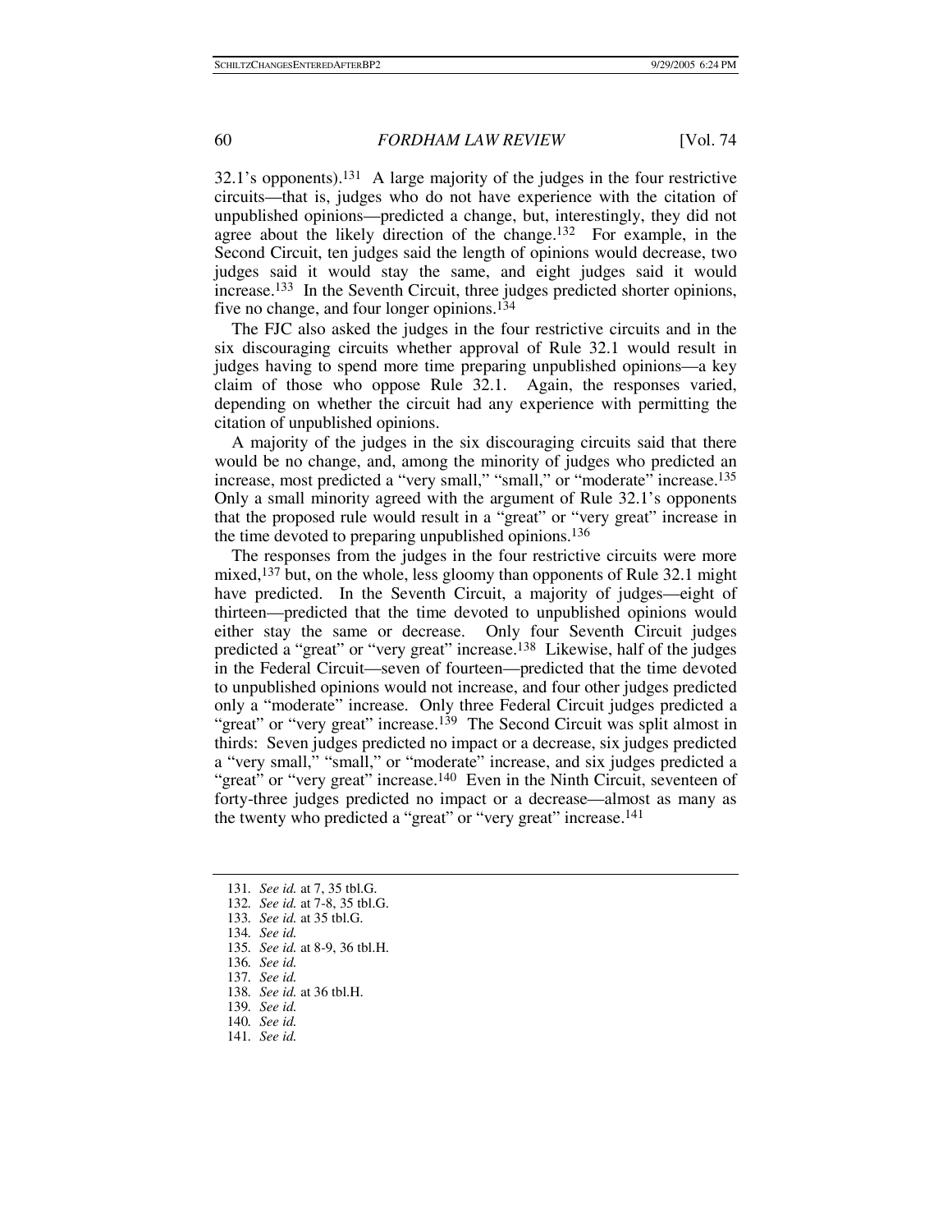32.1's opponents).[131] A large majority of the judges in the four restrictive circuits—that is, judges who do not have experience with the citation of unpublished opinions—predicted a change, but, interestingly, they did not agree about the likely direction of the change.[132] For example, in the Second Circuit, ten judges said the length of opinions would decrease, two judges said it would stay the same, and eight judges said it would increase.[133] In the Seventh Circuit, three judges predicted shorter opinions, five no change, and four longer opinions.[134]

The FJC also asked the judges in the four restrictive circuits and in the six discouraging circuits whether approval of Rule 32.1 would result in judges having to spend more time preparing unpublished opinions—a key claim of those who oppose Rule 32.1. Again, the responses varied, depending on whether the circuit had any experience with permitting the citation of unpublished opinions.

A majority of the judges in the six discouraging circuits said that there would be no change, and, among the minority of judges who predicted an increase, most predicted a "very small," "small," or "moderate" increase.[135] Only a small minority agreed with the argument of Rule 32.1's opponents that the proposed rule would result in a "great" or "very great" increase in the time devoted to preparing unpublished opinions.[136]

The responses from the judges in the four restrictive circuits were more mixed,[137] but, on the whole, less gloomy than opponents of Rule 32.1 might have predicted. In the Seventh Circuit, a majority of judges—eight of thirteen—predicted that the time devoted to unpublished opinions would either stay the same or decrease. Only four Seventh Circuit judges predicted a "great" or "very great" increase.[138] Likewise, half of the judges in the Federal Circuit—seven of fourteen—predicted that the time devoted to unpublished opinions would not increase, and four other judges predicted only a "moderate" increase. Only three Federal Circuit judges predicted a "great" or "very great" increase.[139] The Second Circuit was split almost in thirds: Seven judges predicted no impact or a decrease, six judges predicted a "very small," "small," or "moderate" increase, and six judges predicted a "great" or "very great" increase.[140] Even in the Ninth Circuit, seventeen of forty-three judges predicted no impact or a decrease—almost as many as the twenty who predicted a "great" or "very great" increase.[141]

---

131. *See id.* at 7, 35 tbl.G.
132. *See id.* at 7-8, 35 tbl.G.
133. *See id.* at 35 tbl.G.
134. *See id.*
135. *See id.* at 8-9, 36 tbl.H.
136. *See id.*
137. *See id.*
138. *See id.* at 36 tbl.H.
139. *See id.*
140. *See id.*
141. *See id.*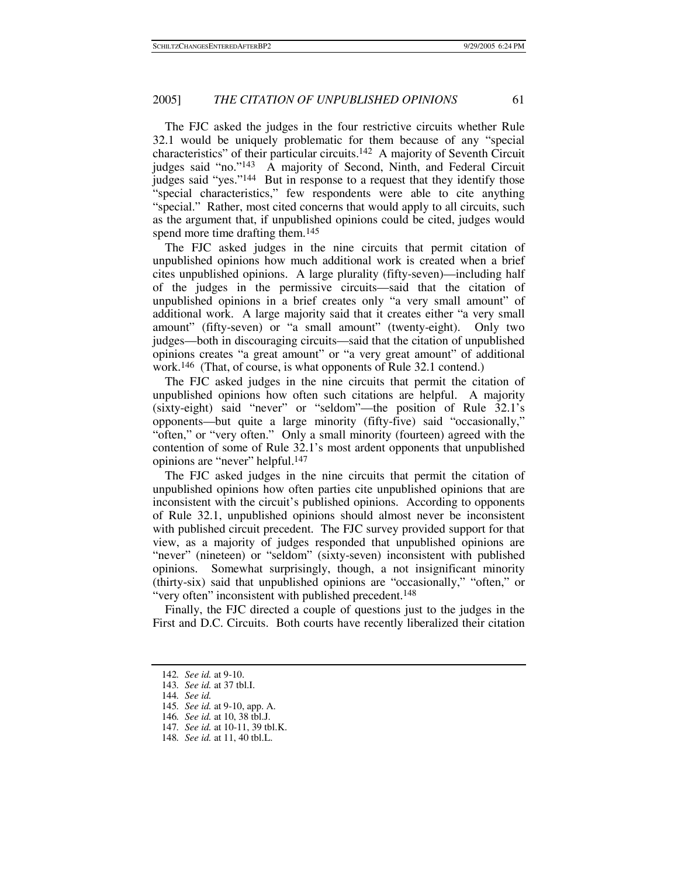The FJC asked the judges in the four restrictive circuits whether Rule 32.1 would be uniquely problematic for them because of any "special characteristics" of their particular circuits.[142] A majority of Seventh Circuit judges said "no."[143] A majority of Second, Ninth, and Federal Circuit judges said "yes."[144] But in response to a request that they identify those "special characteristics," few respondents were able to cite anything "special." Rather, most cited concerns that would apply to all circuits, such as the argument that, if unpublished opinions could be cited, judges would spend more time drafting them.[145]

The FJC asked judges in the nine circuits that permit citation of unpublished opinions how much additional work is created when a brief cites unpublished opinions. A large plurality (fifty-seven)—including half of the judges in the permissive circuits—said that the citation of unpublished opinions in a brief creates only "a very small amount" of additional work. A large majority said that it creates either "a very small amount" (fifty-seven) or "a small amount" (twenty-eight). Only two judges—both in discouraging circuits—said that the citation of unpublished opinions creates "a great amount" or "a very great amount" of additional work.[146] (That, of course, is what opponents of Rule 32.1 contend.)

The FJC asked judges in the nine circuits that permit the citation of unpublished opinions how often such citations are helpful. A majority (sixty-eight) said "never" or "seldom"—the position of Rule 32.1's opponents—but quite a large minority (fifty-five) said "occasionally," "often," or "very often." Only a small minority (fourteen) agreed with the contention of some of Rule 32.1's most ardent opponents that unpublished opinions are "never" helpful.[147]

The FJC asked judges in the nine circuits that permit the citation of unpublished opinions how often parties cite unpublished opinions that are inconsistent with the circuit's published opinions. According to opponents of Rule 32.1, unpublished opinions should almost never be inconsistent with published circuit precedent. The FJC survey provided support for that view, as a majority of judges responded that unpublished opinions are "never" (nineteen) or "seldom" (sixty-seven) inconsistent with published opinions. Somewhat surprisingly, though, a not insignificant minority (thirty-six) said that unpublished opinions are "occasionally," "often," or "very often" inconsistent with published precedent.[148]

Finally, the FJC directed a couple of questions just to the judges in the First and D.C. Circuits. Both courts have recently liberalized their citation

---

142. *See id.* at 9-10.
143. *See id.* at 37 tbl.I.
144. *See id.*
145. *See id.* at 9-10, app. A.
146. *See id.* at 10, 38 tbl.J.
147. *See id.* at 10-11, 39 tbl.K.
148. *See id.* at 11, 40 tbl.L.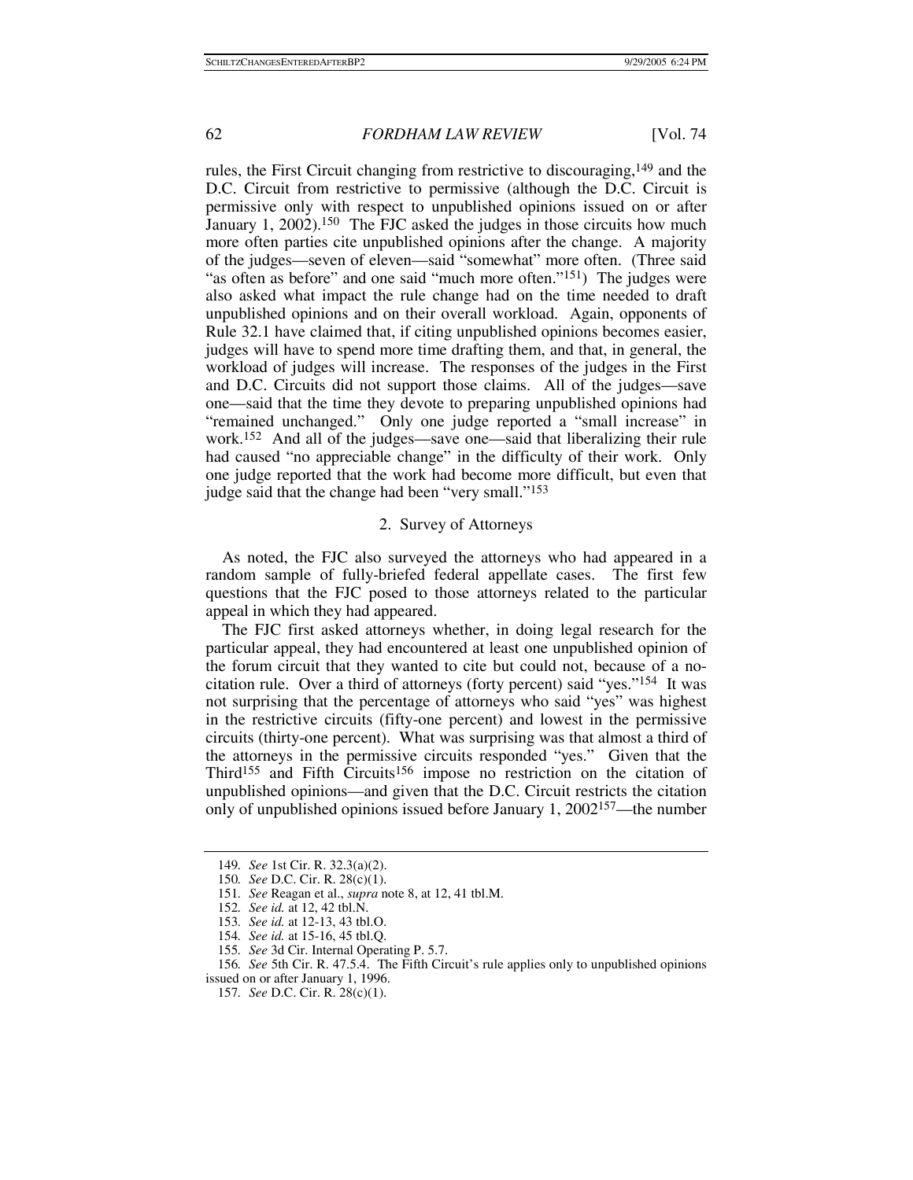rules, the First Circuit changing from restrictive to discouraging,[149] and the D.C. Circuit from restrictive to permissive (although the D.C. Circuit is permissive only with respect to unpublished opinions issued on or after January 1, 2002).[150] The FJC asked the judges in those circuits how much more often parties cite unpublished opinions after the change. A majority of the judges—seven of eleven—said "somewhat" more often. (Three said "as often as before" and one said "much more often."[151]) The judges were also asked what impact the rule change had on the time needed to draft unpublished opinions and on their overall workload. Again, opponents of Rule 32.1 have claimed that, if citing unpublished opinions becomes easier, judges will have to spend more time drafting them, and that, in general, the workload of judges will increase. The responses of the judges in the First and D.C. Circuits did not support those claims. All of the judges—save one—said that the time they devote to preparing unpublished opinions had "remained unchanged." Only one judge reported a "small increase" in work.[152] And all of the judges—save one—said that liberalizing their rule had caused "no appreciable change" in the difficulty of their work. Only one judge reported that the work had become more difficult, but even that judge said that the change had been "very small."[153]

### 2. Survey of Attorneys

As noted, the FJC also surveyed the attorneys who had appeared in a random sample of fully-briefed federal appellate cases. The first few questions that the FJC posed to those attorneys related to the particular appeal in which they had appeared.

The FJC first asked attorneys whether, in doing legal research for the particular appeal, they had encountered at least one unpublished opinion of the forum circuit that they wanted to cite but could not, because of a no-citation rule. Over a third of attorneys (forty percent) said "yes."[154] It was not surprising that the percentage of attorneys who said "yes" was highest in the restrictive circuits (fifty-one percent) and lowest in the permissive circuits (thirty-one percent). What was surprising was that almost a third of the attorneys in the permissive circuits responded "yes." Given that the Third[155] and Fifth Circuits[156] impose no restriction on the citation of unpublished opinions—and given that the D.C. Circuit restricts the citation only of unpublished opinions issued before January 1, 2002[157]—the number

---

149. *See* 1st Cir. R. 32.3(a)(2).

150. *See* D.C. Cir. R. 28(c)(1).

151. *See* Reagan et al., *supra* note 8, at 12, 41 tbl.M.

152. *See id.* at 12, 42 tbl.N.

153. *See id.* at 12-13, 43 tbl.O.

154. *See id.* at 15-16, 45 tbl.Q.

155. *See* 3d Cir. Internal Operating P. 5.7.

156. *See* 5th Cir. R. 47.5.4. The Fifth Circuit's rule applies only to unpublished opinions issued on or after January 1, 1996.

157. *See* D.C. Cir. R. 28(c)(1).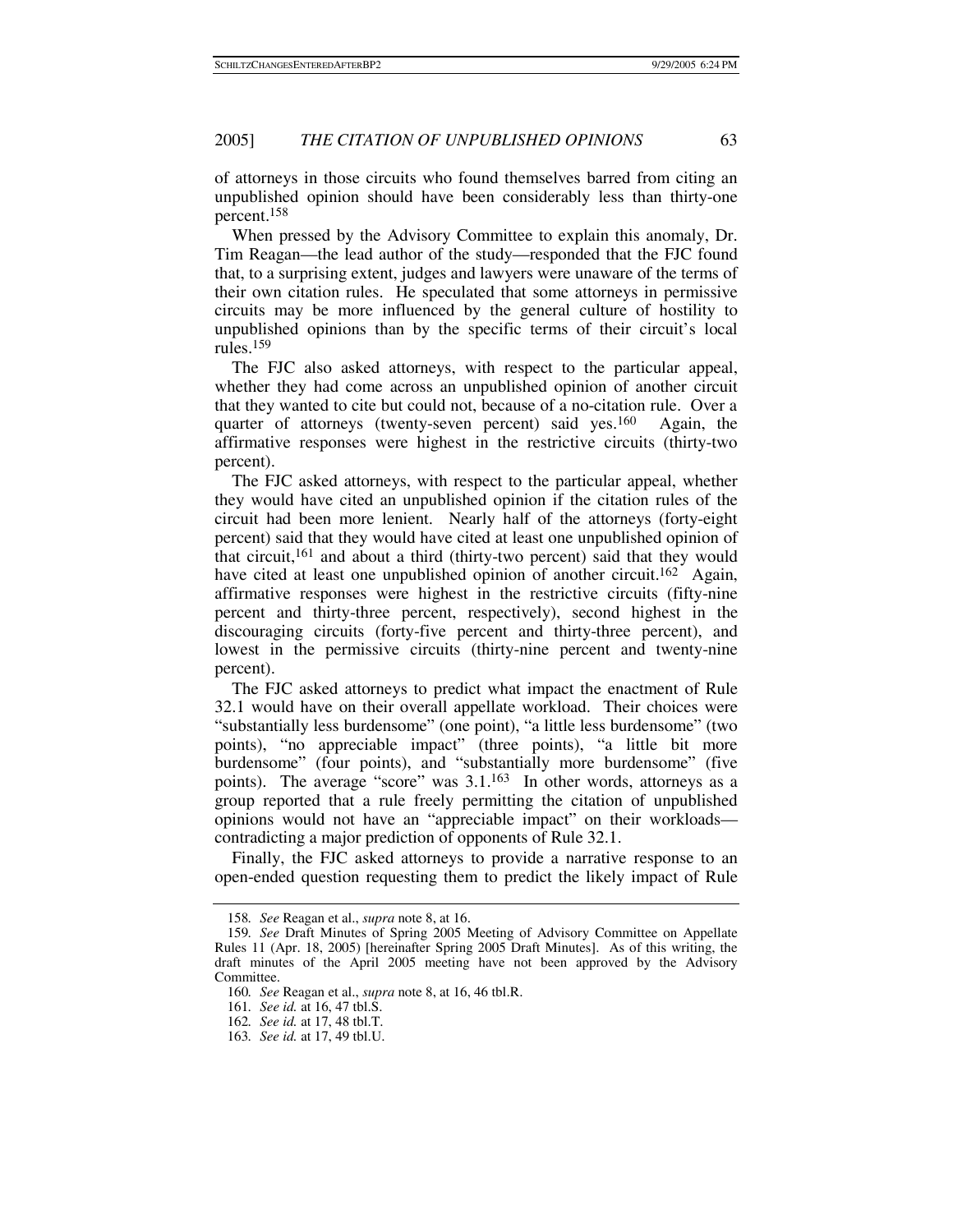of attorneys in those circuits who found themselves barred from citing an unpublished opinion should have been considerably less than thirty-one percent.[158]

When pressed by the Advisory Committee to explain this anomaly, Dr. Tim Reagan—the lead author of the study—responded that the FJC found that, to a surprising extent, judges and lawyers were unaware of the terms of their own citation rules. He speculated that some attorneys in permissive circuits may be more influenced by the general culture of hostility to unpublished opinions than by the specific terms of their circuit's local rules.[159]

The FJC also asked attorneys, with respect to the particular appeal, whether they had come across an unpublished opinion of another circuit that they wanted to cite but could not, because of a no-citation rule. Over a quarter of attorneys (twenty-seven percent) said yes.[160] Again, the affirmative responses were highest in the restrictive circuits (thirty-two percent).

The FJC asked attorneys, with respect to the particular appeal, whether they would have cited an unpublished opinion if the citation rules of the circuit had been more lenient. Nearly half of the attorneys (forty-eight percent) said that they would have cited at least one unpublished opinion of that circuit,[161] and about a third (thirty-two percent) said that they would have cited at least one unpublished opinion of another circuit.[162] Again, affirmative responses were highest in the restrictive circuits (fifty-nine percent and thirty-three percent, respectively), second highest in the discouraging circuits (forty-five percent and thirty-three percent), and lowest in the permissive circuits (thirty-nine percent and twenty-nine percent).

The FJC asked attorneys to predict what impact the enactment of Rule 32.1 would have on their overall appellate workload. Their choices were "substantially less burdensome" (one point), "a little less burdensome" (two points), "no appreciable impact" (three points), "a little bit more burdensome" (four points), and "substantially more burdensome" (five points). The average "score" was 3.1.[163] In other words, attorneys as a group reported that a rule freely permitting the citation of unpublished opinions would not have an "appreciable impact" on their workloads—contradicting a major prediction of opponents of Rule 32.1.

Finally, the FJC asked attorneys to provide a narrative response to an open-ended question requesting them to predict the likely impact of Rule

---

158. *See* Reagan et al., *supra* note 8, at 16.

159. *See* Draft Minutes of Spring 2005 Meeting of Advisory Committee on Appellate Rules 11 (Apr. 18, 2005) [hereinafter Spring 2005 Draft Minutes]. As of this writing, the draft minutes of the April 2005 meeting have not been approved by the Advisory Committee.

160. *See* Reagan et al., *supra* note 8, at 16, 46 tbl.R.

161. *See id.* at 16, 47 tbl.S.

162. *See id.* at 17, 48 tbl.T.

163. *See id.* at 17, 49 tbl.U.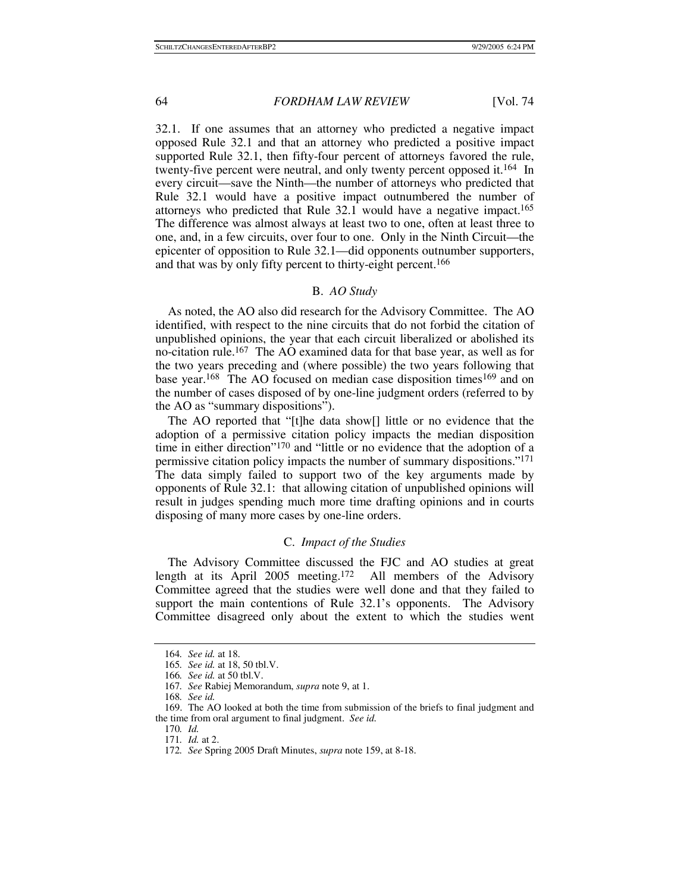32.1. If one assumes that an attorney who predicted a negative impact opposed Rule 32.1 and that an attorney who predicted a positive impact supported Rule 32.1, then fifty-four percent of attorneys favored the rule, twenty-five percent were neutral, and only twenty percent opposed it.[164] In every circuit—save the Ninth—the number of attorneys who predicted that Rule 32.1 would have a positive impact outnumbered the number of attorneys who predicted that Rule 32.1 would have a negative impact.[165] The difference was almost always at least two to one, often at least three to one, and, in a few circuits, over four to one. Only in the Ninth Circuit—the epicenter of opposition to Rule 32.1—did opponents outnumber supporters, and that was by only fifty percent to thirty-eight percent.[166]

### B. *AO Study*

As noted, the AO also did research for the Advisory Committee. The AO identified, with respect to the nine circuits that do not forbid the citation of unpublished opinions, the year that each circuit liberalized or abolished its no-citation rule.[167] The AO examined data for that base year, as well as for the two years preceding and (where possible) the two years following that base year.[168] The AO focused on median case disposition times[169] and on the number of cases disposed of by one-line judgment orders (referred to by the AO as "summary dispositions").

The AO reported that "[t]he data show[] little or no evidence that the adoption of a permissive citation policy impacts the median disposition time in either direction"[170] and "little or no evidence that the adoption of a permissive citation policy impacts the number of summary dispositions."[171] The data simply failed to support two of the key arguments made by opponents of Rule 32.1: that allowing citation of unpublished opinions will result in judges spending much more time drafting opinions and in courts disposing of many more cases by one-line orders.

### C. *Impact of the Studies*

The Advisory Committee discussed the FJC and AO studies at great length at its April 2005 meeting.[172] All members of the Advisory Committee agreed that the studies were well done and that they failed to support the main contentions of Rule 32.1's opponents. The Advisory Committee disagreed only about the extent to which the studies went

---

164. *See id.* at 18.

165. *See id.* at 18, 50 tbl.V.

166. *See id.* at 50 tbl.V.

167. *See* Rabiej Memorandum, *supra* note 9, at 1.

168. *See id.*

169. The AO looked at both the time from submission of the briefs to final judgment and the time from oral argument to final judgment. *See id.*

170. *Id.*

171. *Id.* at 2.

172. *See* Spring 2005 Draft Minutes, *supra* note 159, at 8-18.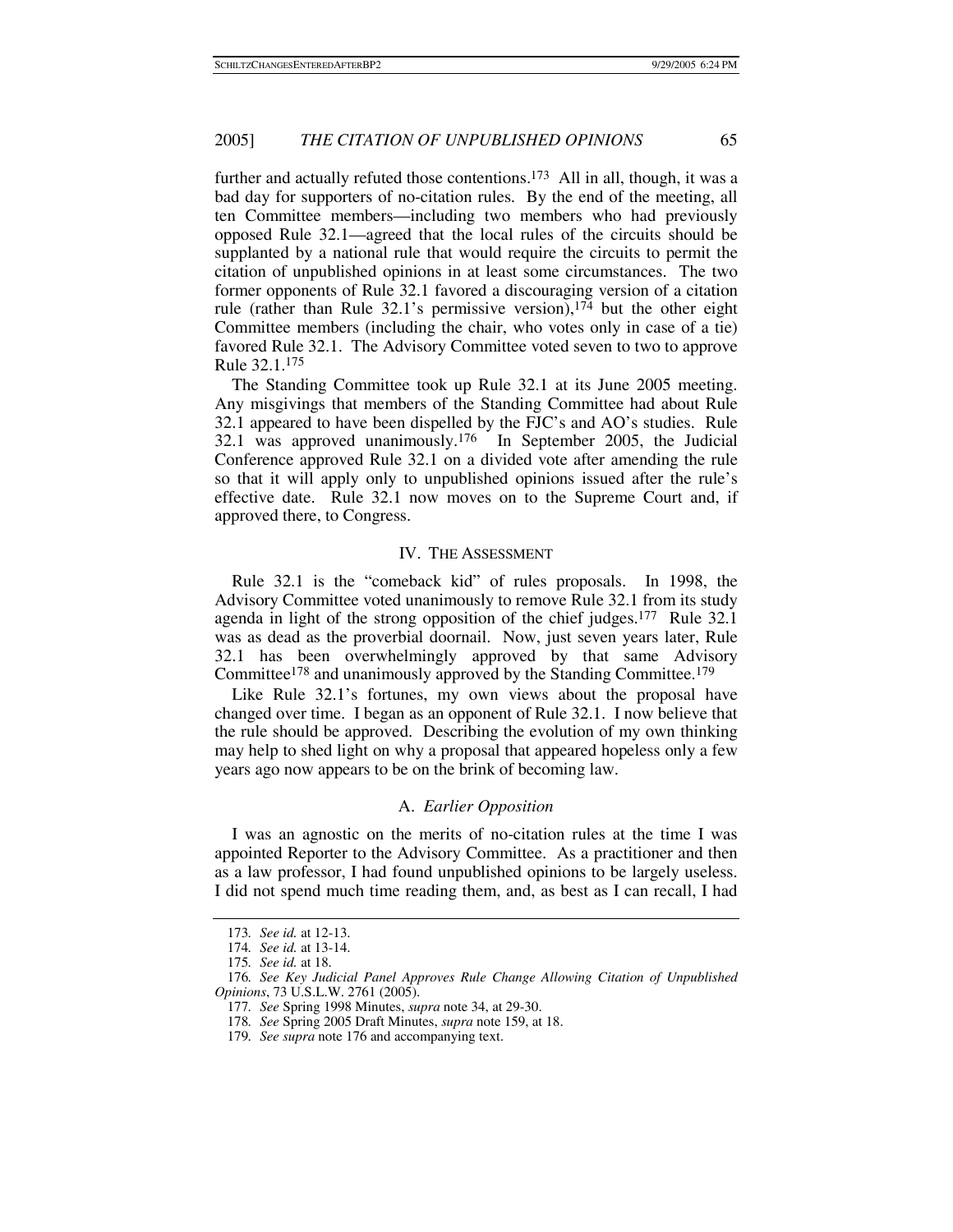further and actually refuted those contentions.[173] All in all, though, it was a bad day for supporters of no-citation rules. By the end of the meeting, all ten Committee members—including two members who had previously opposed Rule 32.1—agreed that the local rules of the circuits should be supplanted by a national rule that would require the circuits to permit the citation of unpublished opinions in at least some circumstances. The two former opponents of Rule 32.1 favored a discouraging version of a citation rule (rather than Rule 32.1's permissive version),[174] but the other eight Committee members (including the chair, who votes only in case of a tie) favored Rule 32.1. The Advisory Committee voted seven to two to approve Rule 32.1.[175]

The Standing Committee took up Rule 32.1 at its June 2005 meeting. Any misgivings that members of the Standing Committee had about Rule 32.1 appeared to have been dispelled by the FJC's and AO's studies. Rule 32.1 was approved unanimously.[176] In September 2005, the Judicial Conference approved Rule 32.1 on a divided vote after amending the rule so that it will apply only to unpublished opinions issued after the rule's effective date. Rule 32.1 now moves on to the Supreme Court and, if approved there, to Congress.

## IV. THE ASSESSMENT

Rule 32.1 is the "comeback kid" of rules proposals. In 1998, the Advisory Committee voted unanimously to remove Rule 32.1 from its study agenda in light of the strong opposition of the chief judges.[177] Rule 32.1 was as dead as the proverbial doornail. Now, just seven years later, Rule 32.1 has been overwhelmingly approved by that same Advisory Committee[178] and unanimously approved by the Standing Committee.[179]

Like Rule 32.1's fortunes, my own views about the proposal have changed over time. I began as an opponent of Rule 32.1. I now believe that the rule should be approved. Describing the evolution of my own thinking may help to shed light on why a proposal that appeared hopeless only a few years ago now appears to be on the brink of becoming law.

### A. *Earlier Opposition*

I was an agnostic on the merits of no-citation rules at the time I was appointed Reporter to the Advisory Committee. As a practitioner and then as a law professor, I had found unpublished opinions to be largely useless. I did not spend much time reading them, and, as best as I can recall, I had

---

173. *See id.* at 12-13.

174. *See id.* at 13-14.

175. *See id.* at 18.

176. *See Key Judicial Panel Approves Rule Change Allowing Citation of Unpublished Opinions*, 73 U.S.L.W. 2761 (2005).

177. *See* Spring 1998 Minutes, *supra* note 34, at 29-30.

178. *See* Spring 2005 Draft Minutes, *supra* note 159, at 18.

179. *See supra* note 176 and accompanying text.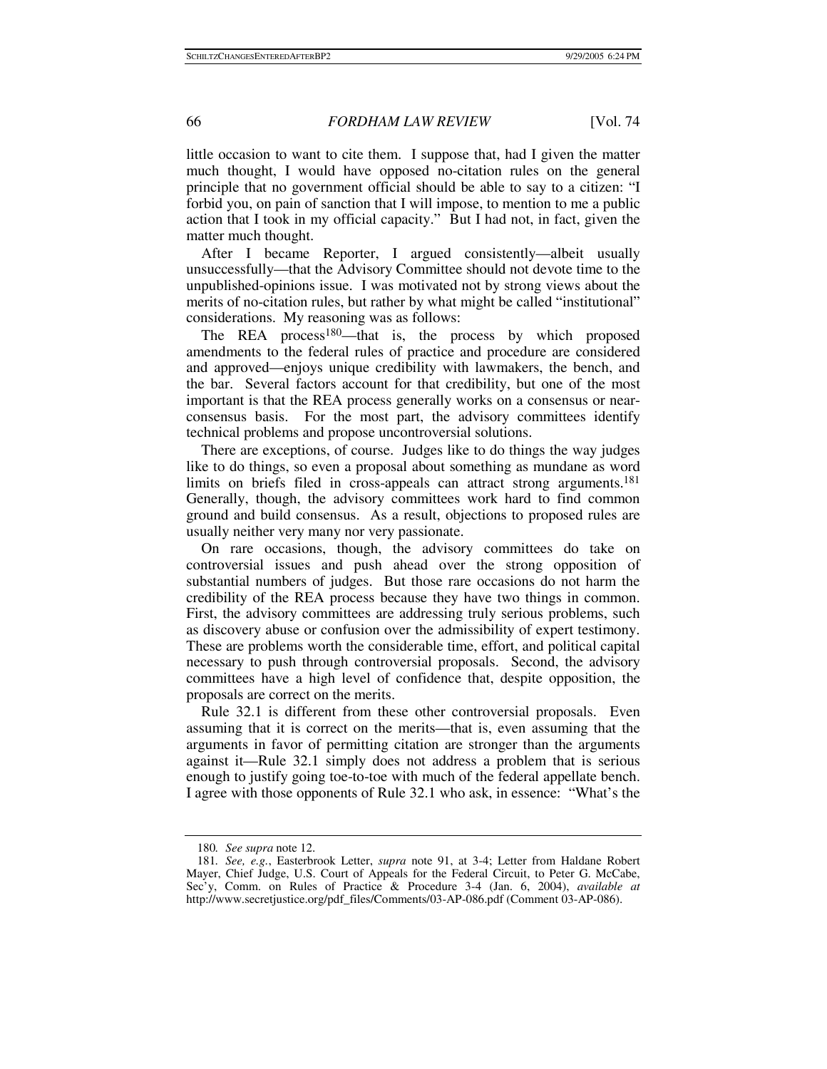little occasion to want to cite them. I suppose that, had I given the matter much thought, I would have opposed no-citation rules on the general principle that no government official should be able to say to a citizen: "I forbid you, on pain of sanction that I will impose, to mention to me a public action that I took in my official capacity." But I had not, in fact, given the matter much thought.

After I became Reporter, I argued consistently—albeit usually unsuccessfully—that the Advisory Committee should not devote time to the unpublished-opinions issue. I was motivated not by strong views about the merits of no-citation rules, but rather by what might be called "institutional" considerations. My reasoning was as follows:

The REA process[180]—that is, the process by which proposed amendments to the federal rules of practice and procedure are considered and approved—enjoys unique credibility with lawmakers, the bench, and the bar. Several factors account for that credibility, but one of the most important is that the REA process generally works on a consensus or near-consensus basis. For the most part, the advisory committees identify technical problems and propose uncontroversial solutions.

There are exceptions, of course. Judges like to do things the way judges like to do things, so even a proposal about something as mundane as word limits on briefs filed in cross-appeals can attract strong arguments.[181] Generally, though, the advisory committees work hard to find common ground and build consensus. As a result, objections to proposed rules are usually neither very many nor very passionate.

On rare occasions, though, the advisory committees do take on controversial issues and push ahead over the strong opposition of substantial numbers of judges. But those rare occasions do not harm the credibility of the REA process because they have two things in common. First, the advisory committees are addressing truly serious problems, such as discovery abuse or confusion over the admissibility of expert testimony. These are problems worth the considerable time, effort, and political capital necessary to push through controversial proposals. Second, the advisory committees have a high level of confidence that, despite opposition, the proposals are correct on the merits.

Rule 32.1 is different from these other controversial proposals. Even assuming that it is correct on the merits—that is, even assuming that the arguments in favor of permitting citation are stronger than the arguments against it—Rule 32.1 simply does not address a problem that is serious enough to justify going toe-to-toe with much of the federal appellate bench. I agree with those opponents of Rule 32.1 who ask, in essence: "What's the

180. *See supra* note 12.

181. *See, e.g.*, Easterbrook Letter, *supra* note 91, at 3-4; Letter from Haldane Robert Mayer, Chief Judge, U.S. Court of Appeals for the Federal Circuit, to Peter G. McCabe, Sec'y, Comm. on Rules of Practice & Procedure 3-4 (Jan. 6, 2004), *available at* http://www.secretjustice.org/pdf_files/Comments/03-AP-086.pdf (Comment 03-AP-086).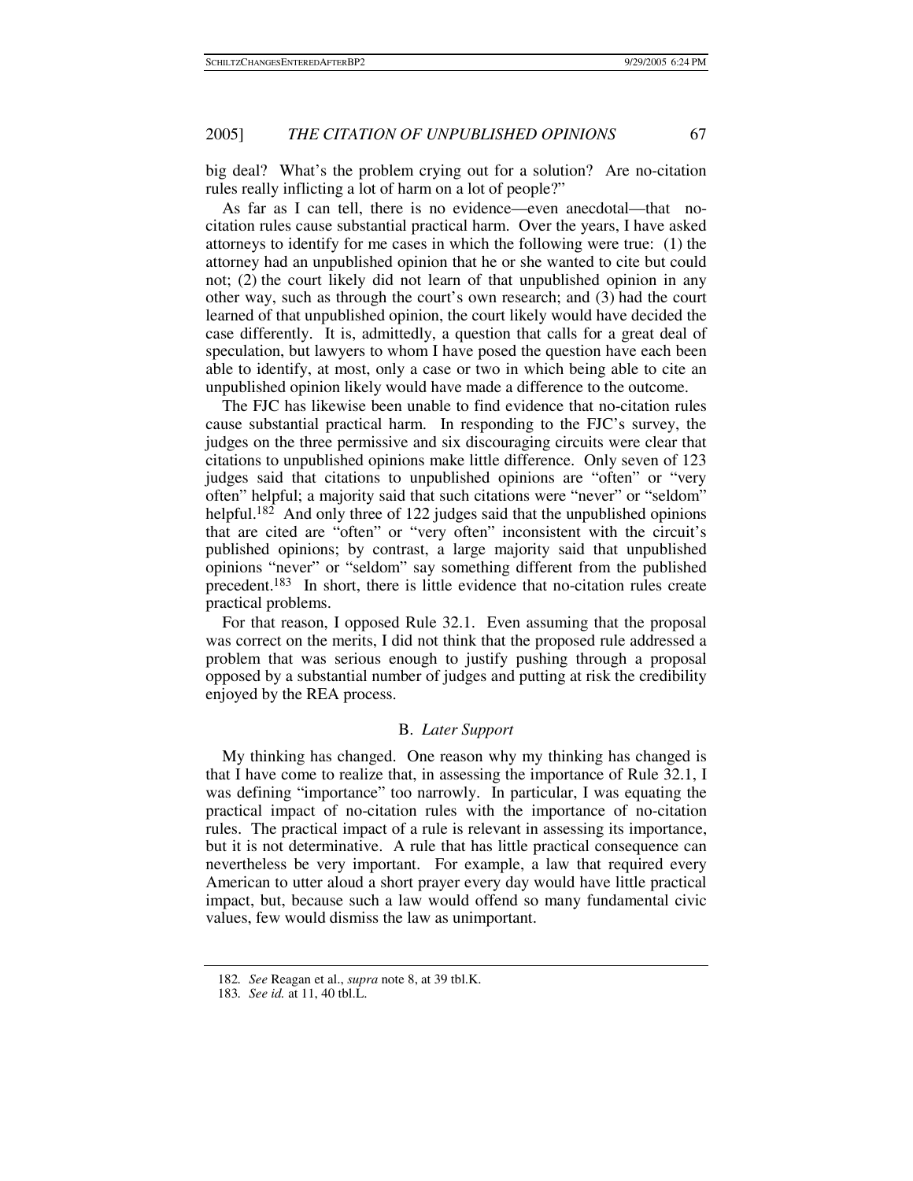big deal? What's the problem crying out for a solution? Are no-citation rules really inflicting a lot of harm on a lot of people?"

As far as I can tell, there is no evidence—even anecdotal—that no-citation rules cause substantial practical harm. Over the years, I have asked attorneys to identify for me cases in which the following were true: (1) the attorney had an unpublished opinion that he or she wanted to cite but could not; (2) the court likely did not learn of that unpublished opinion in any other way, such as through the court's own research; and (3) had the court learned of that unpublished opinion, the court likely would have decided the case differently. It is, admittedly, a question that calls for a great deal of speculation, but lawyers to whom I have posed the question have each been able to identify, at most, only a case or two in which being able to cite an unpublished opinion likely would have made a difference to the outcome.

The FJC has likewise been unable to find evidence that no-citation rules cause substantial practical harm. In responding to the FJC's survey, the judges on the three permissive and six discouraging circuits were clear that citations to unpublished opinions make little difference. Only seven of 123 judges said that citations to unpublished opinions are "often" or "very often" helpful; a majority said that such citations were "never" or "seldom" helpful.[182] And only three of 122 judges said that the unpublished opinions that are cited are "often" or "very often" inconsistent with the circuit's published opinions; by contrast, a large majority said that unpublished opinions "never" or "seldom" say something different from the published precedent.[183] In short, there is little evidence that no-citation rules create practical problems.

For that reason, I opposed Rule 32.1. Even assuming that the proposal was correct on the merits, I did not think that the proposed rule addressed a problem that was serious enough to justify pushing through a proposal opposed by a substantial number of judges and putting at risk the credibility enjoyed by the REA process.

### B. *Later Support*

My thinking has changed. One reason why my thinking has changed is that I have come to realize that, in assessing the importance of Rule 32.1, I was defining "importance" too narrowly. In particular, I was equating the practical impact of no-citation rules with the importance of no-citation rules. The practical impact of a rule is relevant in assessing its importance, but it is not determinative. A rule that has little practical consequence can nevertheless be very important. For example, a law that required every American to utter aloud a short prayer every day would have little practical impact, but, because such a law would offend so many fundamental civic values, few would dismiss the law as unimportant.

---

182. *See* Reagan et al., *supra* note 8, at 39 tbl.K.

183. *See id.* at 11, 40 tbl.L.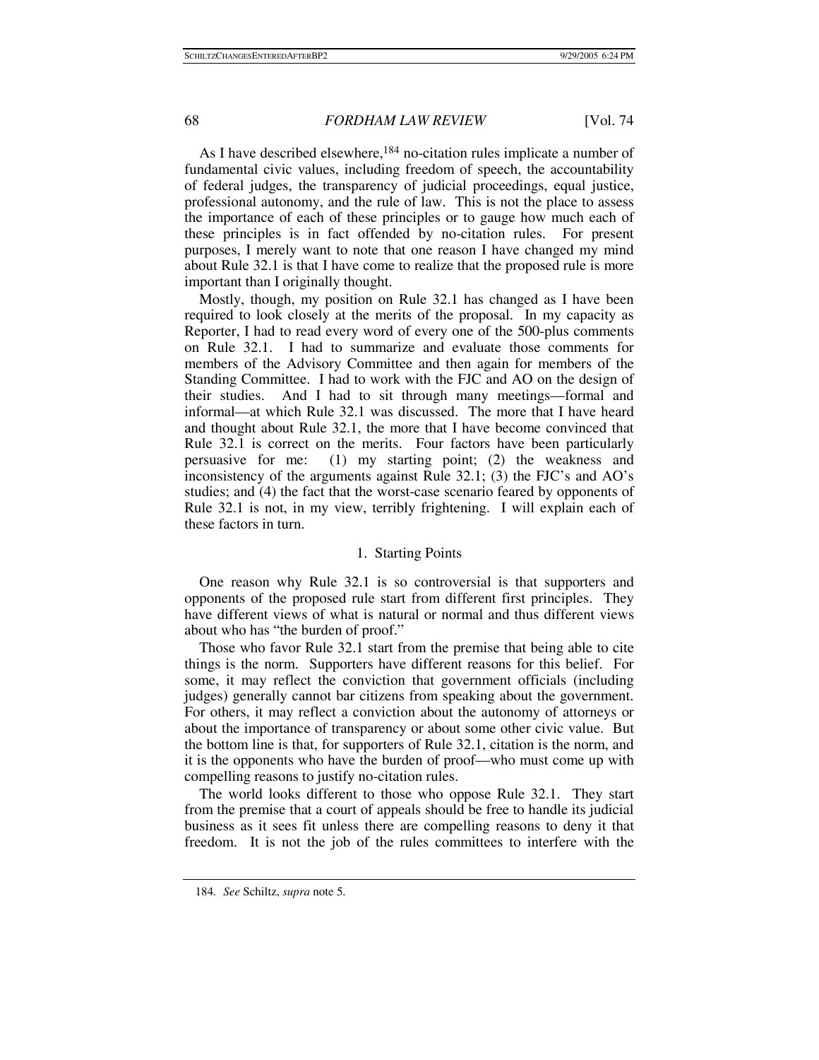As I have described elsewhere,[184] no-citation rules implicate a number of fundamental civic values, including freedom of speech, the accountability of federal judges, the transparency of judicial proceedings, equal justice, professional autonomy, and the rule of law. This is not the place to assess the importance of each of these principles or to gauge how much each of these principles is in fact offended by no-citation rules. For present purposes, I merely want to note that one reason I have changed my mind about Rule 32.1 is that I have come to realize that the proposed rule is more important than I originally thought.

Mostly, though, my position on Rule 32.1 has changed as I have been required to look closely at the merits of the proposal. In my capacity as Reporter, I had to read every word of every one of the 500-plus comments on Rule 32.1. I had to summarize and evaluate those comments for members of the Advisory Committee and then again for members of the Standing Committee. I had to work with the FJC and AO on the design of their studies. And I had to sit through many meetings—formal and informal—at which Rule 32.1 was discussed. The more that I have heard and thought about Rule 32.1, the more that I have become convinced that Rule 32.1 is correct on the merits. Four factors have been particularly persuasive for me: (1) my starting point; (2) the weakness and inconsistency of the arguments against Rule 32.1; (3) the FJC's and AO's studies; and (4) the fact that the worst-case scenario feared by opponents of Rule 32.1 is not, in my view, terribly frightening. I will explain each of these factors in turn.

### 1. Starting Points

One reason why Rule 32.1 is so controversial is that supporters and opponents of the proposed rule start from different first principles. They have different views of what is natural or normal and thus different views about who has "the burden of proof."

Those who favor Rule 32.1 start from the premise that being able to cite things is the norm. Supporters have different reasons for this belief. For some, it may reflect the conviction that government officials (including judges) generally cannot bar citizens from speaking about the government. For others, it may reflect a conviction about the autonomy of attorneys or about the importance of transparency or about some other civic value. But the bottom line is that, for supporters of Rule 32.1, citation is the norm, and it is the opponents who have the burden of proof—who must come up with compelling reasons to justify no-citation rules.

The world looks different to those who oppose Rule 32.1. They start from the premise that a court of appeals should be free to handle its judicial business as it sees fit unless there are compelling reasons to deny it that freedom. It is not the job of the rules committees to interfere with the

---

184. *See* Schiltz, *supra* note 5.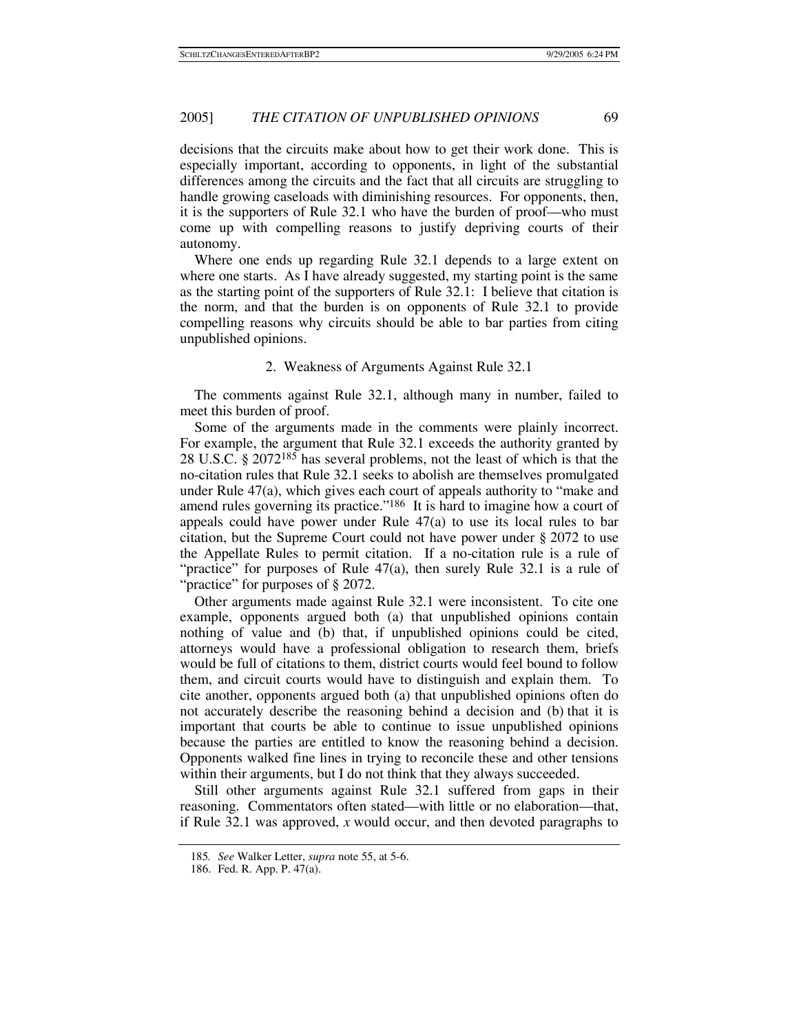decisions that the circuits make about how to get their work done. This is especially important, according to opponents, in light of the substantial differences among the circuits and the fact that all circuits are struggling to handle growing caseloads with diminishing resources. For opponents, then, it is the supporters of Rule 32.1 who have the burden of proof—who must come up with compelling reasons to justify depriving courts of their autonomy.

Where one ends up regarding Rule 32.1 depends to a large extent on where one starts. As I have already suggested, my starting point is the same as the starting point of the supporters of Rule 32.1: I believe that citation is the norm, and that the burden is on opponents of Rule 32.1 to provide compelling reasons why circuits should be able to bar parties from citing unpublished opinions.

### 2. Weakness of Arguments Against Rule 32.1

The comments against Rule 32.1, although many in number, failed to meet this burden of proof.

Some of the arguments made in the comments were plainly incorrect. For example, the argument that Rule 32.1 exceeds the authority granted by 28 U.S.C. § 2072[185] has several problems, not the least of which is that the no-citation rules that Rule 32.1 seeks to abolish are themselves promulgated under Rule 47(a), which gives each court of appeals authority to "make and amend rules governing its practice."[186] It is hard to imagine how a court of appeals could have power under Rule 47(a) to use its local rules to bar citation, but the Supreme Court could not have power under § 2072 to use the Appellate Rules to permit citation. If a no-citation rule is a rule of "practice" for purposes of Rule 47(a), then surely Rule 32.1 is a rule of "practice" for purposes of § 2072.

Other arguments made against Rule 32.1 were inconsistent. To cite one example, opponents argued both (a) that unpublished opinions contain nothing of value and (b) that, if unpublished opinions could be cited, attorneys would have a professional obligation to research them, briefs would be full of citations to them, district courts would feel bound to follow them, and circuit courts would have to distinguish and explain them. To cite another, opponents argued both (a) that unpublished opinions often do not accurately describe the reasoning behind a decision and (b) that it is important that courts be able to continue to issue unpublished opinions because the parties are entitled to know the reasoning behind a decision. Opponents walked fine lines in trying to reconcile these and other tensions within their arguments, but I do not think that they always succeeded.

Still other arguments against Rule 32.1 suffered from gaps in their reasoning. Commentators often stated—with little or no elaboration—that, if Rule 32.1 was approved, *x* would occur, and then devoted paragraphs to

---

185. *See* Walker Letter, *supra* note 55, at 5-6.

186. Fed. R. App. P. 47(a).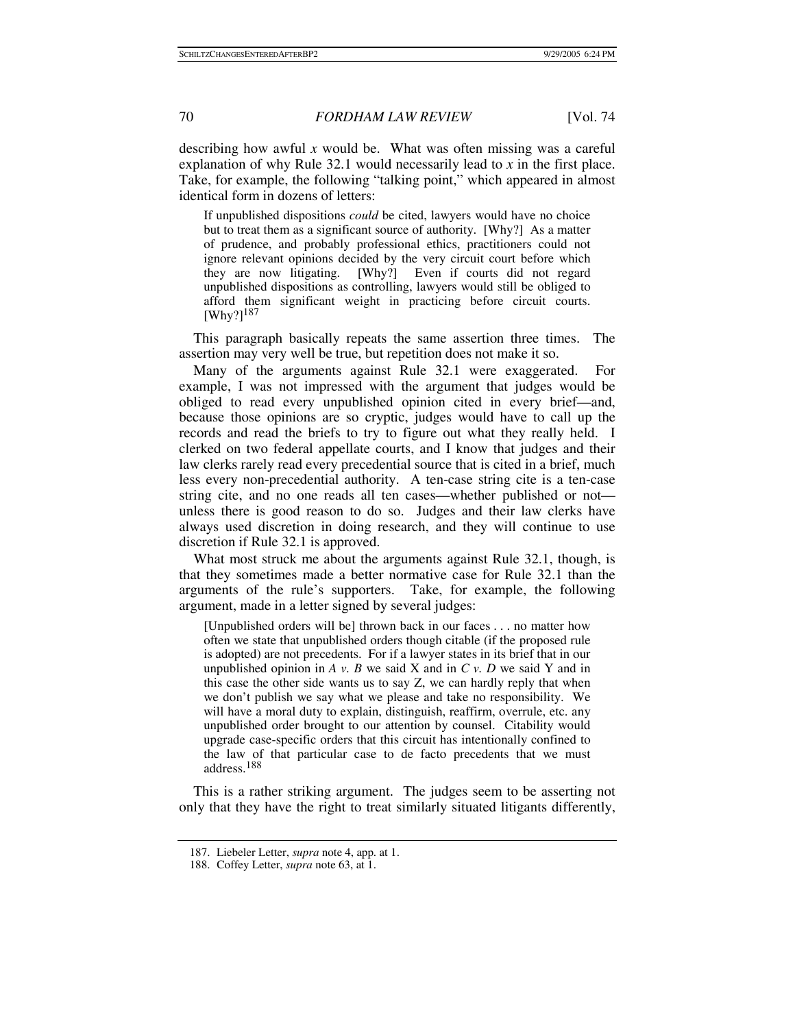describing how awful *x* would be. What was often missing was a careful explanation of why Rule 32.1 would necessarily lead to *x* in the first place. Take, for example, the following "talking point," which appeared in almost identical form in dozens of letters:

> If unpublished dispositions *could* be cited, lawyers would have no choice but to treat them as a significant source of authority. [Why?] As a matter of prudence, and probably professional ethics, practitioners could not ignore relevant opinions decided by the very circuit court before which they are now litigating. [Why?] Even if courts did not regard unpublished dispositions as controlling, lawyers would still be obliged to afford them significant weight in practicing before circuit courts. [Why?][187]

This paragraph basically repeats the same assertion three times. The assertion may very well be true, but repetition does not make it so.

Many of the arguments against Rule 32.1 were exaggerated. For example, I was not impressed with the argument that judges would be obliged to read every unpublished opinion cited in every brief—and, because those opinions are so cryptic, judges would have to call up the records and read the briefs to try to figure out what they really held. I clerked on two federal appellate courts, and I know that judges and their law clerks rarely read every precedential source that is cited in a brief, much less every non-precedential authority. A ten-case string cite is a ten-case string cite, and no one reads all ten cases—whether published or not—unless there is good reason to do so. Judges and their law clerks have always used discretion in doing research, and they will continue to use discretion if Rule 32.1 is approved.

What most struck me about the arguments against Rule 32.1, though, is that they sometimes made a better normative case for Rule 32.1 than the arguments of the rule's supporters. Take, for example, the following argument, made in a letter signed by several judges:

> [Unpublished orders will be] thrown back in our faces . . . no matter how often we state that unpublished orders though citable (if the proposed rule is adopted) are not precedents. For if a lawyer states in its brief that in our unpublished opinion in *A v. B* we said X and in *C v. D* we said Y and in this case the other side wants us to say Z, we can hardly reply that when we don't publish we say what we please and take no responsibility. We will have a moral duty to explain, distinguish, reaffirm, overrule, etc. any unpublished order brought to our attention by counsel. Citability would upgrade case-specific orders that this circuit has intentionally confined to the law of that particular case to de facto precedents that we must address.[188]

This is a rather striking argument. The judges seem to be asserting not only that they have the right to treat similarly situated litigants differently,

---

187. Liebeler Letter, *supra* note 4, app. at 1.

188. Coffey Letter, *supra* note 63, at 1.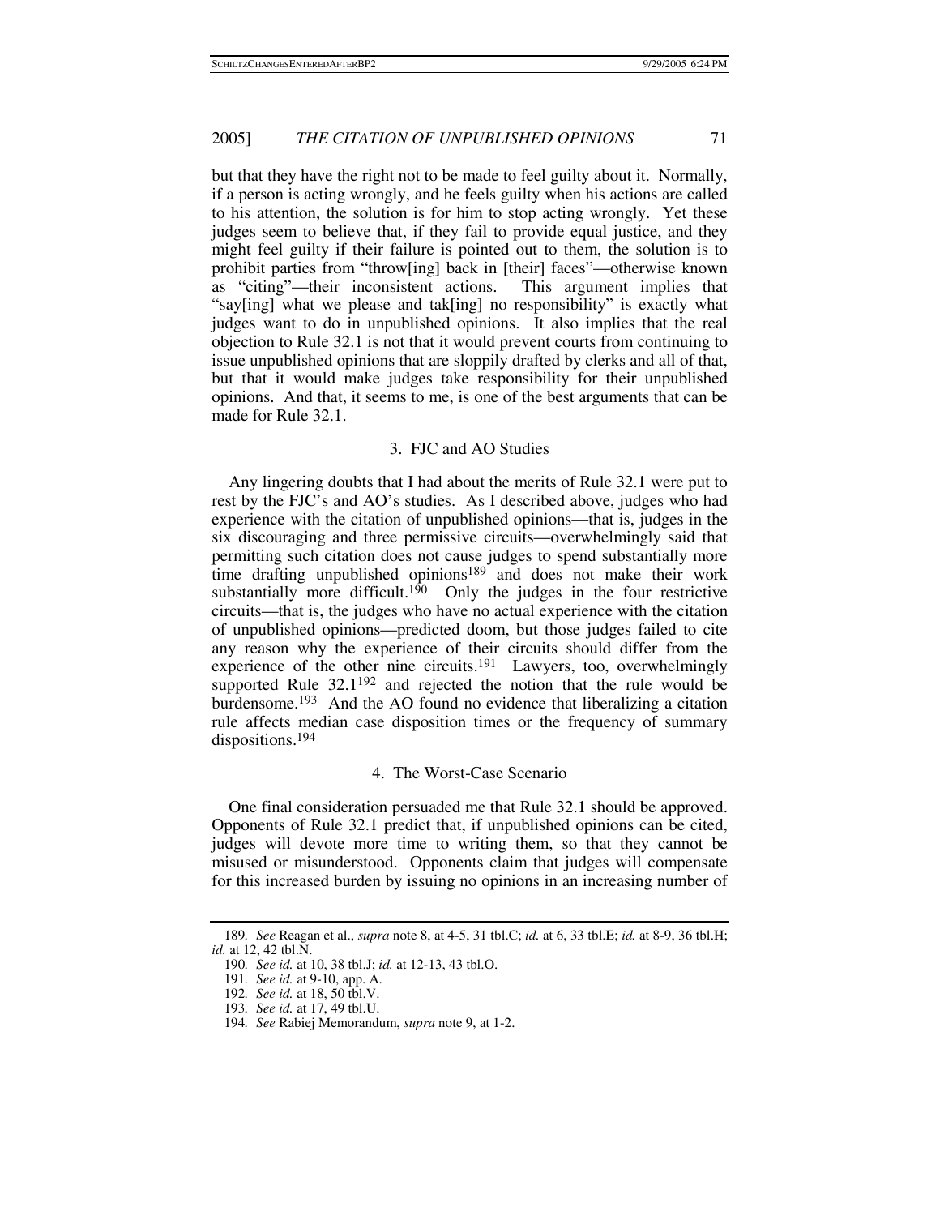but that they have the right not to be made to feel guilty about it. Normally, if a person is acting wrongly, and he feels guilty when his actions are called to his attention, the solution is for him to stop acting wrongly. Yet these judges seem to believe that, if they fail to provide equal justice, and they might feel guilty if their failure is pointed out to them, the solution is to prohibit parties from "throw[ing] back in [their] faces"—otherwise known as "citing"—their inconsistent actions. This argument implies that "say[ing] what we please and tak[ing] no responsibility" is exactly what judges want to do in unpublished opinions. It also implies that the real objection to Rule 32.1 is not that it would prevent courts from continuing to issue unpublished opinions that are sloppily drafted by clerks and all of that, but that it would make judges take responsibility for their unpublished opinions. And that, it seems to me, is one of the best arguments that can be made for Rule 32.1.

### 3. FJC and AO Studies

Any lingering doubts that I had about the merits of Rule 32.1 were put to rest by the FJC's and AO's studies. As I described above, judges who had experience with the citation of unpublished opinions—that is, judges in the six discouraging and three permissive circuits—overwhelmingly said that permitting such citation does not cause judges to spend substantially more time drafting unpublished opinions[189] and does not make their work substantially more difficult.[190] Only the judges in the four restrictive circuits—that is, the judges who have no actual experience with the citation of unpublished opinions—predicted doom, but those judges failed to cite any reason why the experience of their circuits should differ from the experience of the other nine circuits.[191] Lawyers, too, overwhelmingly supported Rule 32.1[192] and rejected the notion that the rule would be burdensome.[193] And the AO found no evidence that liberalizing a citation rule affects median case disposition times or the frequency of summary dispositions.[194]

### 4. The Worst-Case Scenario

One final consideration persuaded me that Rule 32.1 should be approved. Opponents of Rule 32.1 predict that, if unpublished opinions can be cited, judges will devote more time to writing them, so that they cannot be misused or misunderstood. Opponents claim that judges will compensate for this increased burden by issuing no opinions in an increasing number of

---

189. *See* Reagan et al., *supra* note 8, at 4-5, 31 tbl.C; *id.* at 6, 33 tbl.E; *id.* at 8-9, 36 tbl.H; *id.* at 12, 42 tbl.N.

190. *See id.* at 10, 38 tbl.J; *id.* at 12-13, 43 tbl.O.

191. *See id.* at 9-10, app. A.

192. *See id.* at 18, 50 tbl.V.

193. *See id.* at 17, 49 tbl.U.

194. *See* Rabiej Memorandum, *supra* note 9, at 1-2.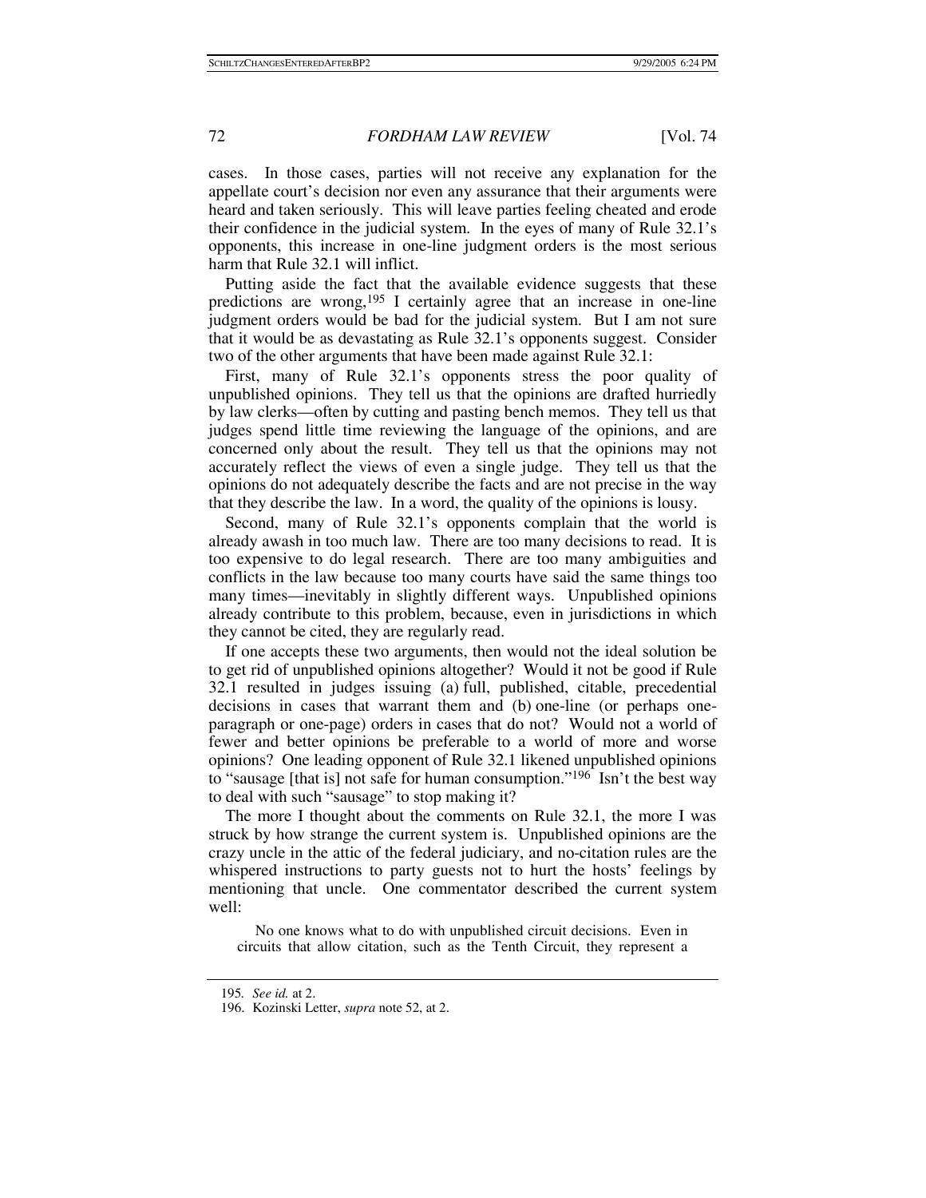cases. In those cases, parties will not receive any explanation for the appellate court's decision nor even any assurance that their arguments were heard and taken seriously. This will leave parties feeling cheated and erode their confidence in the judicial system. In the eyes of many of Rule 32.1's opponents, this increase in one-line judgment orders is the most serious harm that Rule 32.1 will inflict.

Putting aside the fact that the available evidence suggests that these predictions are wrong,[195] I certainly agree that an increase in one-line judgment orders would be bad for the judicial system. But I am not sure that it would be as devastating as Rule 32.1's opponents suggest. Consider two of the other arguments that have been made against Rule 32.1:

First, many of Rule 32.1's opponents stress the poor quality of unpublished opinions. They tell us that the opinions are drafted hurriedly by law clerks—often by cutting and pasting bench memos. They tell us that judges spend little time reviewing the language of the opinions, and are concerned only about the result. They tell us that the opinions may not accurately reflect the views of even a single judge. They tell us that the opinions do not adequately describe the facts and are not precise in the way that they describe the law. In a word, the quality of the opinions is lousy.

Second, many of Rule 32.1's opponents complain that the world is already awash in too much law. There are too many decisions to read. It is too expensive to do legal research. There are too many ambiguities and conflicts in the law because too many courts have said the same things too many times—inevitably in slightly different ways. Unpublished opinions already contribute to this problem, because, even in jurisdictions in which they cannot be cited, they are regularly read.

If one accepts these two arguments, then would not the ideal solution be to get rid of unpublished opinions altogether? Would it not be good if Rule 32.1 resulted in judges issuing (a) full, published, citable, precedential decisions in cases that warrant them and (b) one-line (or perhaps one-paragraph or one-page) orders in cases that do not? Would not a world of fewer and better opinions be preferable to a world of more and worse opinions? One leading opponent of Rule 32.1 likened unpublished opinions to "sausage [that is] not safe for human consumption."[196] Isn't the best way to deal with such "sausage" to stop making it?

The more I thought about the comments on Rule 32.1, the more I was struck by how strange the current system is. Unpublished opinions are the crazy uncle in the attic of the federal judiciary, and no-citation rules are the whispered instructions to party guests not to hurt the hosts' feelings by mentioning that uncle. One commentator described the current system well:

> No one knows what to do with unpublished circuit decisions. Even in circuits that allow citation, such as the Tenth Circuit, they represent a

---

195. *See id.* at 2.

196. Kozinski Letter, *supra* note 52, at 2.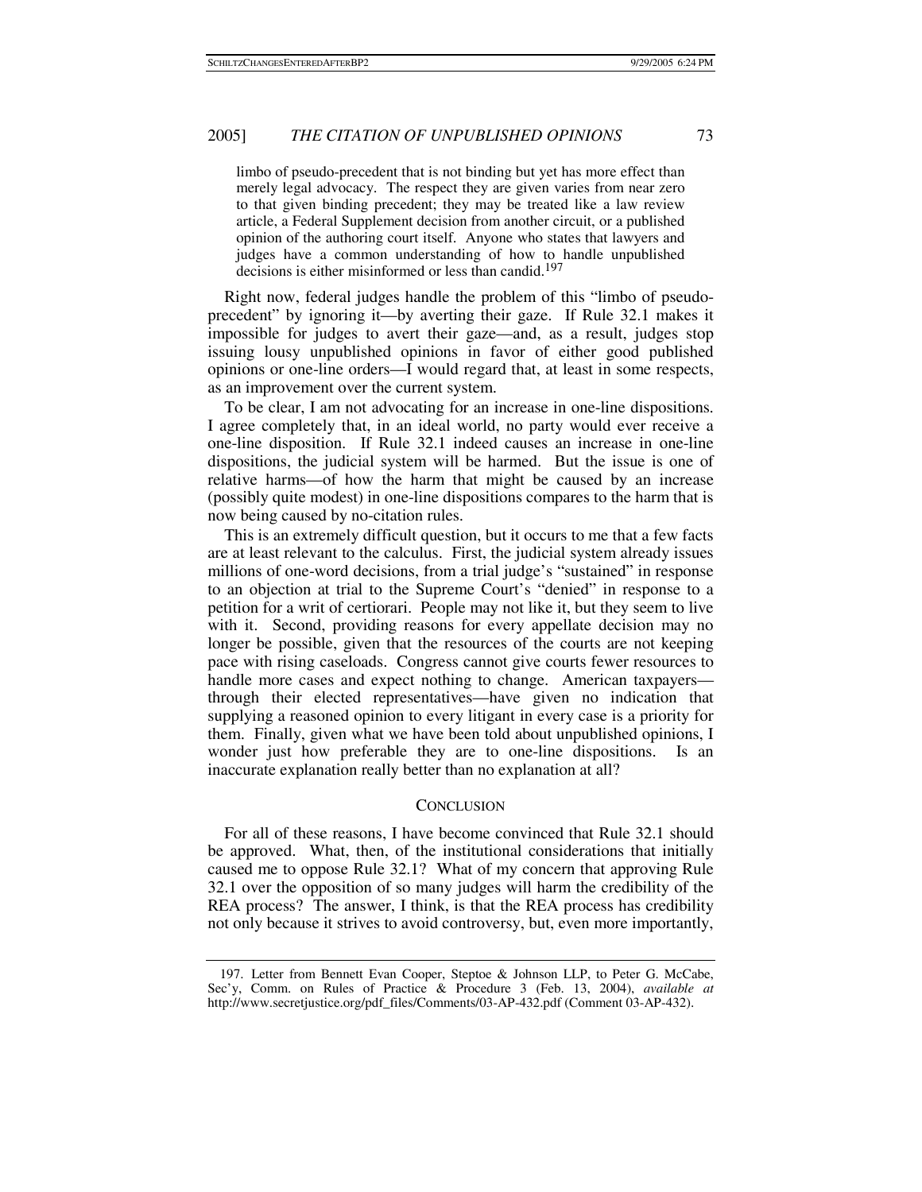> limbo of pseudo-precedent that is not binding but yet has more effect than merely legal advocacy. The respect they are given varies from near zero to that given binding precedent; they may be treated like a law review article, a Federal Supplement decision from another circuit, or a published opinion of the authoring court itself. Anyone who states that lawyers and judges have a common understanding of how to handle unpublished decisions is either misinformed or less than candid.[197]

Right now, federal judges handle the problem of this "limbo of pseudo-precedent" by ignoring it—by averting their gaze. If Rule 32.1 makes it impossible for judges to avert their gaze—and, as a result, judges stop issuing lousy unpublished opinions in favor of either good published opinions or one-line orders—I would regard that, at least in some respects, as an improvement over the current system.

To be clear, I am not advocating for an increase in one-line dispositions. I agree completely that, in an ideal world, no party would ever receive a one-line disposition. If Rule 32.1 indeed causes an increase in one-line dispositions, the judicial system will be harmed. But the issue is one of relative harms—of how the harm that might be caused by an increase (possibly quite modest) in one-line dispositions compares to the harm that is now being caused by no-citation rules.

This is an extremely difficult question, but it occurs to me that a few facts are at least relevant to the calculus. First, the judicial system already issues millions of one-word decisions, from a trial judge's "sustained" in response to an objection at trial to the Supreme Court's "denied" in response to a petition for a writ of certiorari. People may not like it, but they seem to live with it. Second, providing reasons for every appellate decision may no longer be possible, given that the resources of the courts are not keeping pace with rising caseloads. Congress cannot give courts fewer resources to handle more cases and expect nothing to change. American taxpayers—through their elected representatives—have given no indication that supplying a reasoned opinion to every litigant in every case is a priority for them. Finally, given what we have been told about unpublished opinions, I wonder just how preferable they are to one-line dispositions. Is an inaccurate explanation really better than no explanation at all?

## CONCLUSION

For all of these reasons, I have become convinced that Rule 32.1 should be approved. What, then, of the institutional considerations that initially caused me to oppose Rule 32.1? What of my concern that approving Rule 32.1 over the opposition of so many judges will harm the credibility of the REA process? The answer, I think, is that the REA process has credibility not only because it strives to avoid controversy, but, even more importantly,

---

197. Letter from Bennett Evan Cooper, Steptoe & Johnson LLP, to Peter G. McCabe, Sec'y, Comm. on Rules of Practice & Procedure 3 (Feb. 13, 2004), *available at* http://www.secretjustice.org/pdf_files/Comments/03-AP-432.pdf (Comment 03-AP-432).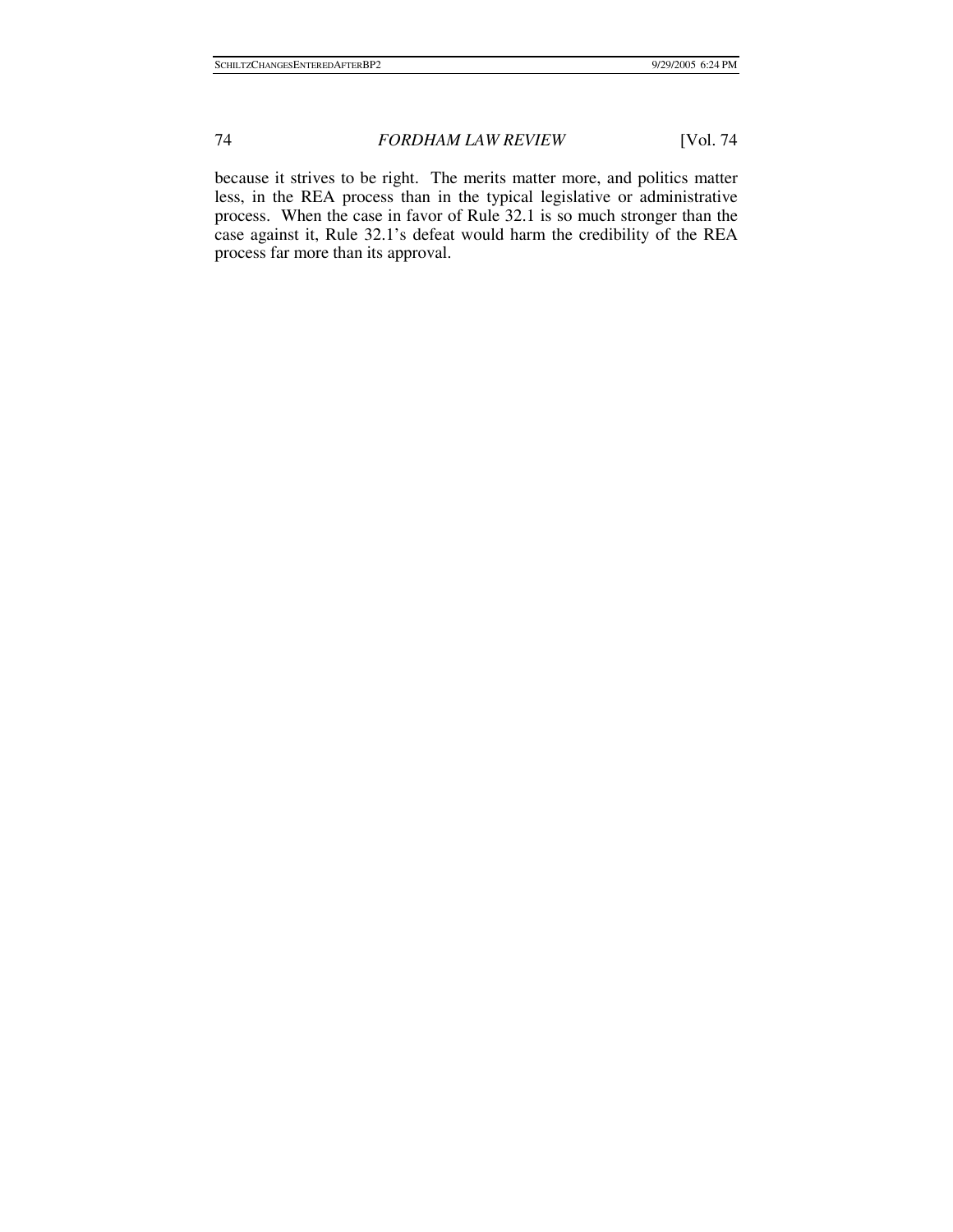because it strives to be right. The merits matter more, and politics matter less, in the REA process than in the typical legislative or administrative process. When the case in favor of Rule 32.1 is so much stronger than the case against it, Rule 32.1's defeat would harm the credibility of the REA process far more than its approval.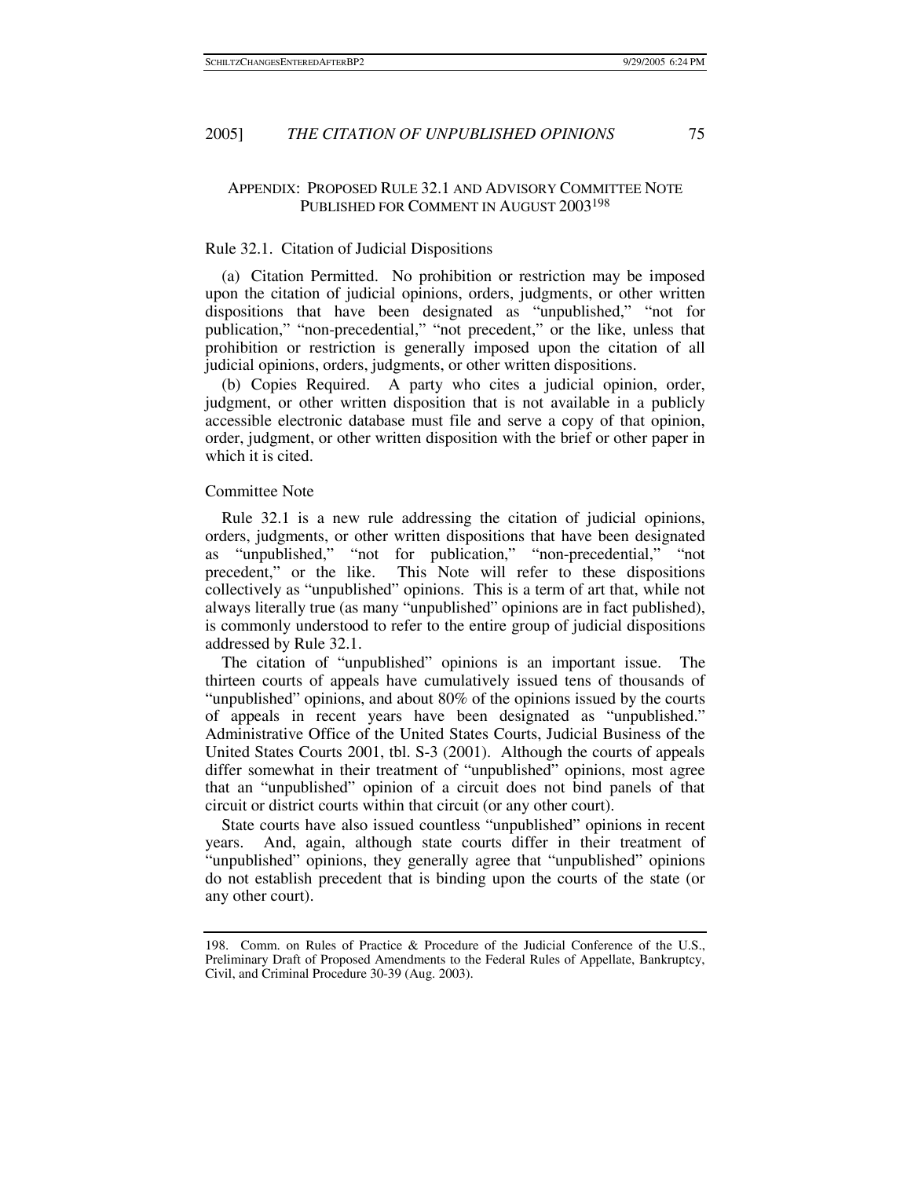## APPENDIX: PROPOSED RULE 32.1 AND ADVISORY COMMITTEE NOTE PUBLISHED FOR COMMENT IN AUGUST 2003[198]

Rule 32.1. Citation of Judicial Dispositions

(a) Citation Permitted. No prohibition or restriction may be imposed upon the citation of judicial opinions, orders, judgments, or other written dispositions that have been designated as "unpublished," "not for publication," "non-precedential," "not precedent," or the like, unless that prohibition or restriction is generally imposed upon the citation of all judicial opinions, orders, judgments, or other written dispositions.

(b) Copies Required. A party who cites a judicial opinion, order, judgment, or other written disposition that is not available in a publicly accessible electronic database must file and serve a copy of that opinion, order, judgment, or other written disposition with the brief or other paper in which it is cited.

Committee Note

Rule 32.1 is a new rule addressing the citation of judicial opinions, orders, judgments, or other written dispositions that have been designated as "unpublished," "not for publication," "non-precedential," "not precedent," or the like. This Note will refer to these dispositions collectively as "unpublished" opinions. This is a term of art that, while not always literally true (as many "unpublished" opinions are in fact published), is commonly understood to refer to the entire group of judicial dispositions addressed by Rule 32.1.

The citation of "unpublished" opinions is an important issue. The thirteen courts of appeals have cumulatively issued tens of thousands of "unpublished" opinions, and about 80% of the opinions issued by the courts of appeals in recent years have been designated as "unpublished." Administrative Office of the United States Courts, Judicial Business of the United States Courts 2001, tbl. S-3 (2001). Although the courts of appeals differ somewhat in their treatment of "unpublished" opinions, most agree that an "unpublished" opinion of a circuit does not bind panels of that circuit or district courts within that circuit (or any other court).

State courts have also issued countless "unpublished" opinions in recent years. And, again, although state courts differ in their treatment of "unpublished" opinions, they generally agree that "unpublished" opinions do not establish precedent that is binding upon the courts of the state (or any other court).

---

198. Comm. on Rules of Practice & Procedure of the Judicial Conference of the U.S., Preliminary Draft of Proposed Amendments to the Federal Rules of Appellate, Bankruptcy, Civil, and Criminal Procedure 30-39 (Aug. 2003).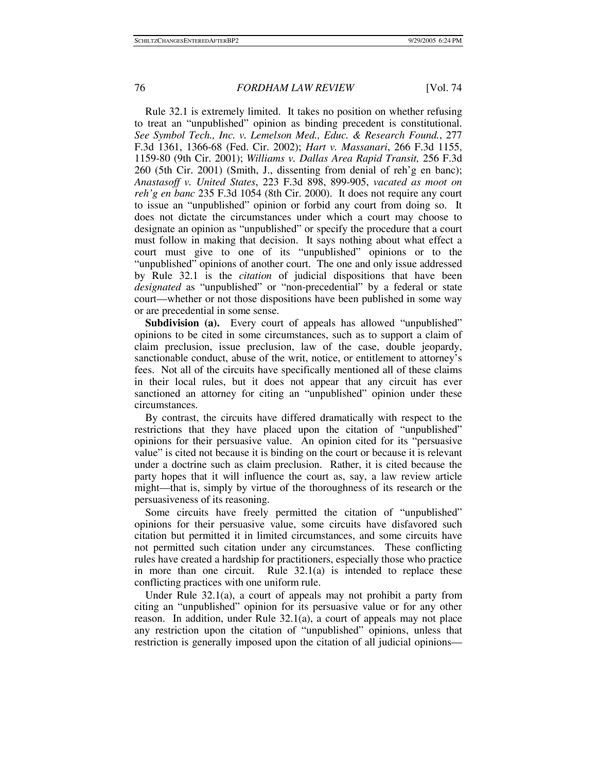Rule 32.1 is extremely limited. It takes no position on whether refusing to treat an "unpublished" opinion as binding precedent is constitutional. *See Symbol Tech., Inc. v. Lemelson Med., Educ. & Research Found.*, 277 F.3d 1361, 1366-68 (Fed. Cir. 2002); *Hart v. Massanari*, 266 F.3d 1155, 1159-80 (9th Cir. 2001); *Williams v. Dallas Area Rapid Transit,* 256 F.3d 260 (5th Cir. 2001) (Smith, J., dissenting from denial of reh'g en banc); *Anastasoff v. United States*, 223 F.3d 898, 899-905, *vacated as moot on reh'g en banc* 235 F.3d 1054 (8th Cir. 2000). It does not require any court to issue an "unpublished" opinion or forbid any court from doing so. It does not dictate the circumstances under which a court may choose to designate an opinion as "unpublished" or specify the procedure that a court must follow in making that decision. It says nothing about what effect a court must give to one of its "unpublished" opinions or to the "unpublished" opinions of another court. The one and only issue addressed by Rule 32.1 is the *citation* of judicial dispositions that have been *designated* as "unpublished" or "non-precedential" by a federal or state court—whether or not those dispositions have been published in some way or are precedential in some sense.

**Subdivision (a).** Every court of appeals has allowed "unpublished" opinions to be cited in some circumstances, such as to support a claim of claim preclusion, issue preclusion, law of the case, double jeopardy, sanctionable conduct, abuse of the writ, notice, or entitlement to attorney's fees. Not all of the circuits have specifically mentioned all of these claims in their local rules, but it does not appear that any circuit has ever sanctioned an attorney for citing an "unpublished" opinion under these circumstances.

By contrast, the circuits have differed dramatically with respect to the restrictions that they have placed upon the citation of "unpublished" opinions for their persuasive value. An opinion cited for its "persuasive value" is cited not because it is binding on the court or because it is relevant under a doctrine such as claim preclusion. Rather, it is cited because the party hopes that it will influence the court as, say, a law review article might—that is, simply by virtue of the thoroughness of its research or the persuasiveness of its reasoning.

Some circuits have freely permitted the citation of "unpublished" opinions for their persuasive value, some circuits have disfavored such citation but permitted it in limited circumstances, and some circuits have not permitted such citation under any circumstances. These conflicting rules have created a hardship for practitioners, especially those who practice in more than one circuit. Rule 32.1(a) is intended to replace these conflicting practices with one uniform rule.

Under Rule 32.1(a), a court of appeals may not prohibit a party from citing an "unpublished" opinion for its persuasive value or for any other reason. In addition, under Rule 32.1(a), a court of appeals may not place any restriction upon the citation of "unpublished" opinions, unless that restriction is generally imposed upon the citation of all judicial opinions—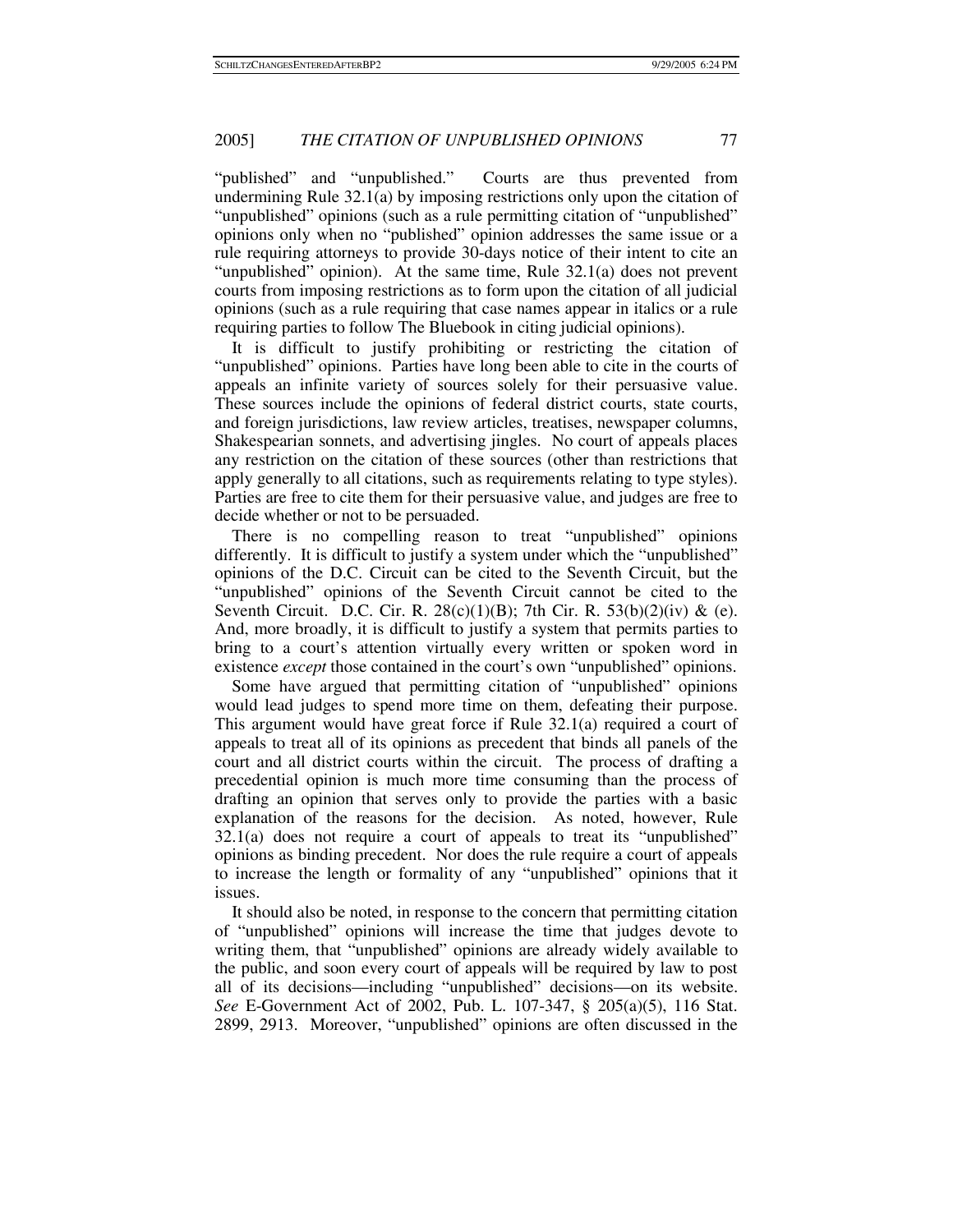"published" and "unpublished." Courts are thus prevented from undermining Rule 32.1(a) by imposing restrictions only upon the citation of "unpublished" opinions (such as a rule permitting citation of "unpublished" opinions only when no "published" opinion addresses the same issue or a rule requiring attorneys to provide 30-days notice of their intent to cite an "unpublished" opinion). At the same time, Rule 32.1(a) does not prevent courts from imposing restrictions as to form upon the citation of all judicial opinions (such as a rule requiring that case names appear in italics or a rule requiring parties to follow The Bluebook in citing judicial opinions).

It is difficult to justify prohibiting or restricting the citation of "unpublished" opinions. Parties have long been able to cite in the courts of appeals an infinite variety of sources solely for their persuasive value. These sources include the opinions of federal district courts, state courts, and foreign jurisdictions, law review articles, treatises, newspaper columns, Shakespearian sonnets, and advertising jingles. No court of appeals places any restriction on the citation of these sources (other than restrictions that apply generally to all citations, such as requirements relating to type styles). Parties are free to cite them for their persuasive value, and judges are free to decide whether or not to be persuaded.

There is no compelling reason to treat "unpublished" opinions differently. It is difficult to justify a system under which the "unpublished" opinions of the D.C. Circuit can be cited to the Seventh Circuit, but the "unpublished" opinions of the Seventh Circuit cannot be cited to the Seventh Circuit. D.C. Cir. R. 28(c)(1)(B); 7th Cir. R. 53(b)(2)(iv) & (e). And, more broadly, it is difficult to justify a system that permits parties to bring to a court's attention virtually every written or spoken word in existence *except* those contained in the court's own "unpublished" opinions.

Some have argued that permitting citation of "unpublished" opinions would lead judges to spend more time on them, defeating their purpose. This argument would have great force if Rule 32.1(a) required a court of appeals to treat all of its opinions as precedent that binds all panels of the court and all district courts within the circuit. The process of drafting a precedential opinion is much more time consuming than the process of drafting an opinion that serves only to provide the parties with a basic explanation of the reasons for the decision. As noted, however, Rule 32.1(a) does not require a court of appeals to treat its "unpublished" opinions as binding precedent. Nor does the rule require a court of appeals to increase the length or formality of any "unpublished" opinions that it issues.

It should also be noted, in response to the concern that permitting citation of "unpublished" opinions will increase the time that judges devote to writing them, that "unpublished" opinions are already widely available to the public, and soon every court of appeals will be required by law to post all of its decisions—including "unpublished" decisions—on its website. *See* E-Government Act of 2002, Pub. L. 107-347, § 205(a)(5), 116 Stat. 2899, 2913. Moreover, "unpublished" opinions are often discussed in the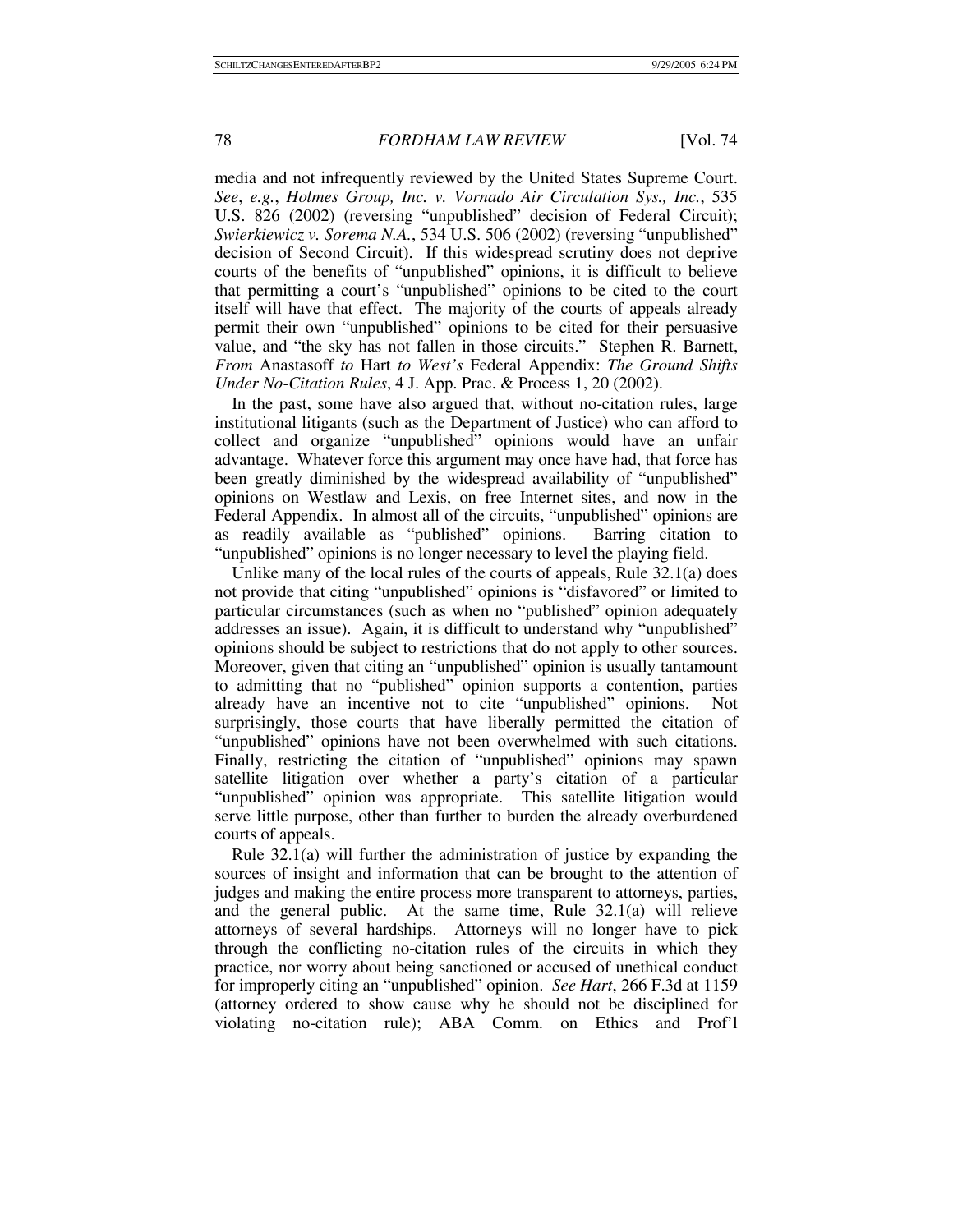media and not infrequently reviewed by the United States Supreme Court. *See*, *e.g.*, *Holmes Group, Inc. v. Vornado Air Circulation Sys., Inc.*, 535 U.S. 826 (2002) (reversing "unpublished" decision of Federal Circuit); *Swierkiewicz v. Sorema N.A.*, 534 U.S. 506 (2002) (reversing "unpublished" decision of Second Circuit). If this widespread scrutiny does not deprive courts of the benefits of "unpublished" opinions, it is difficult to believe that permitting a court's "unpublished" opinions to be cited to the court itself will have that effect. The majority of the courts of appeals already permit their own "unpublished" opinions to be cited for their persuasive value, and "the sky has not fallen in those circuits." Stephen R. Barnett, *From* Anastasoff *to* Hart *to West's* Federal Appendix: *The Ground Shifts Under No-Citation Rules*, 4 J. App. Prac. & Process 1, 20 (2002).

In the past, some have also argued that, without no-citation rules, large institutional litigants (such as the Department of Justice) who can afford to collect and organize "unpublished" opinions would have an unfair advantage. Whatever force this argument may once have had, that force has been greatly diminished by the widespread availability of "unpublished" opinions on Westlaw and Lexis, on free Internet sites, and now in the Federal Appendix. In almost all of the circuits, "unpublished" opinions are as readily available as "published" opinions. Barring citation to "unpublished" opinions is no longer necessary to level the playing field.

Unlike many of the local rules of the courts of appeals, Rule 32.1(a) does not provide that citing "unpublished" opinions is "disfavored" or limited to particular circumstances (such as when no "published" opinion adequately addresses an issue). Again, it is difficult to understand why "unpublished" opinions should be subject to restrictions that do not apply to other sources. Moreover, given that citing an "unpublished" opinion is usually tantamount to admitting that no "published" opinion supports a contention, parties already have an incentive not to cite "unpublished" opinions. Not surprisingly, those courts that have liberally permitted the citation of "unpublished" opinions have not been overwhelmed with such citations. Finally, restricting the citation of "unpublished" opinions may spawn satellite litigation over whether a party's citation of a particular "unpublished" opinion was appropriate. This satellite litigation would serve little purpose, other than further to burden the already overburdened courts of appeals.

Rule 32.1(a) will further the administration of justice by expanding the sources of insight and information that can be brought to the attention of judges and making the entire process more transparent to attorneys, parties, and the general public. At the same time, Rule 32.1(a) will relieve attorneys of several hardships. Attorneys will no longer have to pick through the conflicting no-citation rules of the circuits in which they practice, nor worry about being sanctioned or accused of unethical conduct for improperly citing an "unpublished" opinion. *See Hart*, 266 F.3d at 1159 (attorney ordered to show cause why he should not be disciplined for violating no-citation rule); ABA Comm. on Ethics and Prof'l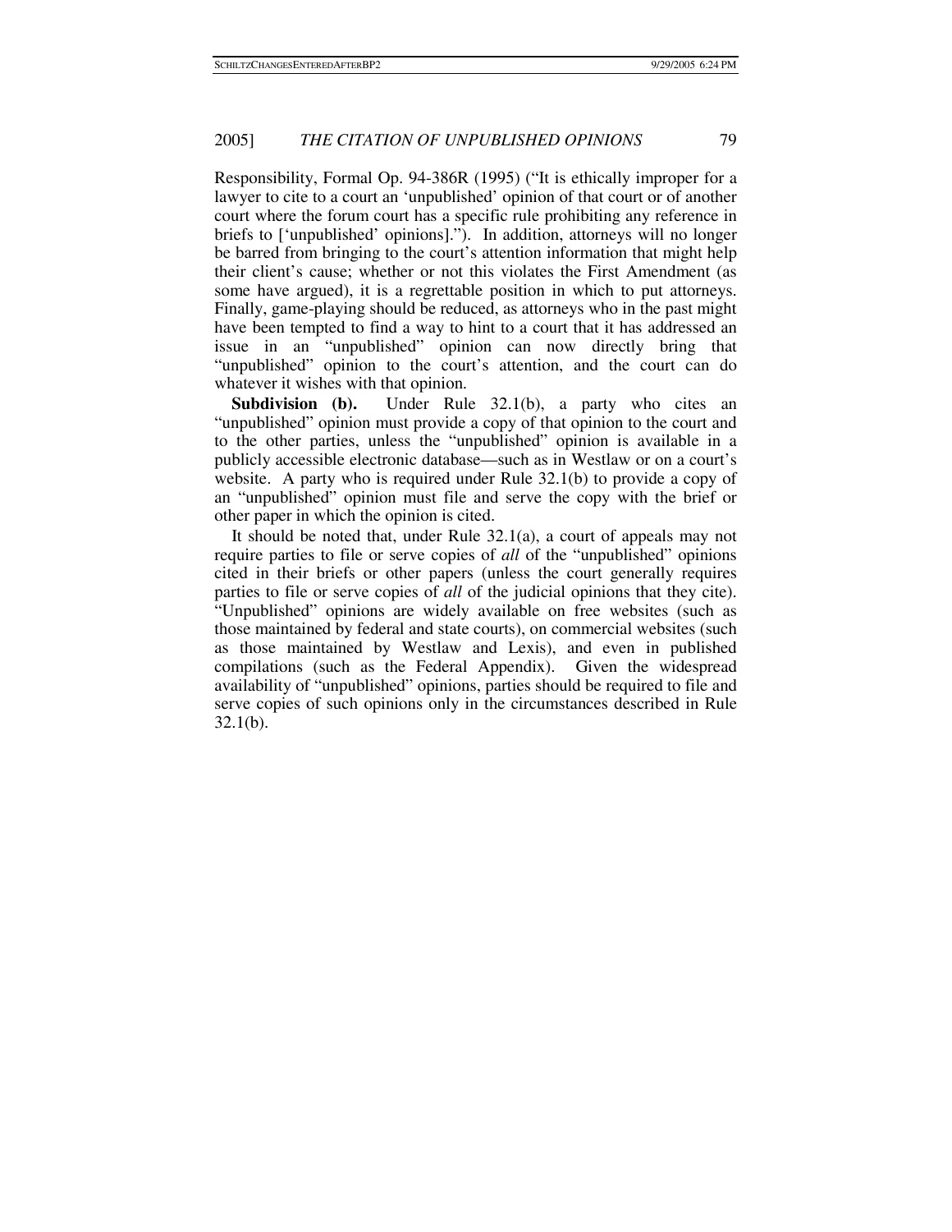Responsibility, Formal Op. 94-386R (1995) ("It is ethically improper for a lawyer to cite to a court an 'unpublished' opinion of that court or of another court where the forum court has a specific rule prohibiting any reference in briefs to ['unpublished' opinions]."). In addition, attorneys will no longer be barred from bringing to the court's attention information that might help their client's cause; whether or not this violates the First Amendment (as some have argued), it is a regrettable position in which to put attorneys. Finally, game-playing should be reduced, as attorneys who in the past might have been tempted to find a way to hint to a court that it has addressed an issue in an "unpublished" opinion can now directly bring that "unpublished" opinion to the court's attention, and the court can do whatever it wishes with that opinion.

**Subdivision (b).** Under Rule 32.1(b), a party who cites an "unpublished" opinion must provide a copy of that opinion to the court and to the other parties, unless the "unpublished" opinion is available in a publicly accessible electronic database—such as in Westlaw or on a court's website. A party who is required under Rule 32.1(b) to provide a copy of an "unpublished" opinion must file and serve the copy with the brief or other paper in which the opinion is cited.

It should be noted that, under Rule 32.1(a), a court of appeals may not require parties to file or serve copies of *all* of the "unpublished" opinions cited in their briefs or other papers (unless the court generally requires parties to file or serve copies of *all* of the judicial opinions that they cite). "Unpublished" opinions are widely available on free websites (such as those maintained by federal and state courts), on commercial websites (such as those maintained by Westlaw and Lexis), and even in published compilations (such as the Federal Appendix). Given the widespread availability of "unpublished" opinions, parties should be required to file and serve copies of such opinions only in the circumstances described in Rule 32.1(b).